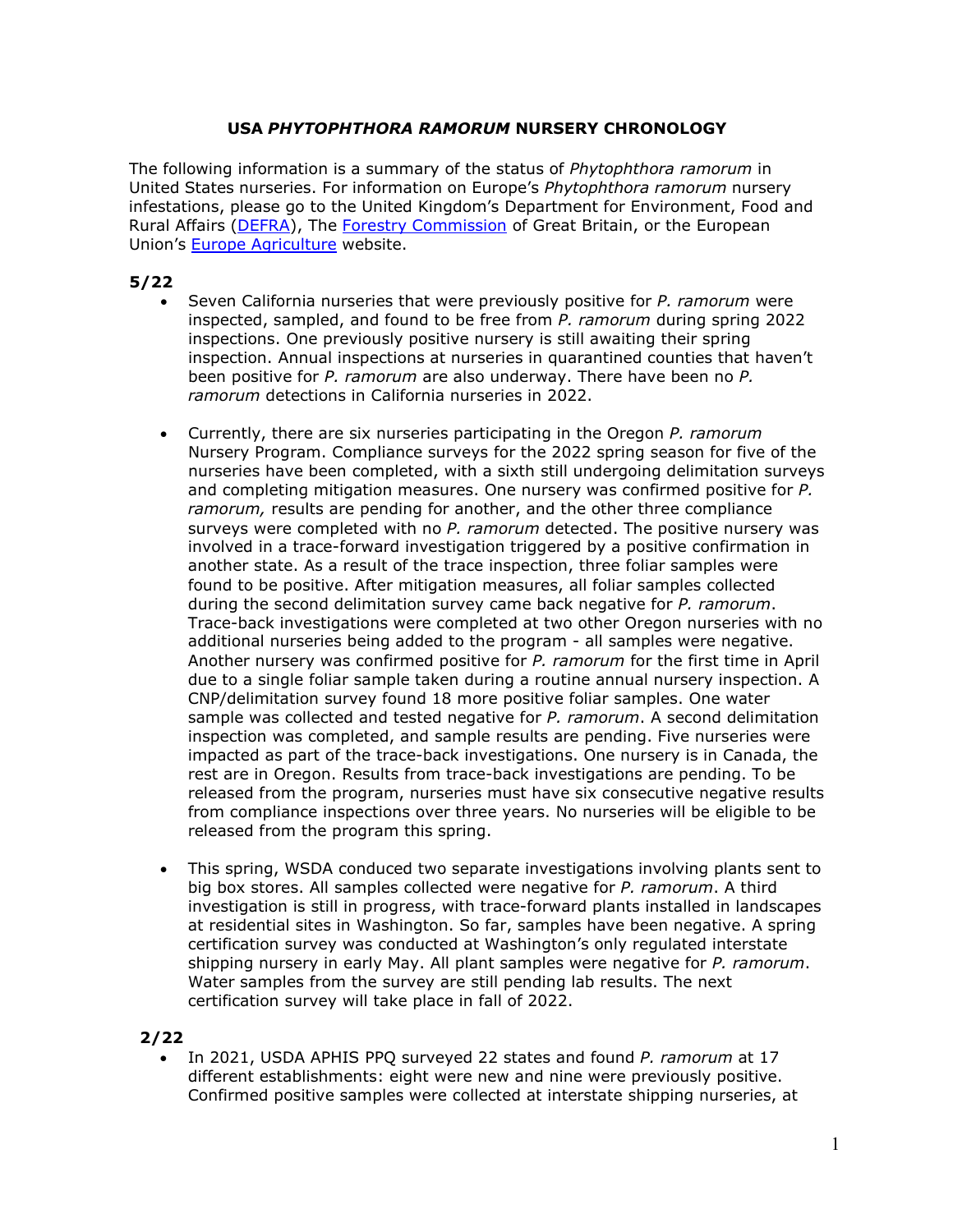# USA *PHYTOPHTHORA RAMORUM* NURSERY CHRONOLOGY

The following information is a summary of the status of *Phytophthora ramorum* in United States nurseries. For information on Europe's *Phytophthora ramorum* nursery infestations, please go to the United Kingdom's Department for Environment, Food and Rural Affairs (DEFRA), The Forestry Commission of Great Britain, or the European Union's Europe Agriculture website.

**5/22**

- Seven California nurseries that were previously positive for *P. ramorum* were inspected, sampled, and found to be free from *P. ramorum* during spring 2022 inspections. One previously positive nursery is still awaiting their spring inspection. Annual inspections at nurseries in quarantined counties that haven't been positive for *P. ramorum* are also underway. There have been no *P. ramorum* detections in California nurseries in 2022.

- Currently, there are six nurseries participating in the Oregon *P. ramorum* Nursery Program. Compliance surveys for the 2022 spring season for five of the nurseries have been completed, with a sixth still undergoing delimitation surveys and completing mitigation measures. One nursery was confirmed positive for *P. ramorum,* results are pending for another, and the other three compliance surveys were completed with no *P. ramorum* detected. The positive nursery was involved in a trace-forward investigation triggered by a positive confirmation in another state. As a result of the trace inspection, three foliar samples were found to be positive. After mitigation measures, all foliar samples collected during the second delimitation survey came back negative for *P. ramorum*. Trace-back investigations were completed at two other Oregon nurseries with no additional nurseries being added to the program - all samples were negative. Another nursery was confirmed positive for *P. ramorum* for the first time in April due to a single foliar sample taken during a routine annual nursery inspection. A CNP/delimitation survey found 18 more positive foliar samples. One water sample was collected and tested negative for *P. ramorum*. A second delimitation inspection was completed, and sample results are pending. Five nurseries were impacted as part of the trace-back investigations. One nursery is in Canada, the rest are in Oregon. Results from trace-back investigations are pending. To be released from the program, nurseries must have six consecutive negative results from compliance inspections over three years. No nurseries will be eligible to be released from the program this spring.

- This spring, WSDA conduced two separate investigations involving plants sent to big box stores. All samples collected were negative for *P. ramorum*. A third investigation is still in progress, with trace-forward plants installed in landscapes at residential sites in Washington. So far, samples have been negative. A spring certification survey was conducted at Washington's only regulated interstate shipping nursery in early May. All plant samples were negative for *P. ramorum*. Water samples from the survey are still pending lab results. The next certification survey will take place in fall of 2022.

**2/22**

- In 2021, USDA APHIS PPQ surveyed 22 states and found *P. ramorum* at 17 different establishments: eight were new and nine were previously positive. Confirmed positive samples were collected at interstate shipping nurseries, at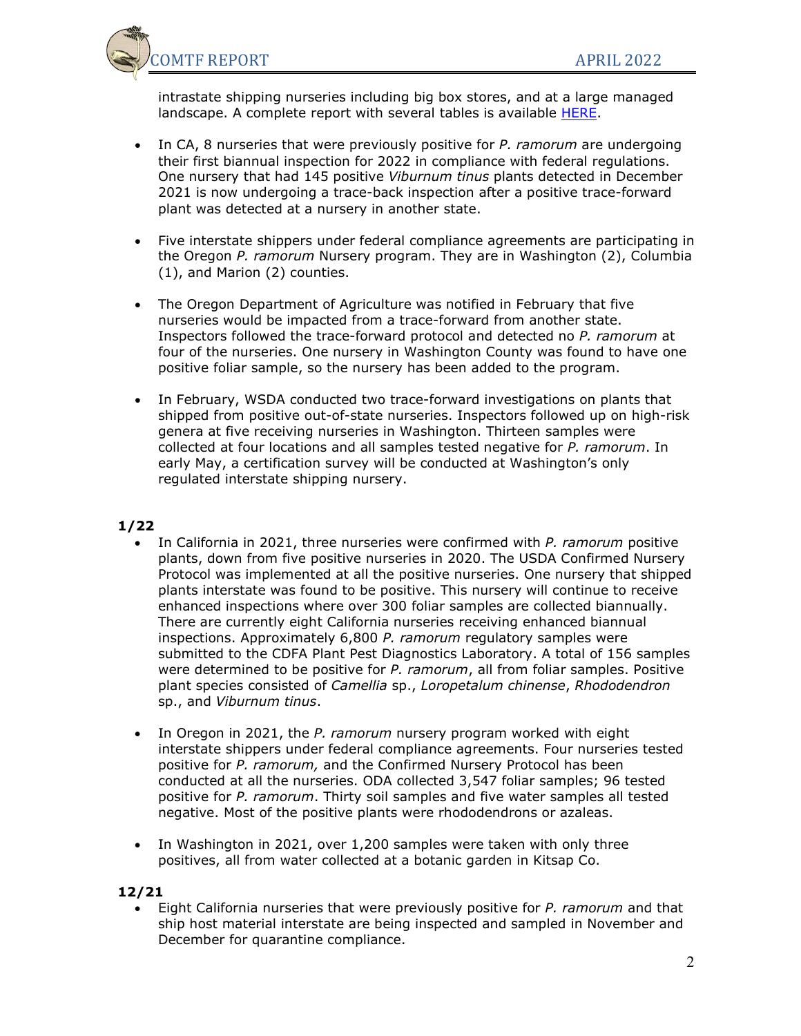intrastate shipping nurseries including big box stores, and at a large managed landscape. A complete report with several tables is available [HERE](#).

- In CA, 8 nurseries that were previously positive for *P. ramorum* are undergoing their first biannual inspection for 2022 in compliance with federal regulations. One nursery that had 145 positive *Viburnum tinus* plants detected in December 2021 is now undergoing a trace-back inspection after a positive trace-forward plant was detected at a nursery in another state.

- Five interstate shippers under federal compliance agreements are participating in the Oregon *P. ramorum* Nursery program. They are in Washington (2), Columbia (1), and Marion (2) counties.

- The Oregon Department of Agriculture was notified in February that five nurseries would be impacted from a trace-forward from another state. Inspectors followed the trace-forward protocol and detected no *P. ramorum* at four of the nurseries. One nursery in Washington County was found to have one positive foliar sample, so the nursery has been added to the program.

- In February, WSDA conducted two trace-forward investigations on plants that shipped from positive out-of-state nurseries. Inspectors followed up on high-risk genera at five receiving nurseries in Washington. Thirteen samples were collected at four locations and all samples tested negative for *P. ramorum*. In early May, a certification survey will be conducted at Washington's only regulated interstate shipping nursery.

**1/22**

- In California in 2021, three nurseries were confirmed with *P. ramorum* positive plants, down from five positive nurseries in 2020. The USDA Confirmed Nursery Protocol was implemented at all the positive nurseries. One nursery that shipped plants interstate was found to be positive. This nursery will continue to receive enhanced inspections where over 300 foliar samples are collected biannually. There are currently eight California nurseries receiving enhanced biannual inspections. Approximately 6,800 *P. ramorum* regulatory samples were submitted to the CDFA Plant Pest Diagnostics Laboratory. A total of 156 samples were determined to be positive for *P. ramorum*, all from foliar samples. Positive plant species consisted of *Camellia* sp., *Loropetalum chinense*, *Rhododendron* sp., and *Viburnum tinus*.

- In Oregon in 2021, the *P. ramorum* nursery program worked with eight interstate shippers under federal compliance agreements. Four nurseries tested positive for *P. ramorum,* and the Confirmed Nursery Protocol has been conducted at all the nurseries. ODA collected 3,547 foliar samples; 96 tested positive for *P. ramorum*. Thirty soil samples and five water samples all tested negative. Most of the positive plants were rhododendrons or azaleas.

- In Washington in 2021, over 1,200 samples were taken with only three positives, all from water collected at a botanic garden in Kitsap Co.

**12/21**

- Eight California nurseries that were previously positive for *P. ramorum* and that ship host material interstate are being inspected and sampled in November and December for quarantine compliance.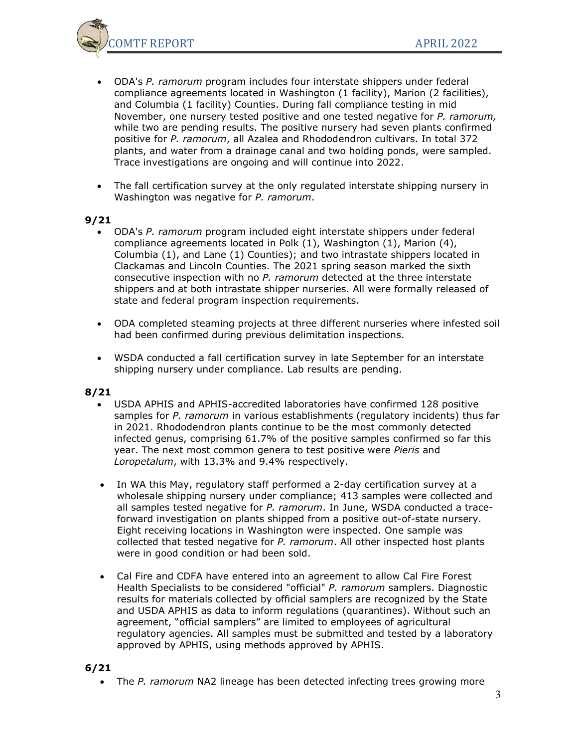- ODA's *P. ramorum* program includes four interstate shippers under federal compliance agreements located in Washington (1 facility), Marion (2 facilities), and Columbia (1 facility) Counties. During fall compliance testing in mid November, one nursery tested positive and one tested negative for *P. ramorum,* while two are pending results. The positive nursery had seven plants confirmed positive for *P. ramorum*, all Azalea and Rhododendron cultivars. In total 372 plants, and water from a drainage canal and two holding ponds, were sampled. Trace investigations are ongoing and will continue into 2022.

- The fall certification survey at the only regulated interstate shipping nursery in Washington was negative for *P. ramorum*.

**9/21**

- ODA's *P. ramorum* program included eight interstate shippers under federal compliance agreements located in Polk (1), Washington (1), Marion (4), Columbia (1), and Lane (1) Counties); and two intrastate shippers located in Clackamas and Lincoln Counties. The 2021 spring season marked the sixth consecutive inspection with no *P. ramorum* detected at the three interstate shippers and at both intrastate shipper nurseries. All were formally released of state and federal program inspection requirements.

- ODA completed steaming projects at three different nurseries where infested soil had been confirmed during previous delimitation inspections.

- WSDA conducted a fall certification survey in late September for an interstate shipping nursery under compliance. Lab results are pending.

**8/21**

- USDA APHIS and APHIS-accredited laboratories have confirmed 128 positive samples for *P. ramorum* in various establishments (regulatory incidents) thus far in 2021. Rhododendron plants continue to be the most commonly detected infected genus, comprising 61.7% of the positive samples confirmed so far this year. The next most common genera to test positive were *Pieris* and *Loropetalum*, with 13.3% and 9.4% respectively.

- In WA this May, regulatory staff performed a 2-day certification survey at a wholesale shipping nursery under compliance; 413 samples were collected and all samples tested negative for *P. ramorum*. In June, WSDA conducted a trace-forward investigation on plants shipped from a positive out-of-state nursery. Eight receiving locations in Washington were inspected. One sample was collected that tested negative for *P. ramorum*. All other inspected host plants were in good condition or had been sold.

- Cal Fire and CDFA have entered into an agreement to allow Cal Fire Forest Health Specialists to be considered "official" *P. ramorum* samplers. Diagnostic results for materials collected by official samplers are recognized by the State and USDA APHIS as data to inform regulations (quarantines). Without such an agreement, "official samplers" are limited to employees of agricultural regulatory agencies. All samples must be submitted and tested by a laboratory approved by APHIS, using methods approved by APHIS.

**6/21**

- The *P. ramorum* NA2 lineage has been detected infecting trees growing more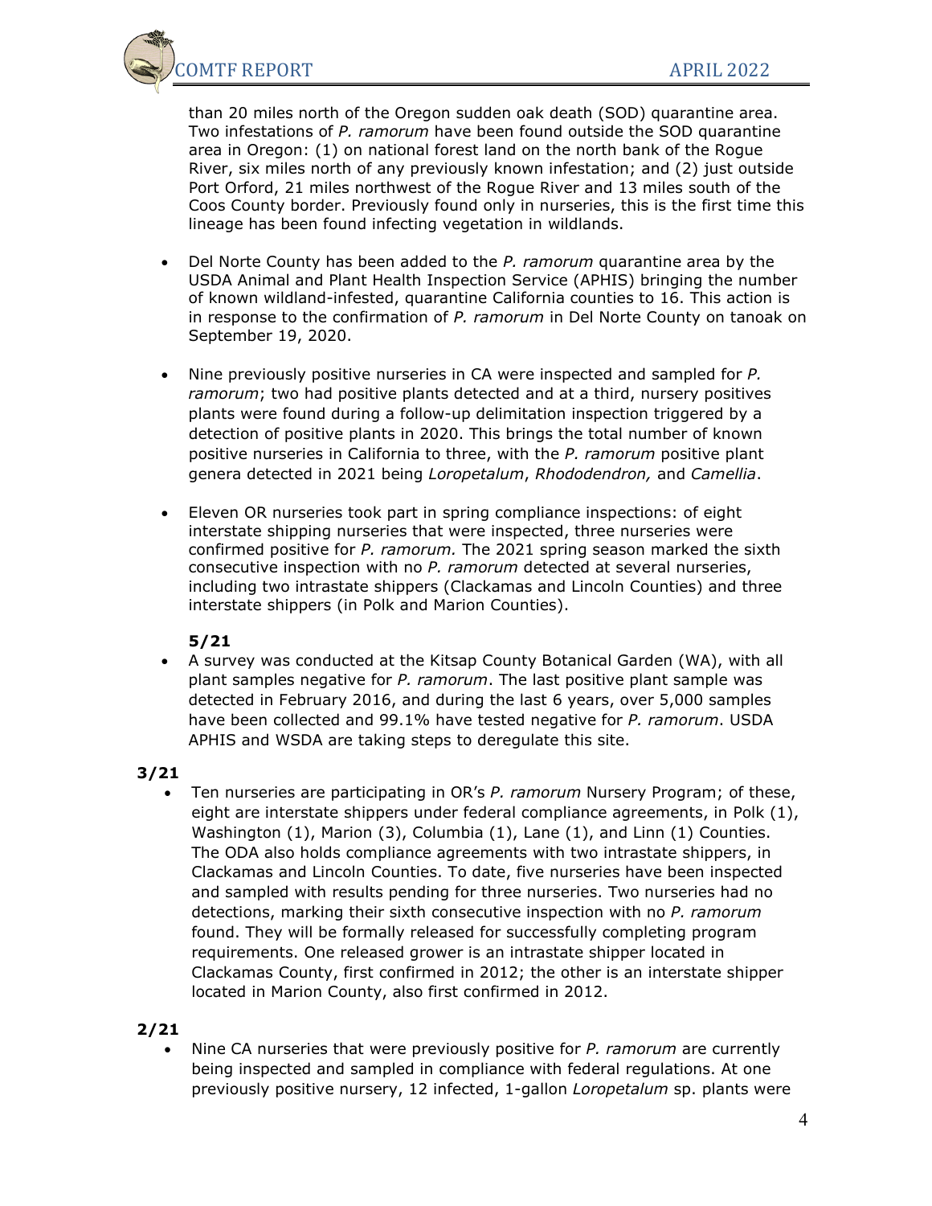than 20 miles north of the Oregon sudden oak death (SOD) quarantine area. Two infestations of *P. ramorum* have been found outside the SOD quarantine area in Oregon: (1) on national forest land on the north bank of the Rogue River, six miles north of any previously known infestation; and (2) just outside Port Orford, 21 miles northwest of the Rogue River and 13 miles south of the Coos County border. Previously found only in nurseries, this is the first time this lineage has been found infecting vegetation in wildlands.

- Del Norte County has been added to the *P. ramorum* quarantine area by the USDA Animal and Plant Health Inspection Service (APHIS) bringing the number of known wildland-infested, quarantine California counties to 16. This action is in response to the confirmation of *P. ramorum* in Del Norte County on tanoak on September 19, 2020.

- Nine previously positive nurseries in CA were inspected and sampled for *P. ramorum*; two had positive plants detected and at a third, nursery positives plants were found during a follow-up delimitation inspection triggered by a detection of positive plants in 2020. This brings the total number of known positive nurseries in California to three, with the *P. ramorum* positive plant genera detected in 2021 being *Loropetalum*, *Rhododendron,* and *Camellia*.

- Eleven OR nurseries took part in spring compliance inspections: of eight interstate shipping nurseries that were inspected, three nurseries were confirmed positive for *P. ramorum.* The 2021 spring season marked the sixth consecutive inspection with no *P. ramorum* detected at several nurseries, including two intrastate shippers (Clackamas and Lincoln Counties) and three interstate shippers (in Polk and Marion Counties).

**5/21**

- A survey was conducted at the Kitsap County Botanical Garden (WA), with all plant samples negative for *P. ramorum*. The last positive plant sample was detected in February 2016, and during the last 6 years, over 5,000 samples have been collected and 99.1% have tested negative for *P. ramorum*. USDA APHIS and WSDA are taking steps to deregulate this site.

**3/21**

- Ten nurseries are participating in OR's *P. ramorum* Nursery Program; of these, eight are interstate shippers under federal compliance agreements, in Polk (1), Washington (1), Marion (3), Columbia (1), Lane (1), and Linn (1) Counties. The ODA also holds compliance agreements with two intrastate shippers, in Clackamas and Lincoln Counties. To date, five nurseries have been inspected and sampled with results pending for three nurseries. Two nurseries had no detections, marking their sixth consecutive inspection with no *P. ramorum* found. They will be formally released for successfully completing program requirements. One released grower is an intrastate shipper located in Clackamas County, first confirmed in 2012; the other is an interstate shipper located in Marion County, also first confirmed in 2012.

**2/21**

- Nine CA nurseries that were previously positive for *P. ramorum* are currently being inspected and sampled in compliance with federal regulations. At one previously positive nursery, 12 infected, 1-gallon *Loropetalum* sp. plants were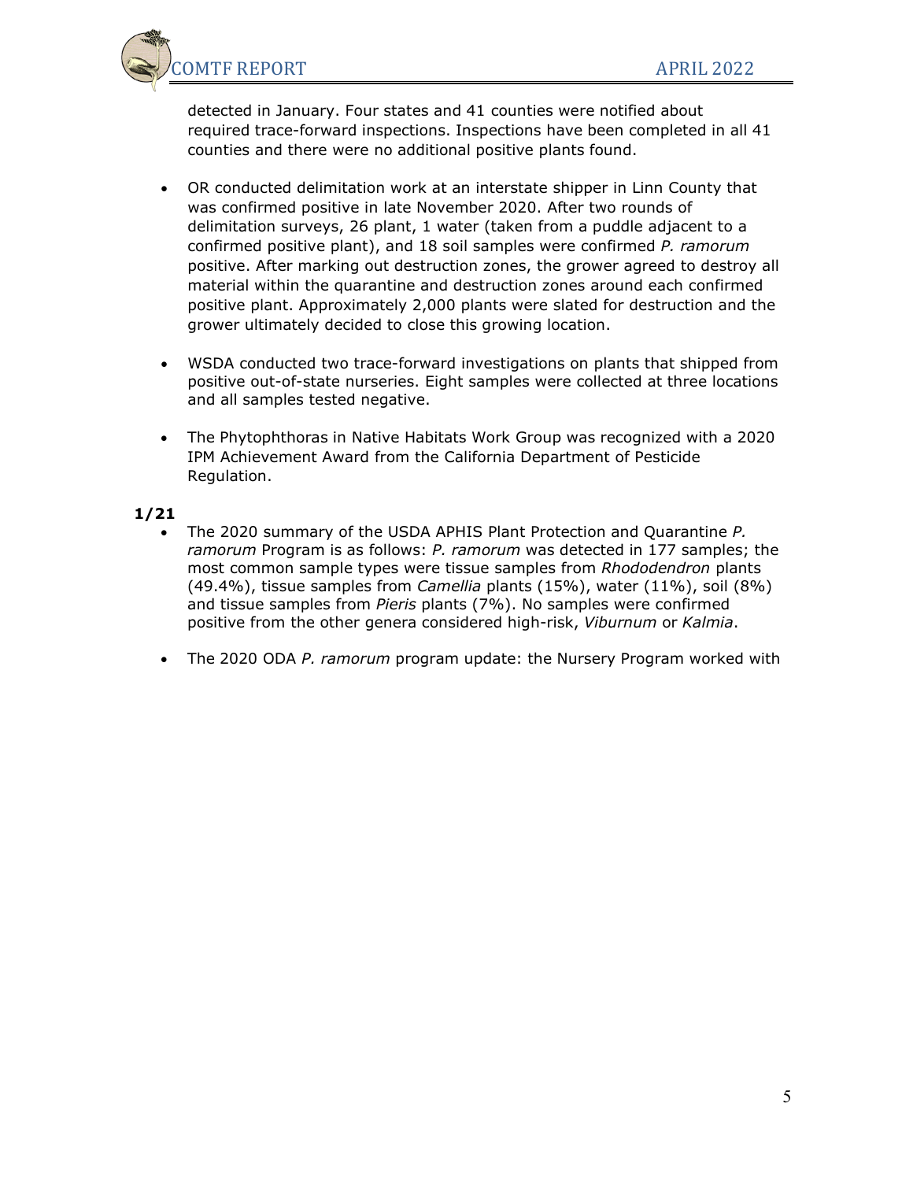detected in January. Four states and 41 counties were notified about required trace-forward inspections. Inspections have been completed in all 41 counties and there were no additional positive plants found.

- OR conducted delimitation work at an interstate shipper in Linn County that was confirmed positive in late November 2020. After two rounds of delimitation surveys, 26 plant, 1 water (taken from a puddle adjacent to a confirmed positive plant), and 18 soil samples were confirmed *P. ramorum* positive. After marking out destruction zones, the grower agreed to destroy all material within the quarantine and destruction zones around each confirmed positive plant. Approximately 2,000 plants were slated for destruction and the grower ultimately decided to close this growing location.

- WSDA conducted two trace-forward investigations on plants that shipped from positive out-of-state nurseries. Eight samples were collected at three locations and all samples tested negative.

- The Phytophthoras in Native Habitats Work Group was recognized with a 2020 IPM Achievement Award from the California Department of Pesticide Regulation.

**1/21**

- The 2020 summary of the USDA APHIS Plant Protection and Quarantine *P. ramorum* Program is as follows: *P. ramorum* was detected in 177 samples; the most common sample types were tissue samples from *Rhododendron* plants (49.4%), tissue samples from *Camellia* plants (15%), water (11%), soil (8%) and tissue samples from *Pieris* plants (7%). No samples were confirmed positive from the other genera considered high-risk, *Viburnum* or *Kalmia*.

- The 2020 ODA *P. ramorum* program update: the Nursery Program worked with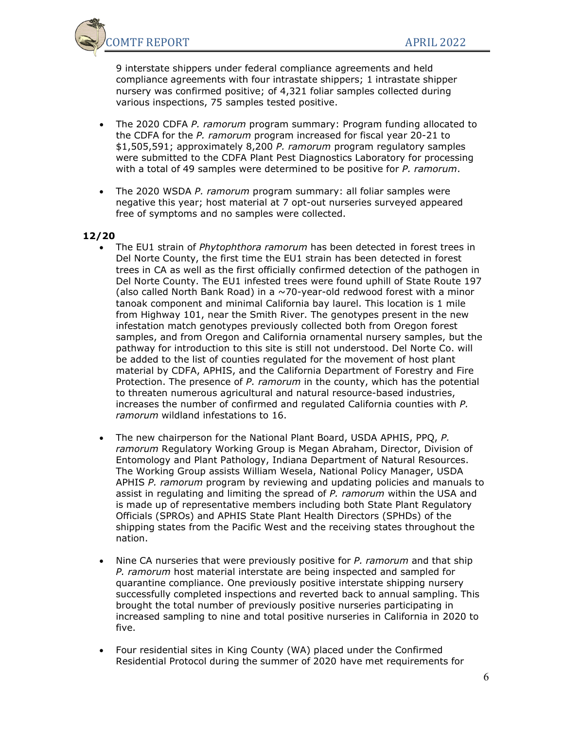9 interstate shippers under federal compliance agreements and held compliance agreements with four intrastate shippers; 1 intrastate shipper nursery was confirmed positive; of 4,321 foliar samples collected during various inspections, 75 samples tested positive.

- The 2020 CDFA *P. ramorum* program summary: Program funding allocated to the CDFA for the *P. ramorum* program increased for fiscal year 20-21 to $1,505,591; approximately 8,200 *P. ramorum* program regulatory samples were submitted to the CDFA Plant Pest Diagnostics Laboratory for processing with a total of 49 samples were determined to be positive for *P. ramorum*.

- The 2020 WSDA *P. ramorum* program summary: all foliar samples were negative this year; host material at 7 opt-out nurseries surveyed appeared free of symptoms and no samples were collected.

**12/20**

- The EU1 strain of *Phytophthora ramorum* has been detected in forest trees in Del Norte County, the first time the EU1 strain has been detected in forest trees in CA as well as the first officially confirmed detection of the pathogen in Del Norte County. The EU1 infested trees were found uphill of State Route 197 (also called North Bank Road) in a ~70-year-old redwood forest with a minor tanoak component and minimal California bay laurel. This location is 1 mile from Highway 101, near the Smith River. The genotypes present in the new infestation match genotypes previously collected both from Oregon forest samples, and from Oregon and California ornamental nursery samples, but the pathway for introduction to this site is still not understood. Del Norte Co. will be added to the list of counties regulated for the movement of host plant material by CDFA, APHIS, and the California Department of Forestry and Fire Protection. The presence of *P. ramorum* in the county, which has the potential to threaten numerous agricultural and natural resource-based industries, increases the number of confirmed and regulated California counties with *P. ramorum* wildland infestations to 16.

- The new chairperson for the National Plant Board, USDA APHIS, PPQ, *P. ramorum* Regulatory Working Group is Megan Abraham, Director, Division of Entomology and Plant Pathology, Indiana Department of Natural Resources. The Working Group assists William Wesela, National Policy Manager, USDA APHIS *P. ramorum* program by reviewing and updating policies and manuals to assist in regulating and limiting the spread of *P. ramorum* within the USA and is made up of representative members including both State Plant Regulatory Officials (SPROs) and APHIS State Plant Health Directors (SPHDs) of the shipping states from the Pacific West and the receiving states throughout the nation.

- Nine CA nurseries that were previously positive for *P. ramorum* and that ship *P. ramorum* host material interstate are being inspected and sampled for quarantine compliance. One previously positive interstate shipping nursery successfully completed inspections and reverted back to annual sampling. This brought the total number of previously positive nurseries participating in increased sampling to nine and total positive nurseries in California in 2020 to five.

- Four residential sites in King County (WA) placed under the Confirmed Residential Protocol during the summer of 2020 have met requirements for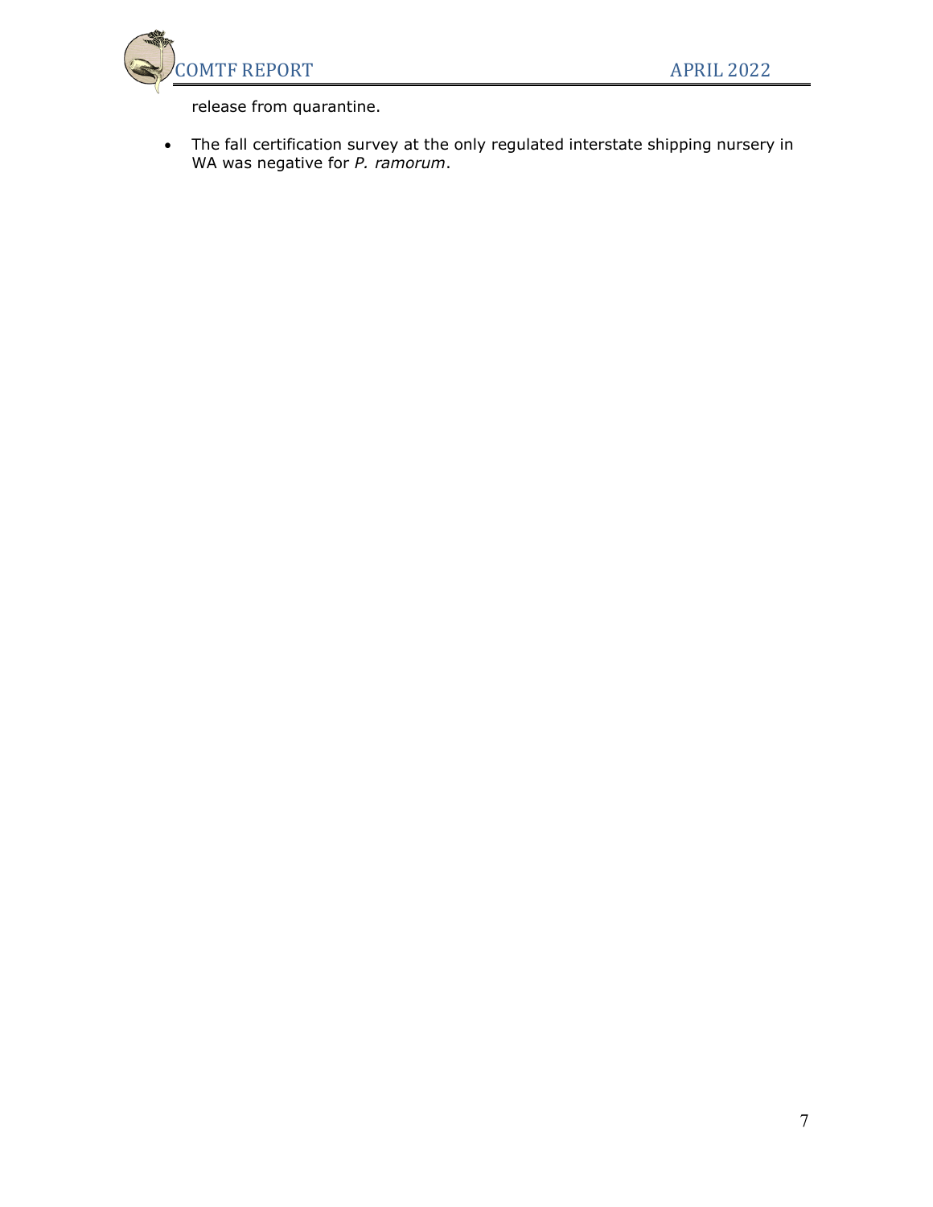release from quarantine.

- The fall certification survey at the only regulated interstate shipping nursery in WA was negative for *P. ramorum*.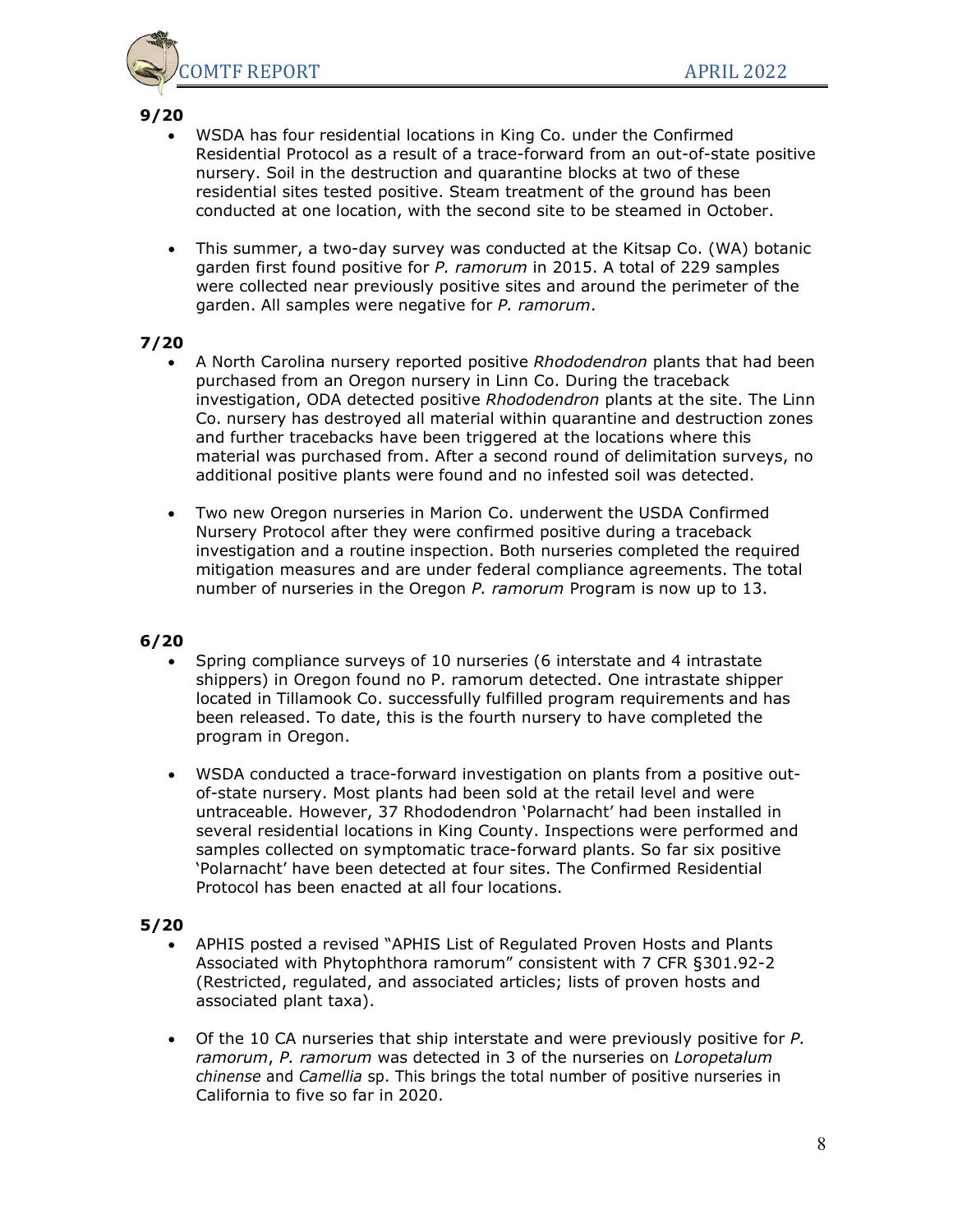**9/20**

- WSDA has four residential locations in King Co. under the Confirmed Residential Protocol as a result of a trace-forward from an out-of-state positive nursery. Soil in the destruction and quarantine blocks at two of these residential sites tested positive. Steam treatment of the ground has been conducted at one location, with the second site to be steamed in October.

- This summer, a two-day survey was conducted at the Kitsap Co. (WA) botanic garden first found positive for *P. ramorum* in 2015. A total of 229 samples were collected near previously positive sites and around the perimeter of the garden. All samples were negative for *P. ramorum*.

**7/20**

- A North Carolina nursery reported positive *Rhododendron* plants that had been purchased from an Oregon nursery in Linn Co. During the traceback investigation, ODA detected positive *Rhododendron* plants at the site. The Linn Co. nursery has destroyed all material within quarantine and destruction zones and further tracebacks have been triggered at the locations where this material was purchased from. After a second round of delimitation surveys, no additional positive plants were found and no infested soil was detected.

- Two new Oregon nurseries in Marion Co. underwent the USDA Confirmed Nursery Protocol after they were confirmed positive during a traceback investigation and a routine inspection. Both nurseries completed the required mitigation measures and are under federal compliance agreements. The total number of nurseries in the Oregon *P. ramorum* Program is now up to 13.

**6/20**

- Spring compliance surveys of 10 nurseries (6 interstate and 4 intrastate shippers) in Oregon found no P. ramorum detected. One intrastate shipper located in Tillamook Co. successfully fulfilled program requirements and has been released. To date, this is the fourth nursery to have completed the program in Oregon.

- WSDA conducted a trace-forward investigation on plants from a positive out-of-state nursery. Most plants had been sold at the retail level and were untraceable. However, 37 Rhododendron 'Polarnacht' had been installed in several residential locations in King County. Inspections were performed and samples collected on symptomatic trace-forward plants. So far six positive 'Polarnacht' have been detected at four sites. The Confirmed Residential Protocol has been enacted at all four locations.

**5/20**

- APHIS posted a revised "APHIS List of Regulated Proven Hosts and Plants Associated with Phytophthora ramorum" consistent with 7 CFR §301.92-2 (Restricted, regulated, and associated articles; lists of proven hosts and associated plant taxa).

- Of the 10 CA nurseries that ship interstate and were previously positive for *P. ramorum*, *P. ramorum* was detected in 3 of the nurseries on *Loropetalum chinense* and *Camellia* sp. This brings the total number of positive nurseries in California to five so far in 2020.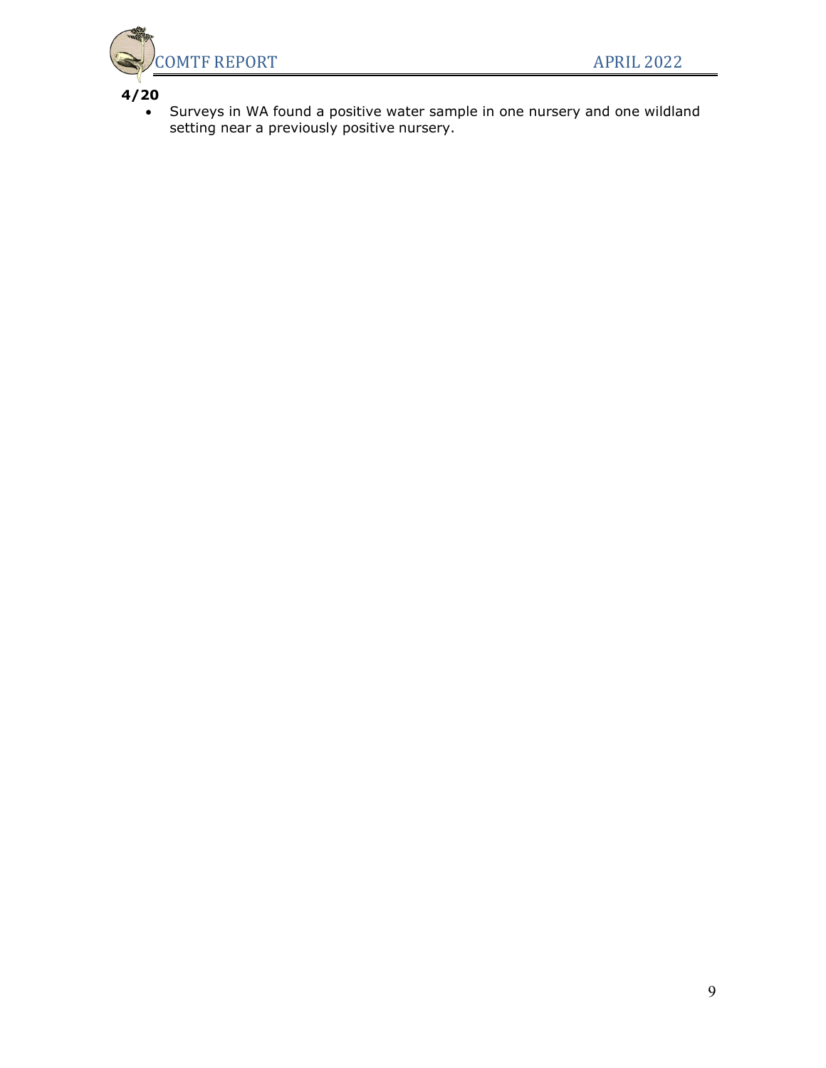**4/20**

- Surveys in WA found a positive water sample in one nursery and one wildland setting near a previously positive nursery.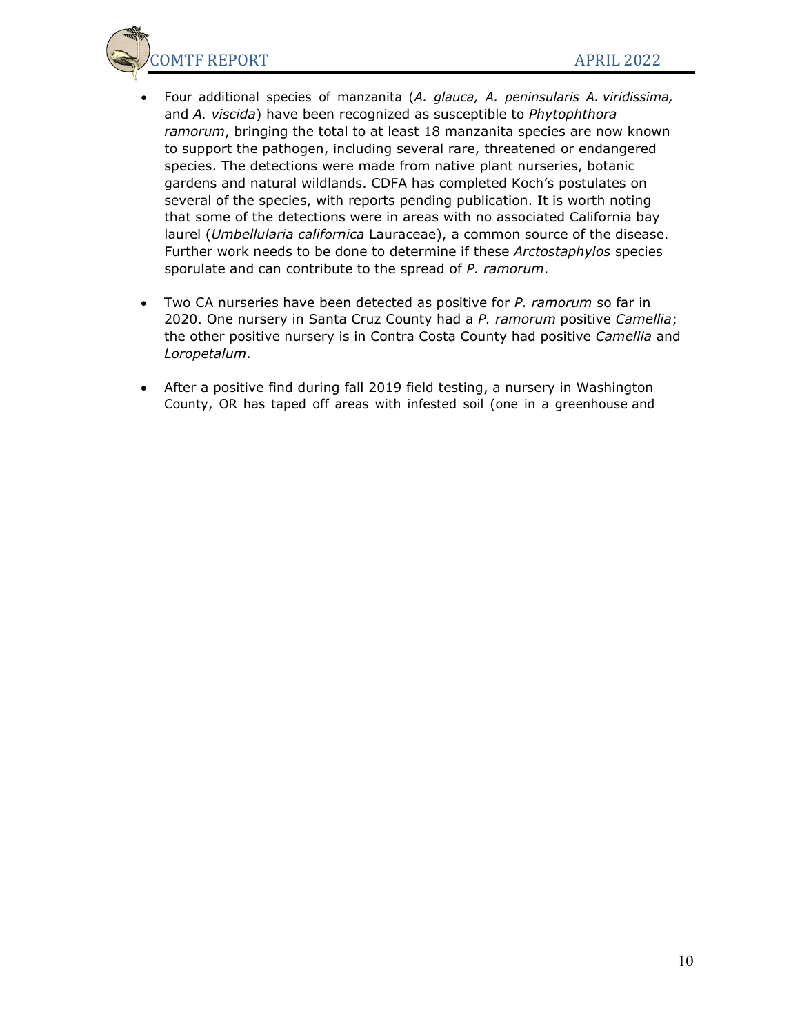- Four additional species of manzanita (*A. glauca, A. peninsularis A. viridissima,* and *A. viscida*) have been recognized as susceptible to *Phytophthora ramorum*, bringing the total to at least 18 manzanita species are now known to support the pathogen, including several rare, threatened or endangered species. The detections were made from native plant nurseries, botanic gardens and natural wildlands. CDFA has completed Koch's postulates on several of the species, with reports pending publication. It is worth noting that some of the detections were in areas with no associated California bay laurel (*Umbellularia californica* Lauraceae), a common source of the disease. Further work needs to be done to determine if these *Arctostaphylos* species sporulate and can contribute to the spread of *P. ramorum*.

- Two CA nurseries have been detected as positive for *P. ramorum* so far in 2020. One nursery in Santa Cruz County had a *P. ramorum* positive *Camellia*; the other positive nursery is in Contra Costa County had positive *Camellia* and *Loropetalum*.

- After a positive find during fall 2019 field testing, a nursery in Washington County, OR has taped off areas with infested soil (one in a greenhouse and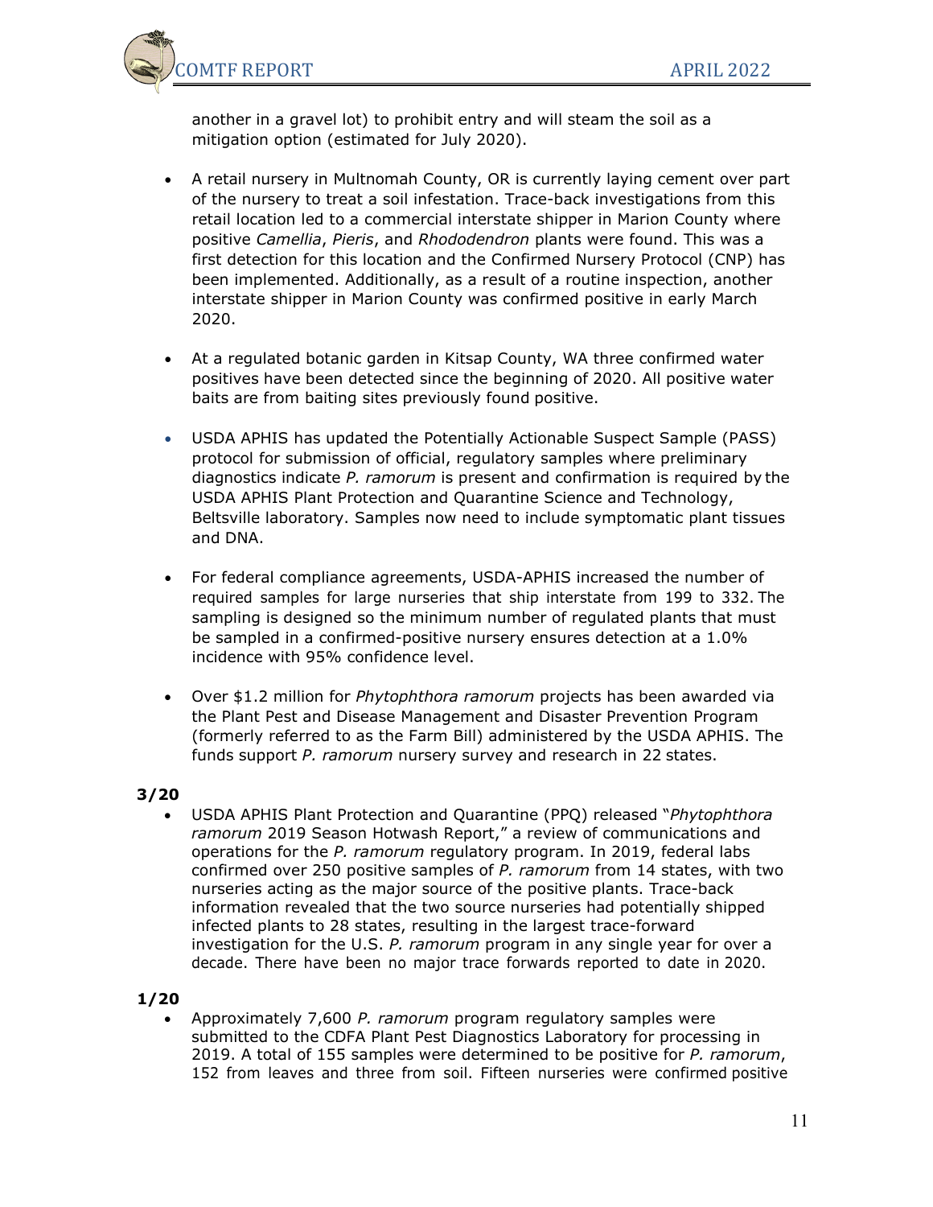another in a gravel lot) to prohibit entry and will steam the soil as a mitigation option (estimated for July 2020).

- A retail nursery in Multnomah County, OR is currently laying cement over part of the nursery to treat a soil infestation. Trace-back investigations from this retail location led to a commercial interstate shipper in Marion County where positive *Camellia*, *Pieris*, and *Rhododendron* plants were found. This was a first detection for this location and the Confirmed Nursery Protocol (CNP) has been implemented. Additionally, as a result of a routine inspection, another interstate shipper in Marion County was confirmed positive in early March 2020.

- At a regulated botanic garden in Kitsap County, WA three confirmed water positives have been detected since the beginning of 2020. All positive water baits are from baiting sites previously found positive.

- USDA APHIS has updated the Potentially Actionable Suspect Sample (PASS) protocol for submission of official, regulatory samples where preliminary diagnostics indicate *P. ramorum* is present and confirmation is required by the USDA APHIS Plant Protection and Quarantine Science and Technology, Beltsville laboratory. Samples now need to include symptomatic plant tissues and DNA.

- For federal compliance agreements, USDA-APHIS increased the number of required samples for large nurseries that ship interstate from 199 to 332. The sampling is designed so the minimum number of regulated plants that must be sampled in a confirmed-positive nursery ensures detection at a 1.0% incidence with 95% confidence level.

- Over $1.2 million for *Phytophthora ramorum* projects has been awarded via the Plant Pest and Disease Management and Disaster Prevention Program (formerly referred to as the Farm Bill) administered by the USDA APHIS. The funds support *P. ramorum* nursery survey and research in 22 states.

**3/20**

- USDA APHIS Plant Protection and Quarantine (PPQ) released "*Phytophthora ramorum* 2019 Season Hotwash Report," a review of communications and operations for the *P. ramorum* regulatory program. In 2019, federal labs confirmed over 250 positive samples of *P. ramorum* from 14 states, with two nurseries acting as the major source of the positive plants. Trace-back information revealed that the two source nurseries had potentially shipped infected plants to 28 states, resulting in the largest trace-forward investigation for the U.S. *P. ramorum* program in any single year for over a decade. There have been no major trace forwards reported to date in 2020.

**1/20**

- Approximately 7,600 *P. ramorum* program regulatory samples were submitted to the CDFA Plant Pest Diagnostics Laboratory for processing in 2019. A total of 155 samples were determined to be positive for *P. ramorum*, 152 from leaves and three from soil. Fifteen nurseries were confirmed positive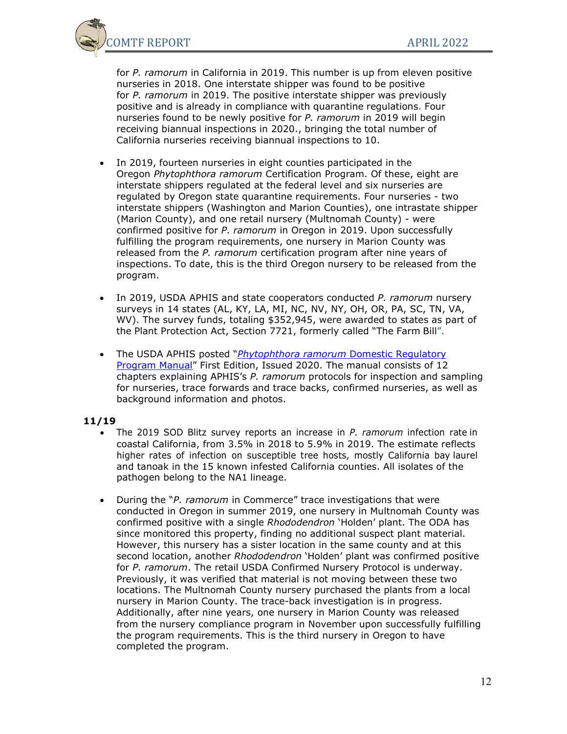for *P. ramorum* in California in 2019. This number is up from eleven positive nurseries in 2018. One interstate shipper was found to be positive for *P. ramorum* in 2019. The positive interstate shipper was previously positive and is already in compliance with quarantine regulations. Four nurseries found to be newly positive for *P. ramorum* in 2019 will begin receiving biannual inspections in 2020., bringing the total number of California nurseries receiving biannual inspections to 10.

- In 2019, fourteen nurseries in eight counties participated in the Oregon *Phytophthora ramorum* Certification Program. Of these, eight are interstate shippers regulated at the federal level and six nurseries are regulated by Oregon state quarantine requirements. Four nurseries - two interstate shippers (Washington and Marion Counties), one intrastate shipper (Marion County), and one retail nursery (Multnomah County) - were confirmed positive for *P. ramorum* in Oregon in 2019. Upon successfully fulfilling the program requirements, one nursery in Marion County was released from the *P. ramorum* certification program after nine years of inspections. To date, this is the third Oregon nursery to be released from the program.

- In 2019, USDA APHIS and state cooperators conducted *P. ramorum* nursery surveys in 14 states (AL, KY, LA, MI, NC, NV, NY, OH, OR, PA, SC, TN, VA, WV). The survey funds, totaling $352,945, were awarded to states as part of the Plant Protection Act, Section 7721, formerly called "The Farm Bill".

- The USDA APHIS posted "[*Phytophthora ramorum* Domestic Regulatory Program Manual]" First Edition, Issued 2020. The manual consists of 12 chapters explaining APHIS's *P. ramorum* protocols for inspection and sampling for nurseries, trace forwards and trace backs, confirmed nurseries, as well as background information and photos.

**11/19**

- The 2019 SOD Blitz survey reports an increase in *P. ramorum* infection rate in coastal California, from 3.5% in 2018 to 5.9% in 2019. The estimate reflects higher rates of infection on susceptible tree hosts, mostly California bay laurel and tanoak in the 15 known infested California counties. All isolates of the pathogen belong to the NA1 lineage.

- During the "*P. ramorum* in Commerce" trace investigations that were conducted in Oregon in summer 2019, one nursery in Multnomah County was confirmed positive with a single *Rhododendron* 'Holden' plant. The ODA has since monitored this property, finding no additional suspect plant material. However, this nursery has a sister location in the same county and at this second location, another *Rhododendron* 'Holden' plant was confirmed positive for *P. ramorum*. The retail USDA Confirmed Nursery Protocol is underway. Previously, it was verified that material is not moving between these two locations. The Multnomah County nursery purchased the plants from a local nursery in Marion County. The trace-back investigation is in progress. Additionally, after nine years, one nursery in Marion County was released from the nursery compliance program in November upon successfully fulfilling the program requirements. This is the third nursery in Oregon to have completed the program.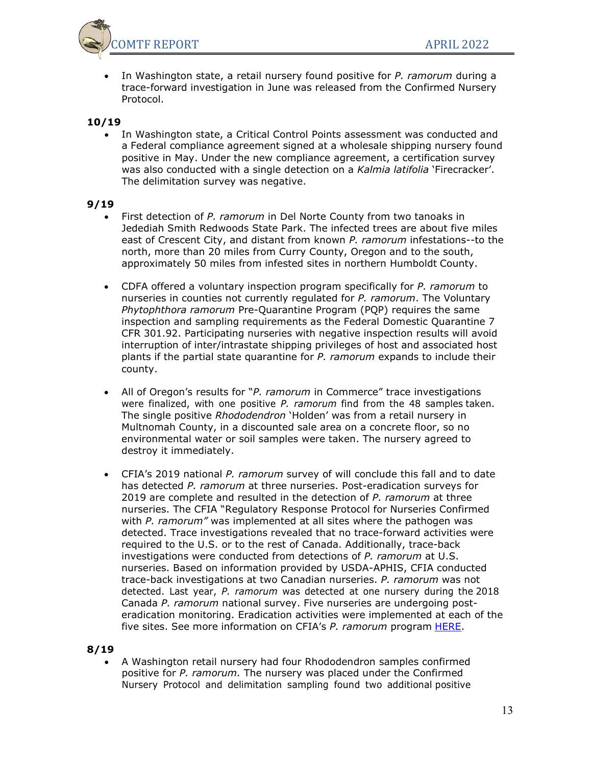- In Washington state, a retail nursery found positive for *P. ramorum* during a trace-forward investigation in June was released from the Confirmed Nursery Protocol.

**10/19**

- In Washington state, a Critical Control Points assessment was conducted and a Federal compliance agreement signed at a wholesale shipping nursery found positive in May. Under the new compliance agreement, a certification survey was also conducted with a single detection on a *Kalmia latifolia* 'Firecracker'. The delimitation survey was negative.

**9/19**

- First detection of *P. ramorum* in Del Norte County from two tanoaks in Jedediah Smith Redwoods State Park. The infected trees are about five miles east of Crescent City, and distant from known *P. ramorum* infestations--to the north, more than 20 miles from Curry County, Oregon and to the south, approximately 50 miles from infested sites in northern Humboldt County.

- CDFA offered a voluntary inspection program specifically for *P. ramorum* to nurseries in counties not currently regulated for *P. ramorum*. The Voluntary *Phytophthora ramorum* Pre-Quarantine Program (PQP) requires the same inspection and sampling requirements as the Federal Domestic Quarantine 7 CFR 301.92. Participating nurseries with negative inspection results will avoid interruption of inter/intrastate shipping privileges of host and associated host plants if the partial state quarantine for *P. ramorum* expands to include their county.

- All of Oregon's results for "*P. ramorum* in Commerce" trace investigations were finalized, with one positive *P. ramorum* find from the 48 samples taken. The single positive *Rhododendron* 'Holden' was from a retail nursery in Multnomah County, in a discounted sale area on a concrete floor, so no environmental water or soil samples were taken. The nursery agreed to destroy it immediately.

- CFIA's 2019 national *P. ramorum* survey of will conclude this fall and to date has detected *P. ramorum* at three nurseries. Post-eradication surveys for 2019 are complete and resulted in the detection of *P. ramorum* at three nurseries. The CFIA "Regulatory Response Protocol for Nurseries Confirmed with *P. ramorum*" was implemented at all sites where the pathogen was detected. Trace investigations revealed that no trace-forward activities were required to the U.S. or to the rest of Canada. Additionally, trace-back investigations were conducted from detections of *P. ramorum* at U.S. nurseries. Based on information provided by USDA-APHIS, CFIA conducted trace-back investigations at two Canadian nurseries. *P. ramorum* was not detected. Last year, *P. ramorum* was detected at one nursery during the 2018 Canada *P. ramorum* national survey. Five nurseries are undergoing post-eradication monitoring. Eradication activities were implemented at each of the five sites. See more information on CFIA's *P. ramorum* program [HERE](HERE).

**8/19**

- A Washington retail nursery had four Rhododendron samples confirmed positive for *P. ramorum.* The nursery was placed under the Confirmed Nursery Protocol and delimitation sampling found two additional positive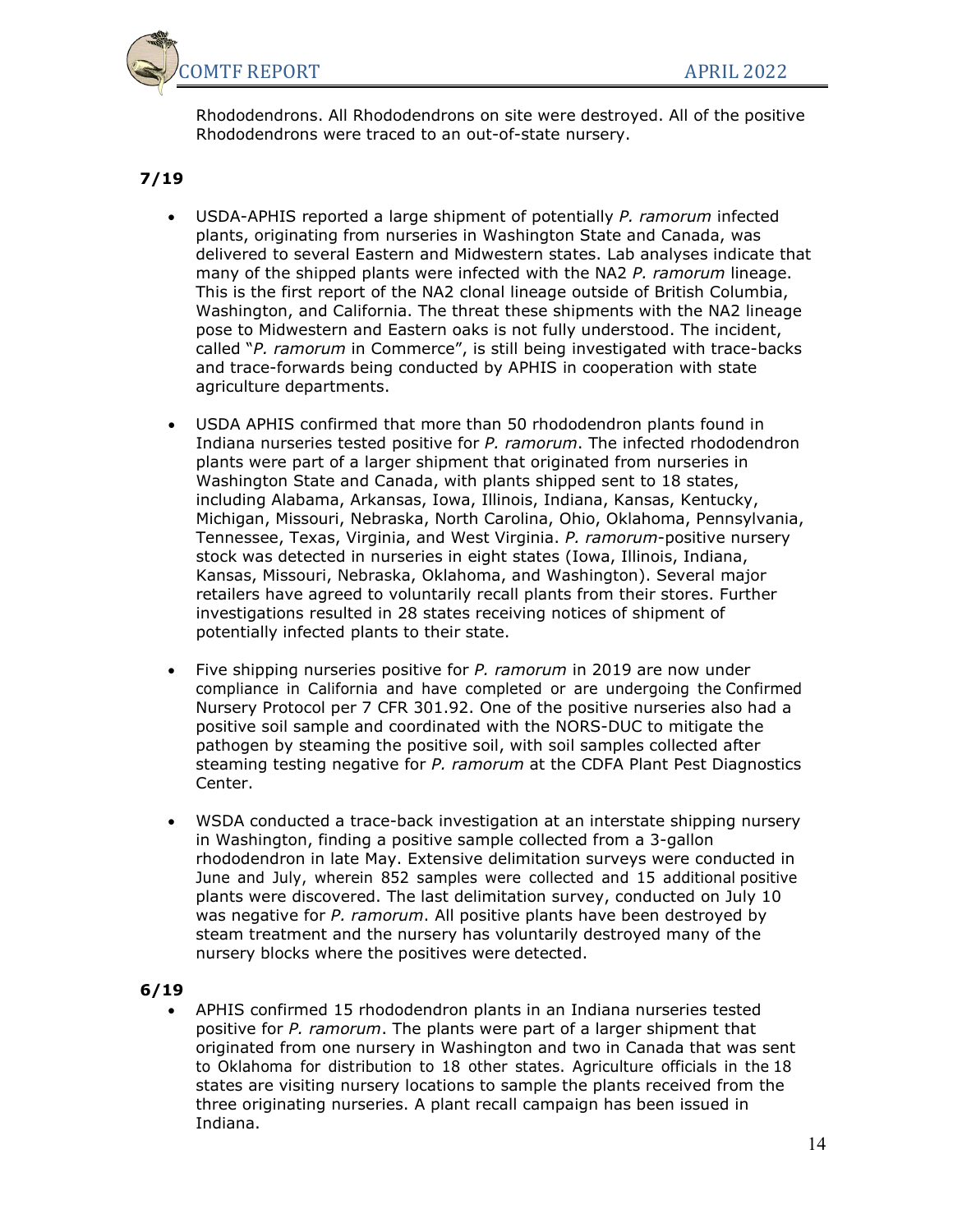Rhododendrons. All Rhododendrons on site were destroyed. All of the positive Rhododendrons were traced to an out-of-state nursery.

**7/19**

- USDA-APHIS reported a large shipment of potentially *P. ramorum* infected plants, originating from nurseries in Washington State and Canada, was delivered to several Eastern and Midwestern states. Lab analyses indicate that many of the shipped plants were infected with the NA2 *P. ramorum* lineage. This is the first report of the NA2 clonal lineage outside of British Columbia, Washington, and California. The threat these shipments with the NA2 lineage pose to Midwestern and Eastern oaks is not fully understood. The incident, called "*P. ramorum* in Commerce", is still being investigated with trace-backs and trace-forwards being conducted by APHIS in cooperation with state agriculture departments.

- USDA APHIS confirmed that more than 50 rhododendron plants found in Indiana nurseries tested positive for *P. ramorum*. The infected rhododendron plants were part of a larger shipment that originated from nurseries in Washington State and Canada, with plants shipped sent to 18 states, including Alabama, Arkansas, Iowa, Illinois, Indiana, Kansas, Kentucky, Michigan, Missouri, Nebraska, North Carolina, Ohio, Oklahoma, Pennsylvania, Tennessee, Texas, Virginia, and West Virginia. *P. ramorum*-positive nursery stock was detected in nurseries in eight states (Iowa, Illinois, Indiana, Kansas, Missouri, Nebraska, Oklahoma, and Washington). Several major retailers have agreed to voluntarily recall plants from their stores. Further investigations resulted in 28 states receiving notices of shipment of potentially infected plants to their state.

- Five shipping nurseries positive for *P. ramorum* in 2019 are now under compliance in California and have completed or are undergoing the Confirmed Nursery Protocol per 7 CFR 301.92. One of the positive nurseries also had a positive soil sample and coordinated with the NORS-DUC to mitigate the pathogen by steaming the positive soil, with soil samples collected after steaming testing negative for *P. ramorum* at the CDFA Plant Pest Diagnostics Center.

- WSDA conducted a trace-back investigation at an interstate shipping nursery in Washington, finding a positive sample collected from a 3-gallon rhododendron in late May. Extensive delimitation surveys were conducted in June and July, wherein 852 samples were collected and 15 additional positive plants were discovered. The last delimitation survey, conducted on July 10 was negative for *P. ramorum*. All positive plants have been destroyed by steam treatment and the nursery has voluntarily destroyed many of the nursery blocks where the positives were detected.

**6/19**

- APHIS confirmed 15 rhododendron plants in an Indiana nurseries tested positive for *P. ramorum*. The plants were part of a larger shipment that originated from one nursery in Washington and two in Canada that was sent to Oklahoma for distribution to 18 other states. Agriculture officials in the 18 states are visiting nursery locations to sample the plants received from the three originating nurseries. A plant recall campaign has been issued in Indiana.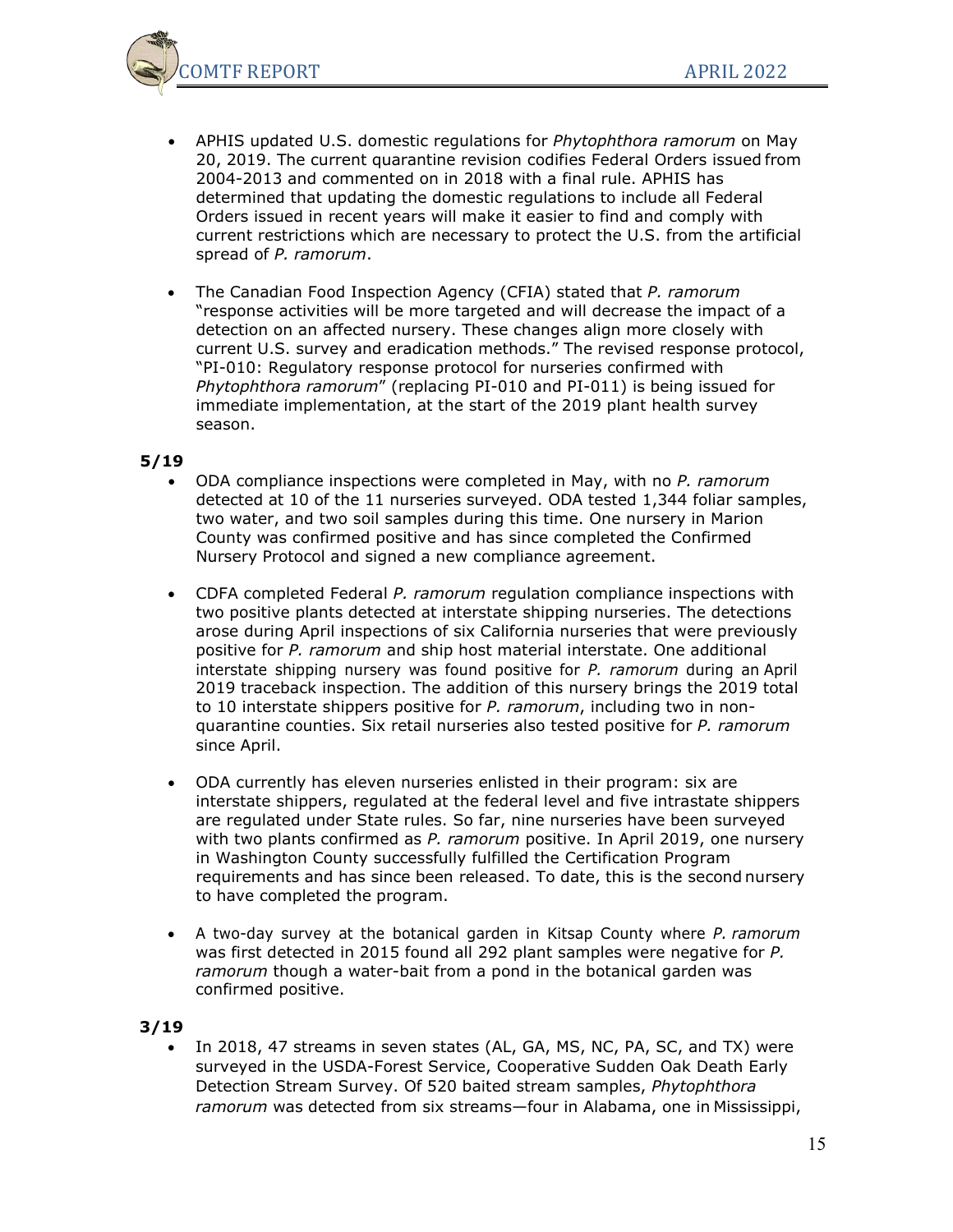- APHIS updated U.S. domestic regulations for *Phytophthora ramorum* on May 20, 2019. The current quarantine revision codifies Federal Orders issued from 2004-2013 and commented on in 2018 with a final rule. APHIS has determined that updating the domestic regulations to include all Federal Orders issued in recent years will make it easier to find and comply with current restrictions which are necessary to protect the U.S. from the artificial spread of *P. ramorum*.

- The Canadian Food Inspection Agency (CFIA) stated that *P. ramorum* "response activities will be more targeted and will decrease the impact of a detection on an affected nursery. These changes align more closely with current U.S. survey and eradication methods." The revised response protocol, "PI-010: Regulatory response protocol for nurseries confirmed with *Phytophthora ramorum*" (replacing PI-010 and PI-011) is being issued for immediate implementation, at the start of the 2019 plant health survey season.

**5/19**

- ODA compliance inspections were completed in May, with no *P. ramorum* detected at 10 of the 11 nurseries surveyed. ODA tested 1,344 foliar samples, two water, and two soil samples during this time. One nursery in Marion County was confirmed positive and has since completed the Confirmed Nursery Protocol and signed a new compliance agreement.

- CDFA completed Federal *P. ramorum* regulation compliance inspections with two positive plants detected at interstate shipping nurseries. The detections arose during April inspections of six California nurseries that were previously positive for *P. ramorum* and ship host material interstate. One additional interstate shipping nursery was found positive for *P. ramorum* during an April 2019 traceback inspection. The addition of this nursery brings the 2019 total to 10 interstate shippers positive for *P. ramorum*, including two in non-quarantine counties. Six retail nurseries also tested positive for *P. ramorum* since April.

- ODA currently has eleven nurseries enlisted in their program: six are interstate shippers, regulated at the federal level and five intrastate shippers are regulated under State rules. So far, nine nurseries have been surveyed with two plants confirmed as *P. ramorum* positive. In April 2019, one nursery in Washington County successfully fulfilled the Certification Program requirements and has since been released. To date, this is the second nursery to have completed the program.

- A two-day survey at the botanical garden in Kitsap County where *P. ramorum* was first detected in 2015 found all 292 plant samples were negative for *P. ramorum* though a water-bait from a pond in the botanical garden was confirmed positive.

**3/19**

- In 2018, 47 streams in seven states (AL, GA, MS, NC, PA, SC, and TX) were surveyed in the USDA-Forest Service, Cooperative Sudden Oak Death Early Detection Stream Survey. Of 520 baited stream samples, *Phytophthora ramorum* was detected from six streams—four in Alabama, one in Mississippi,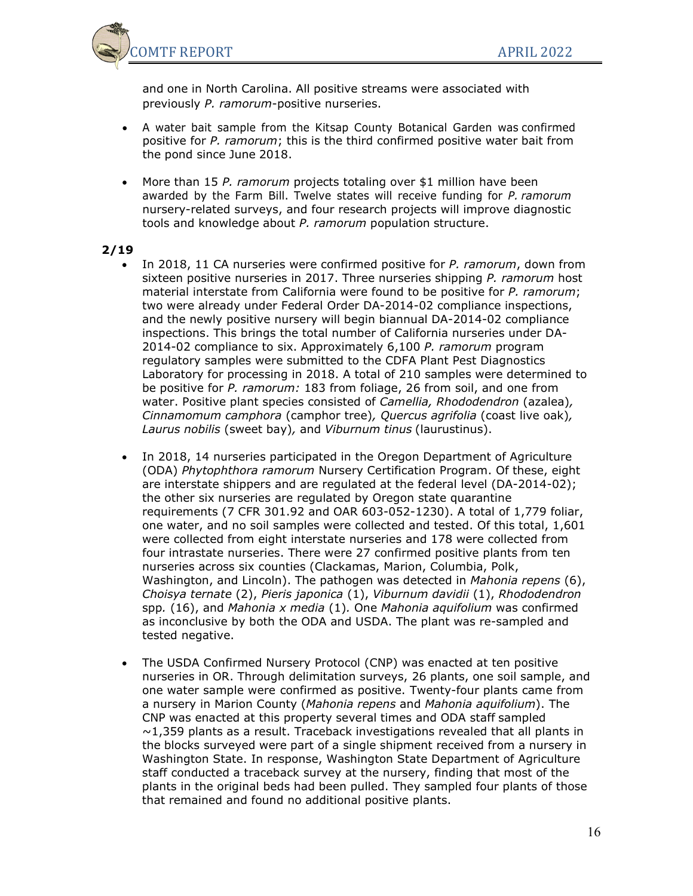and one in North Carolina. All positive streams were associated with previously *P. ramorum*-positive nurseries.

- A water bait sample from the Kitsap County Botanical Garden was confirmed positive for *P. ramorum*; this is the third confirmed positive water bait from the pond since June 2018.

- More than 15 *P. ramorum* projects totaling over $1 million have been awarded by the Farm Bill. Twelve states will receive funding for *P. ramorum* nursery-related surveys, and four research projects will improve diagnostic tools and knowledge about *P. ramorum* population structure.

**2/19**

- In 2018, 11 CA nurseries were confirmed positive for *P. ramorum*, down from sixteen positive nurseries in 2017. Three nurseries shipping *P. ramorum* host material interstate from California were found to be positive for *P. ramorum*; two were already under Federal Order DA-2014-02 compliance inspections, and the newly positive nursery will begin biannual DA-2014-02 compliance inspections. This brings the total number of California nurseries under DA-2014-02 compliance to six. Approximately 6,100 *P. ramorum* program regulatory samples were submitted to the CDFA Plant Pest Diagnostics Laboratory for processing in 2018. A total of 210 samples were determined to be positive for *P. ramorum:* 183 from foliage, 26 from soil, and one from water. Positive plant species consisted of *Camellia, Rhododendron* (azalea)*, Cinnamomum camphora* (camphor tree)*, Quercus agrifolia* (coast live oak)*, Laurus nobilis* (sweet bay)*,* and *Viburnum tinus* (laurustinus).

- In 2018, 14 nurseries participated in the Oregon Department of Agriculture (ODA) *Phytophthora ramorum* Nursery Certification Program. Of these, eight are interstate shippers and are regulated at the federal level (DA-2014-02); the other six nurseries are regulated by Oregon state quarantine requirements (7 CFR 301.92 and OAR 603-052-1230). A total of 1,779 foliar, one water, and no soil samples were collected and tested. Of this total, 1,601 were collected from eight interstate nurseries and 178 were collected from four intrastate nurseries. There were 27 confirmed positive plants from ten nurseries across six counties (Clackamas, Marion, Columbia, Polk, Washington, and Lincoln). The pathogen was detected in *Mahonia repens* (6), *Choisya ternate* (2), *Pieris japonica* (1), *Viburnum davidii* (1), *Rhododendron* spp*.* (16), and *Mahonia x media* (1)*.* One *Mahonia aquifolium* was confirmed as inconclusive by both the ODA and USDA. The plant was re-sampled and tested negative.

- The USDA Confirmed Nursery Protocol (CNP) was enacted at ten positive nurseries in OR. Through delimitation surveys, 26 plants, one soil sample, and one water sample were confirmed as positive. Twenty-four plants came from a nursery in Marion County (*Mahonia repens* and *Mahonia aquifolium*). The CNP was enacted at this property several times and ODA staff sampled ~1,359 plants as a result. Traceback investigations revealed that all plants in the blocks surveyed were part of a single shipment received from a nursery in Washington State. In response, Washington State Department of Agriculture staff conducted a traceback survey at the nursery, finding that most of the plants in the original beds had been pulled. They sampled four plants of those that remained and found no additional positive plants.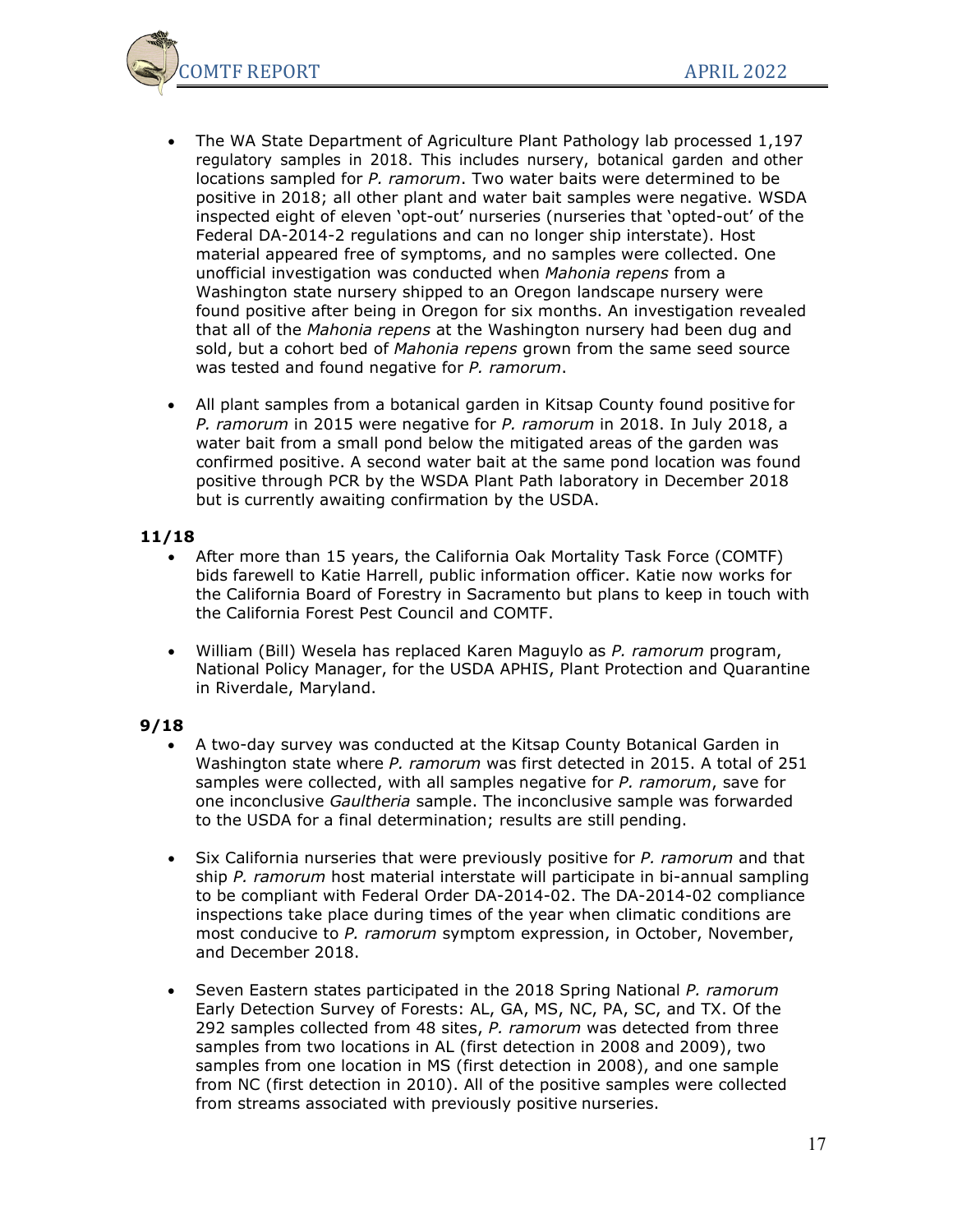- The WA State Department of Agriculture Plant Pathology lab processed 1,197 regulatory samples in 2018. This includes nursery, botanical garden and other locations sampled for *P. ramorum*. Two water baits were determined to be positive in 2018; all other plant and water bait samples were negative. WSDA inspected eight of eleven 'opt-out' nurseries (nurseries that 'opted-out' of the Federal DA-2014-2 regulations and can no longer ship interstate). Host material appeared free of symptoms, and no samples were collected. One unofficial investigation was conducted when *Mahonia repens* from a Washington state nursery shipped to an Oregon landscape nursery were found positive after being in Oregon for six months. An investigation revealed that all of the *Mahonia repens* at the Washington nursery had been dug and sold, but a cohort bed of *Mahonia repens* grown from the same seed source was tested and found negative for *P. ramorum*.

- All plant samples from a botanical garden in Kitsap County found positive for *P. ramorum* in 2015 were negative for *P. ramorum* in 2018. In July 2018, a water bait from a small pond below the mitigated areas of the garden was confirmed positive. A second water bait at the same pond location was found positive through PCR by the WSDA Plant Path laboratory in December 2018 but is currently awaiting confirmation by the USDA.

**11/18**

- After more than 15 years, the California Oak Mortality Task Force (COMTF) bids farewell to Katie Harrell, public information officer. Katie now works for the California Board of Forestry in Sacramento but plans to keep in touch with the California Forest Pest Council and COMTF.

- William (Bill) Wesela has replaced Karen Maguylo as *P. ramorum* program, National Policy Manager, for the USDA APHIS, Plant Protection and Quarantine in Riverdale, Maryland.

**9/18**

- A two-day survey was conducted at the Kitsap County Botanical Garden in Washington state where *P. ramorum* was first detected in 2015. A total of 251 samples were collected, with all samples negative for *P. ramorum*, save for one inconclusive *Gaultheria* sample. The inconclusive sample was forwarded to the USDA for a final determination; results are still pending.

- Six California nurseries that were previously positive for *P. ramorum* and that ship *P. ramorum* host material interstate will participate in bi-annual sampling to be compliant with Federal Order DA-2014-02. The DA-2014-02 compliance inspections take place during times of the year when climatic conditions are most conducive to *P. ramorum* symptom expression, in October, November, and December 2018.

- Seven Eastern states participated in the 2018 Spring National *P. ramorum* Early Detection Survey of Forests: AL, GA, MS, NC, PA, SC, and TX. Of the 292 samples collected from 48 sites, *P. ramorum* was detected from three samples from two locations in AL (first detection in 2008 and 2009), two samples from one location in MS (first detection in 2008), and one sample from NC (first detection in 2010). All of the positive samples were collected from streams associated with previously positive nurseries.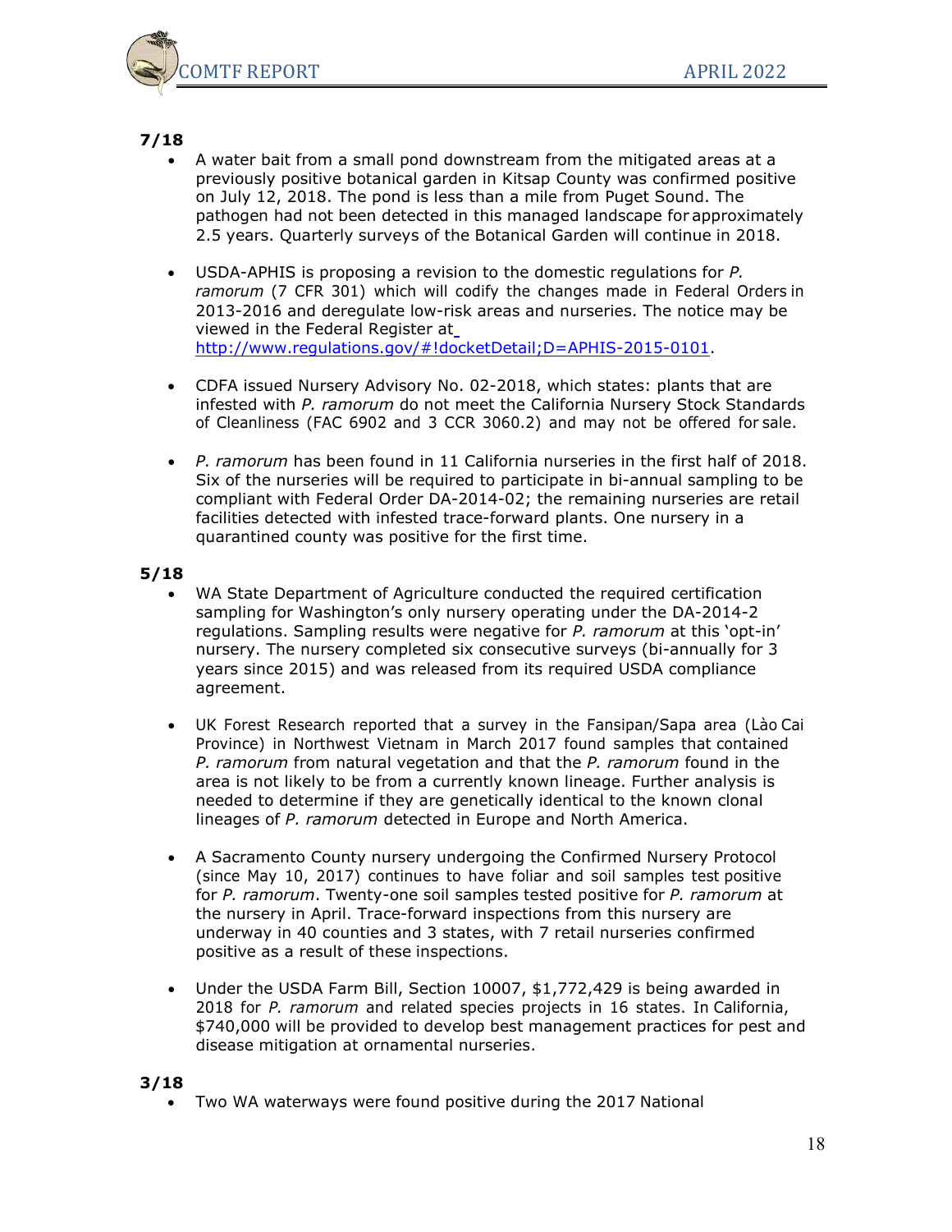**7/18**

- A water bait from a small pond downstream from the mitigated areas at a previously positive botanical garden in Kitsap County was confirmed positive on July 12, 2018. The pond is less than a mile from Puget Sound. The pathogen had not been detected in this managed landscape for approximately 2.5 years. Quarterly surveys of the Botanical Garden will continue in 2018.

- USDA-APHIS is proposing a revision to the domestic regulations for *P. ramorum* (7 CFR 301) which will codify the changes made in Federal Orders in 2013-2016 and deregulate low-risk areas and nurseries. The notice may be viewed in the Federal Register at http://www.regulations.gov/#!docketDetail;D=APHIS-2015-0101.

- CDFA issued Nursery Advisory No. 02-2018, which states: plants that are infested with *P. ramorum* do not meet the California Nursery Stock Standards of Cleanliness (FAC 6902 and 3 CCR 3060.2) and may not be offered for sale.

- *P. ramorum* has been found in 11 California nurseries in the first half of 2018. Six of the nurseries will be required to participate in bi-annual sampling to be compliant with Federal Order DA-2014-02; the remaining nurseries are retail facilities detected with infested trace-forward plants. One nursery in a quarantined county was positive for the first time.

**5/18**

- WA State Department of Agriculture conducted the required certification sampling for Washington's only nursery operating under the DA-2014-2 regulations. Sampling results were negative for *P. ramorum* at this 'opt-in' nursery. The nursery completed six consecutive surveys (bi-annually for 3 years since 2015) and was released from its required USDA compliance agreement.

- UK Forest Research reported that a survey in the Fansipan/Sapa area (Lào Cai Province) in Northwest Vietnam in March 2017 found samples that contained *P. ramorum* from natural vegetation and that the *P. ramorum* found in the area is not likely to be from a currently known lineage. Further analysis is needed to determine if they are genetically identical to the known clonal lineages of *P. ramorum* detected in Europe and North America.

- A Sacramento County nursery undergoing the Confirmed Nursery Protocol (since May 10, 2017) continues to have foliar and soil samples test positive for *P. ramorum*. Twenty-one soil samples tested positive for *P. ramorum* at the nursery in April. Trace-forward inspections from this nursery are underway in 40 counties and 3 states, with 7 retail nurseries confirmed positive as a result of these inspections.

- Under the USDA Farm Bill, Section 10007, $1,772,429 is being awarded in 2018 for *P. ramorum* and related species projects in 16 states. In California, $740,000 will be provided to develop best management practices for pest and disease mitigation at ornamental nurseries.

**3/18**

- Two WA waterways were found positive during the 2017 National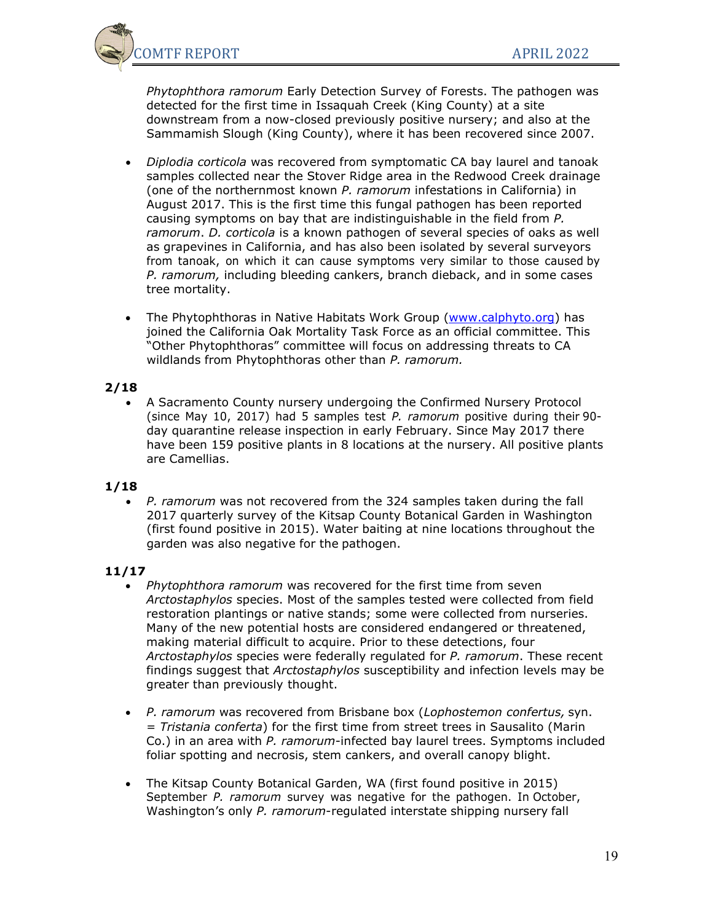*Phytophthora ramorum* Early Detection Survey of Forests. The pathogen was detected for the first time in Issaquah Creek (King County) at a site downstream from a now-closed previously positive nursery; and also at the Sammamish Slough (King County), where it has been recovered since 2007.

- *Diplodia corticola* was recovered from symptomatic CA bay laurel and tanoak samples collected near the Stover Ridge area in the Redwood Creek drainage (one of the northernmost known *P. ramorum* infestations in California) in August 2017. This is the first time this fungal pathogen has been reported causing symptoms on bay that are indistinguishable in the field from *P. ramorum*. *D. corticola* is a known pathogen of several species of oaks as well as grapevines in California, and has also been isolated by several surveyors from tanoak, on which it can cause symptoms very similar to those caused by *P. ramorum,* including bleeding cankers, branch dieback, and in some cases tree mortality.

- The Phytophthoras in Native Habitats Work Group (www.calphyto.org) has joined the California Oak Mortality Task Force as an official committee. This "Other Phytophthoras" committee will focus on addressing threats to CA wildlands from Phytophthoras other than *P. ramorum.*

**2/18**

- A Sacramento County nursery undergoing the Confirmed Nursery Protocol (since May 10, 2017) had 5 samples test *P. ramorum* positive during their 90-day quarantine release inspection in early February. Since May 2017 there have been 159 positive plants in 8 locations at the nursery. All positive plants are Camellias.

**1/18**

- *P. ramorum* was not recovered from the 324 samples taken during the fall 2017 quarterly survey of the Kitsap County Botanical Garden in Washington (first found positive in 2015). Water baiting at nine locations throughout the garden was also negative for the pathogen.

**11/17**

- *Phytophthora ramorum* was recovered for the first time from seven *Arctostaphylos* species. Most of the samples tested were collected from field restoration plantings or native stands; some were collected from nurseries. Many of the new potential hosts are considered endangered or threatened, making material difficult to acquire. Prior to these detections, four *Arctostaphylos* species were federally regulated for *P. ramorum*. These recent findings suggest that *Arctostaphylos* susceptibility and infection levels may be greater than previously thought.

- *P. ramorum* was recovered from Brisbane box (*Lophostemon confertus,* syn. = *Tristania conferta*) for the first time from street trees in Sausalito (Marin Co.) in an area with *P. ramorum*-infected bay laurel trees. Symptoms included foliar spotting and necrosis, stem cankers, and overall canopy blight.

- The Kitsap County Botanical Garden, WA (first found positive in 2015) September *P. ramorum* survey was negative for the pathogen. In October, Washington's only *P. ramorum*-regulated interstate shipping nursery fall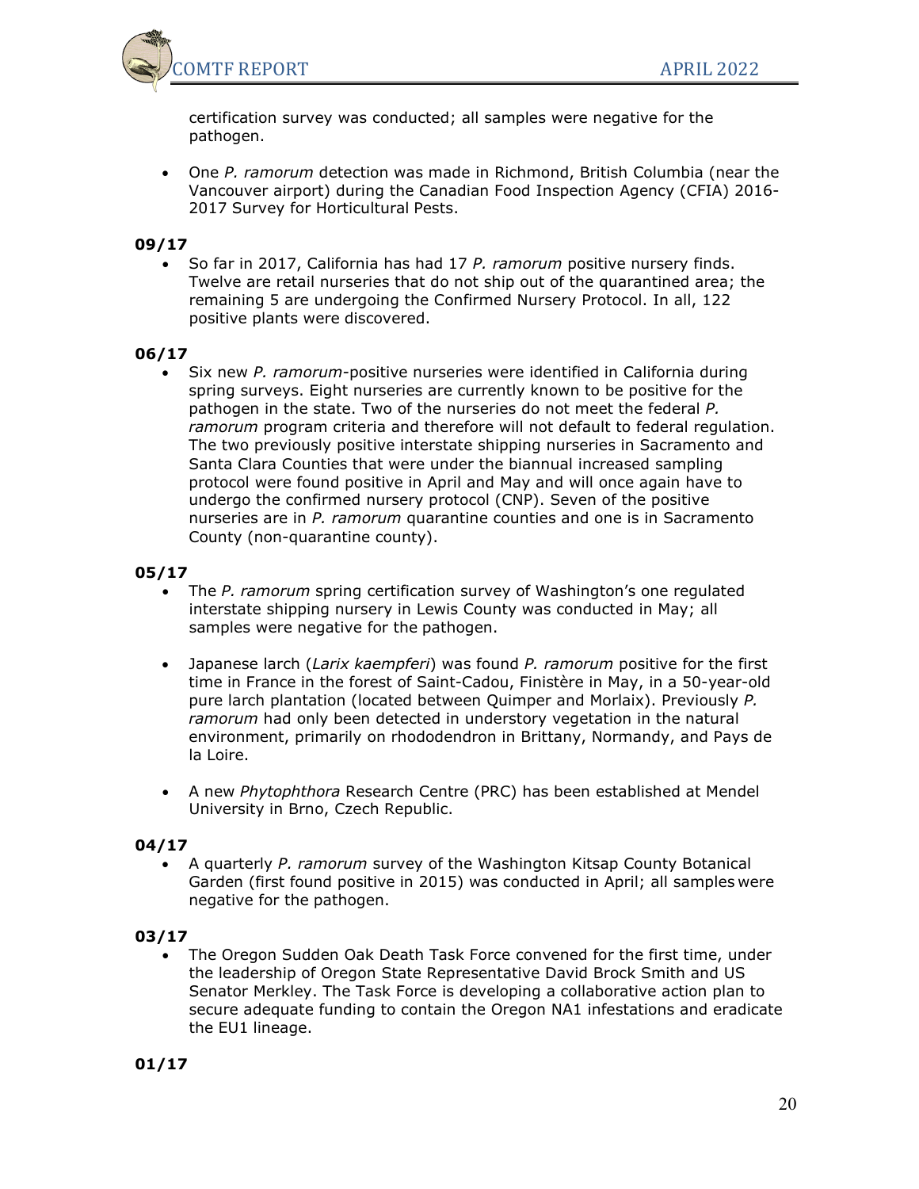certification survey was conducted; all samples were negative for the pathogen.

- One *P. ramorum* detection was made in Richmond, British Columbia (near the Vancouver airport) during the Canadian Food Inspection Agency (CFIA) 2016-2017 Survey for Horticultural Pests.

**09/17**

- So far in 2017, California has had 17 *P. ramorum* positive nursery finds. Twelve are retail nurseries that do not ship out of the quarantined area; the remaining 5 are undergoing the Confirmed Nursery Protocol. In all, 122 positive plants were discovered.

**06/17**

- Six new *P. ramorum*-positive nurseries were identified in California during spring surveys. Eight nurseries are currently known to be positive for the pathogen in the state. Two of the nurseries do not meet the federal *P. ramorum* program criteria and therefore will not default to federal regulation. The two previously positive interstate shipping nurseries in Sacramento and Santa Clara Counties that were under the biannual increased sampling protocol were found positive in April and May and will once again have to undergo the confirmed nursery protocol (CNP). Seven of the positive nurseries are in *P. ramorum* quarantine counties and one is in Sacramento County (non-quarantine county).

**05/17**

- The *P. ramorum* spring certification survey of Washington's one regulated interstate shipping nursery in Lewis County was conducted in May; all samples were negative for the pathogen.

- Japanese larch (*Larix kaempferi*) was found *P. ramorum* positive for the first time in France in the forest of Saint-Cadou, Finistère in May, in a 50-year-old pure larch plantation (located between Quimper and Morlaix). Previously *P. ramorum* had only been detected in understory vegetation in the natural environment, primarily on rhododendron in Brittany, Normandy, and Pays de la Loire.

- A new *Phytophthora* Research Centre (PRC) has been established at Mendel University in Brno, Czech Republic.

**04/17**

- A quarterly *P. ramorum* survey of the Washington Kitsap County Botanical Garden (first found positive in 2015) was conducted in April; all samples were negative for the pathogen.

**03/17**

- The Oregon Sudden Oak Death Task Force convened for the first time, under the leadership of Oregon State Representative David Brock Smith and US Senator Merkley. The Task Force is developing a collaborative action plan to secure adequate funding to contain the Oregon NA1 infestations and eradicate the EU1 lineage.

**01/17**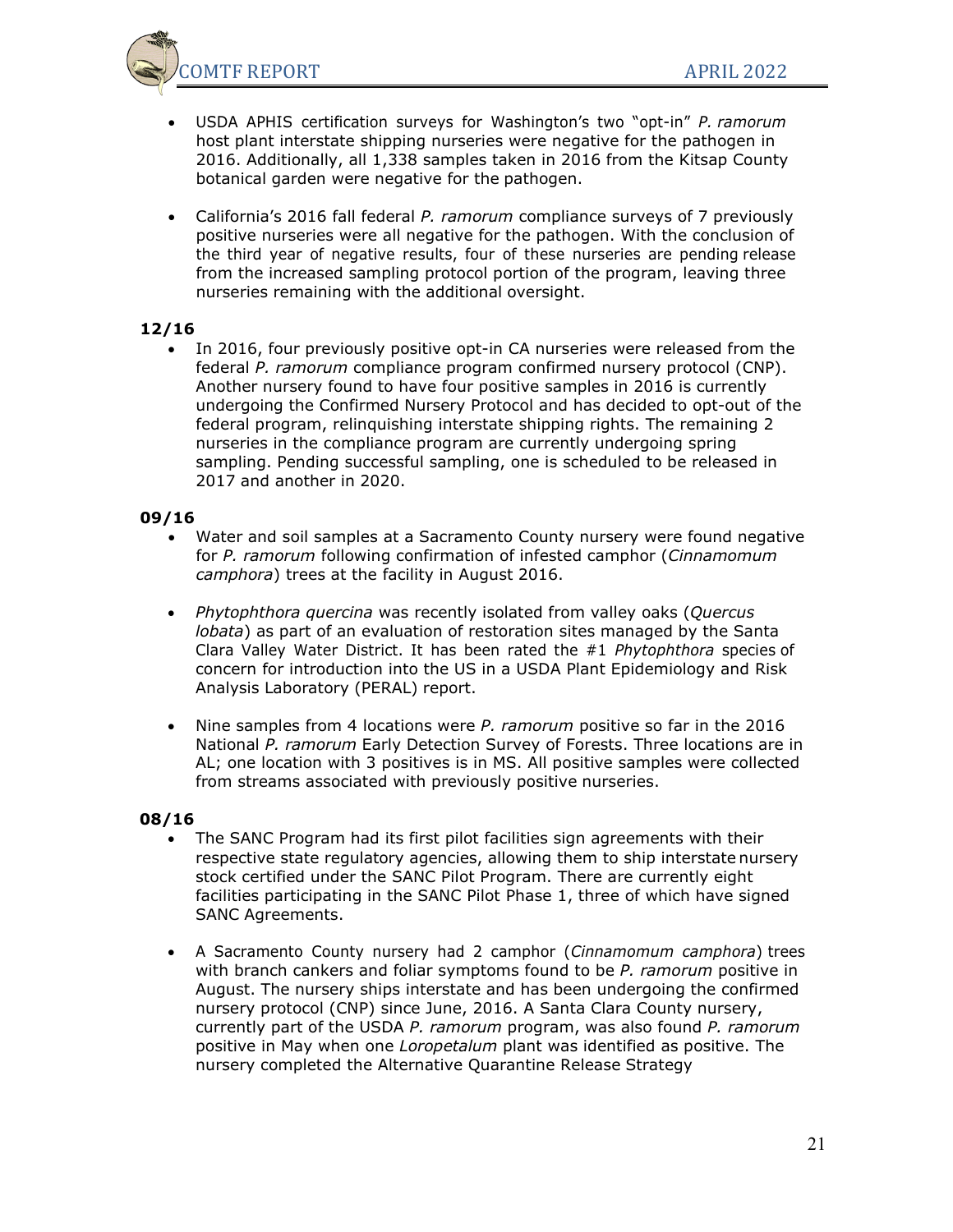- USDA APHIS certification surveys for Washington's two "opt-in" *P. ramorum* host plant interstate shipping nurseries were negative for the pathogen in 2016. Additionally, all 1,338 samples taken in 2016 from the Kitsap County botanical garden were negative for the pathogen.

- California's 2016 fall federal *P. ramorum* compliance surveys of 7 previously positive nurseries were all negative for the pathogen. With the conclusion of the third year of negative results, four of these nurseries are pending release from the increased sampling protocol portion of the program, leaving three nurseries remaining with the additional oversight.

**12/16**

- In 2016, four previously positive opt-in CA nurseries were released from the federal *P. ramorum* compliance program confirmed nursery protocol (CNP). Another nursery found to have four positive samples in 2016 is currently undergoing the Confirmed Nursery Protocol and has decided to opt-out of the federal program, relinquishing interstate shipping rights. The remaining 2 nurseries in the compliance program are currently undergoing spring sampling. Pending successful sampling, one is scheduled to be released in 2017 and another in 2020.

**09/16**

- Water and soil samples at a Sacramento County nursery were found negative for *P. ramorum* following confirmation of infested camphor (*Cinnamomum camphora*) trees at the facility in August 2016.

- *Phytophthora quercina* was recently isolated from valley oaks (*Quercus lobata*) as part of an evaluation of restoration sites managed by the Santa Clara Valley Water District. It has been rated the #1 *Phytophthora* species of concern for introduction into the US in a USDA Plant Epidemiology and Risk Analysis Laboratory (PERAL) report.

- Nine samples from 4 locations were *P. ramorum* positive so far in the 2016 National *P. ramorum* Early Detection Survey of Forests. Three locations are in AL; one location with 3 positives is in MS. All positive samples were collected from streams associated with previously positive nurseries.

**08/16**

- The SANC Program had its first pilot facilities sign agreements with their respective state regulatory agencies, allowing them to ship interstate nursery stock certified under the SANC Pilot Program. There are currently eight facilities participating in the SANC Pilot Phase 1, three of which have signed SANC Agreements.

- A Sacramento County nursery had 2 camphor (*Cinnamomum camphora*) trees with branch cankers and foliar symptoms found to be *P. ramorum* positive in August. The nursery ships interstate and has been undergoing the confirmed nursery protocol (CNP) since June, 2016. A Santa Clara County nursery, currently part of the USDA *P. ramorum* program, was also found *P. ramorum* positive in May when one *Loropetalum* plant was identified as positive. The nursery completed the Alternative Quarantine Release Strategy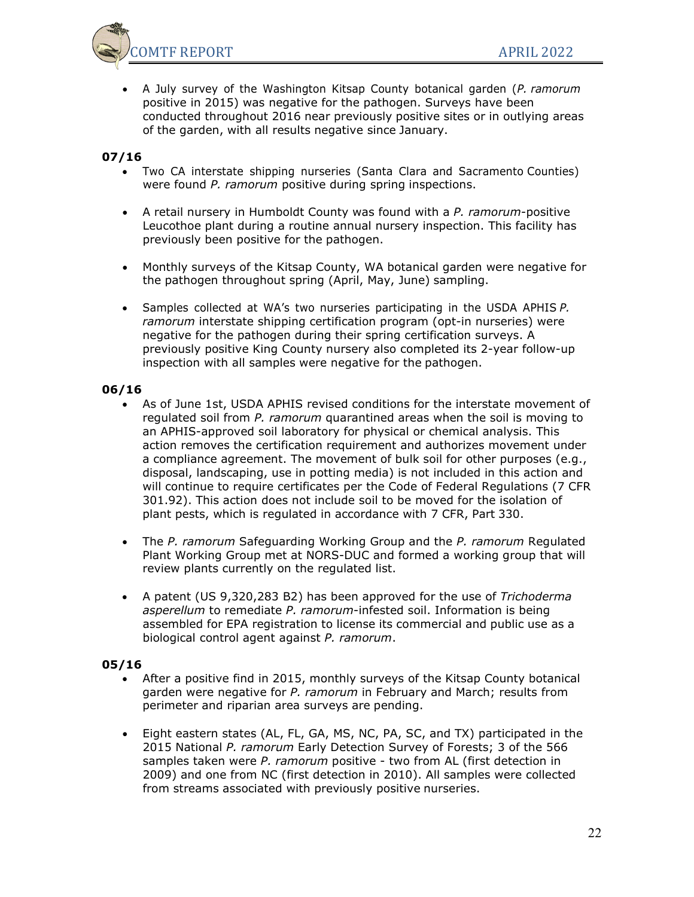- A July survey of the Washington Kitsap County botanical garden (*P. ramorum* positive in 2015) was negative for the pathogen. Surveys have been conducted throughout 2016 near previously positive sites or in outlying areas of the garden, with all results negative since January.

**07/16**

- Two CA interstate shipping nurseries (Santa Clara and Sacramento Counties) were found *P. ramorum* positive during spring inspections.
- A retail nursery in Humboldt County was found with a *P. ramorum*-positive Leucothoe plant during a routine annual nursery inspection. This facility has previously been positive for the pathogen.
- Monthly surveys of the Kitsap County, WA botanical garden were negative for the pathogen throughout spring (April, May, June) sampling.
- Samples collected at WA's two nurseries participating in the USDA APHIS *P. ramorum* interstate shipping certification program (opt-in nurseries) were negative for the pathogen during their spring certification surveys. A previously positive King County nursery also completed its 2-year follow-up inspection with all samples were negative for the pathogen.

**06/16**

- As of June 1st, USDA APHIS revised conditions for the interstate movement of regulated soil from *P. ramorum* quarantined areas when the soil is moving to an APHIS-approved soil laboratory for physical or chemical analysis. This action removes the certification requirement and authorizes movement under a compliance agreement. The movement of bulk soil for other purposes (e.g., disposal, landscaping, use in potting media) is not included in this action and will continue to require certificates per the Code of Federal Regulations (7 CFR 301.92). This action does not include soil to be moved for the isolation of plant pests, which is regulated in accordance with 7 CFR, Part 330.
- The *P. ramorum* Safeguarding Working Group and the *P. ramorum* Regulated Plant Working Group met at NORS-DUC and formed a working group that will review plants currently on the regulated list.
- A patent (US 9,320,283 B2) has been approved for the use of *Trichoderma asperellum* to remediate *P. ramorum*-infested soil. Information is being assembled for EPA registration to license its commercial and public use as a biological control agent against *P. ramorum*.

**05/16**

- After a positive find in 2015, monthly surveys of the Kitsap County botanical garden were negative for *P. ramorum* in February and March; results from perimeter and riparian area surveys are pending.
- Eight eastern states (AL, FL, GA, MS, NC, PA, SC, and TX) participated in the 2015 National *P. ramorum* Early Detection Survey of Forests; 3 of the 566 samples taken were *P. ramorum* positive - two from AL (first detection in 2009) and one from NC (first detection in 2010). All samples were collected from streams associated with previously positive nurseries.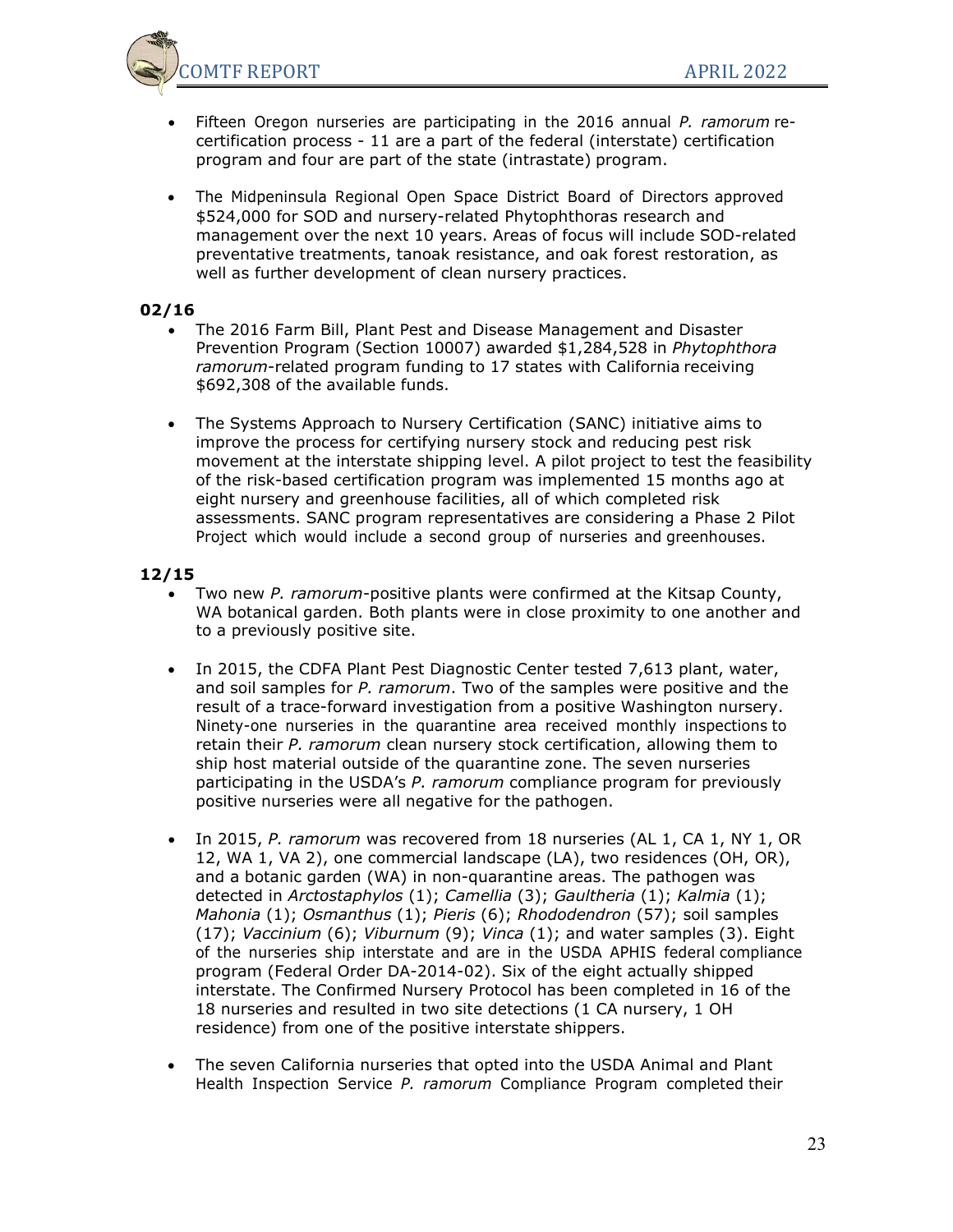- Fifteen Oregon nurseries are participating in the 2016 annual *P. ramorum* re-certification process - 11 are a part of the federal (interstate) certification program and four are part of the state (intrastate) program.

- The Midpeninsula Regional Open Space District Board of Directors approved $524,000 for SOD and nursery-related Phytophthoras research and management over the next 10 years. Areas of focus will include SOD-related preventative treatments, tanoak resistance, and oak forest restoration, as well as further development of clean nursery practices.

**02/16**

- The 2016 Farm Bill, Plant Pest and Disease Management and Disaster Prevention Program (Section 10007) awarded $1,284,528 in *Phytophthora ramorum*-related program funding to 17 states with California receiving $692,308 of the available funds.

- The Systems Approach to Nursery Certification (SANC) initiative aims to improve the process for certifying nursery stock and reducing pest risk movement at the interstate shipping level. A pilot project to test the feasibility of the risk-based certification program was implemented 15 months ago at eight nursery and greenhouse facilities, all of which completed risk assessments. SANC program representatives are considering a Phase 2 Pilot Project which would include a second group of nurseries and greenhouses.

**12/15**

- Two new *P. ramorum*-positive plants were confirmed at the Kitsap County, WA botanical garden. Both plants were in close proximity to one another and to a previously positive site.

- In 2015, the CDFA Plant Pest Diagnostic Center tested 7,613 plant, water, and soil samples for *P. ramorum*. Two of the samples were positive and the result of a trace-forward investigation from a positive Washington nursery. Ninety-one nurseries in the quarantine area received monthly inspections to retain their *P. ramorum* clean nursery stock certification, allowing them to ship host material outside of the quarantine zone. The seven nurseries participating in the USDA's *P. ramorum* compliance program for previously positive nurseries were all negative for the pathogen.

- In 2015, *P. ramorum* was recovered from 18 nurseries (AL 1, CA 1, NY 1, OR 12, WA 1, VA 2), one commercial landscape (LA), two residences (OH, OR), and a botanic garden (WA) in non-quarantine areas. The pathogen was detected in *Arctostaphylos* (1); *Camellia* (3); *Gaultheria* (1); *Kalmia* (1); *Mahonia* (1); *Osmanthus* (1); *Pieris* (6); *Rhododendron* (57); soil samples (17); *Vaccinium* (6); *Viburnum* (9); *Vinca* (1); and water samples (3). Eight of the nurseries ship interstate and are in the USDA APHIS federal compliance program (Federal Order DA-2014-02). Six of the eight actually shipped interstate. The Confirmed Nursery Protocol has been completed in 16 of the 18 nurseries and resulted in two site detections (1 CA nursery, 1 OH residence) from one of the positive interstate shippers.

- The seven California nurseries that opted into the USDA Animal and Plant Health Inspection Service *P. ramorum* Compliance Program completed their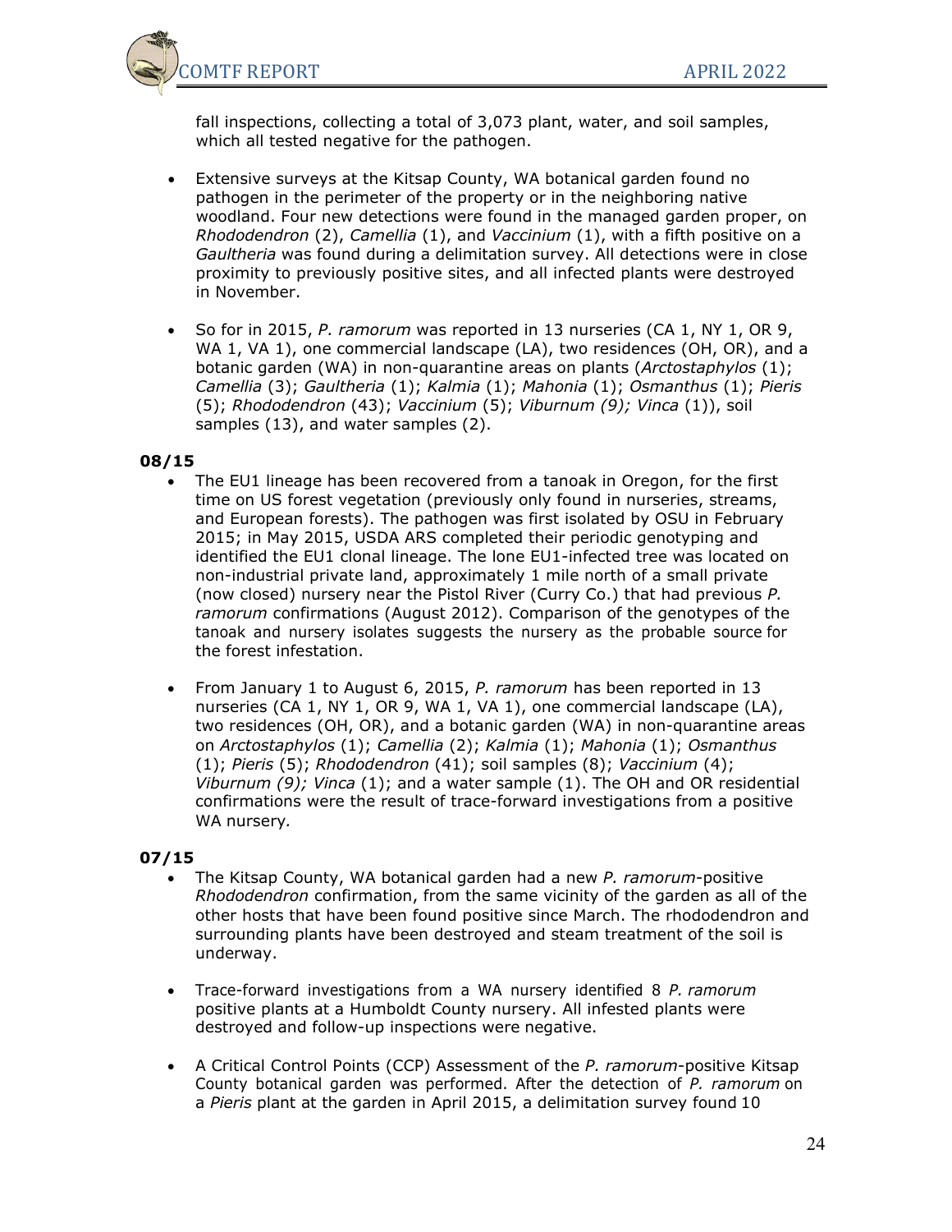fall inspections, collecting a total of 3,073 plant, water, and soil samples, which all tested negative for the pathogen.

- Extensive surveys at the Kitsap County, WA botanical garden found no pathogen in the perimeter of the property or in the neighboring native woodland. Four new detections were found in the managed garden proper, on *Rhododendron* (2), *Camellia* (1), and *Vaccinium* (1), with a fifth positive on a *Gaultheria* was found during a delimitation survey. All detections were in close proximity to previously positive sites, and all infected plants were destroyed in November.

- So for in 2015, *P. ramorum* was reported in 13 nurseries (CA 1, NY 1, OR 9, WA 1, VA 1), one commercial landscape (LA), two residences (OH, OR), and a botanic garden (WA) in non-quarantine areas on plants (*Arctostaphylos* (1); *Camellia* (3); *Gaultheria* (1); *Kalmia* (1); *Mahonia* (1); *Osmanthus* (1); *Pieris* (5); *Rhododendron* (43); *Vaccinium* (5); *Viburnum (9); Vinca* (1)), soil samples (13), and water samples (2).

**08/15**

- The EU1 lineage has been recovered from a tanoak in Oregon, for the first time on US forest vegetation (previously only found in nurseries, streams, and European forests). The pathogen was first isolated by OSU in February 2015; in May 2015, USDA ARS completed their periodic genotyping and identified the EU1 clonal lineage. The lone EU1-infected tree was located on non-industrial private land, approximately 1 mile north of a small private (now closed) nursery near the Pistol River (Curry Co.) that had previous *P. ramorum* confirmations (August 2012). Comparison of the genotypes of the tanoak and nursery isolates suggests the nursery as the probable source for the forest infestation.

- From January 1 to August 6, 2015, *P. ramorum* has been reported in 13 nurseries (CA 1, NY 1, OR 9, WA 1, VA 1), one commercial landscape (LA), two residences (OH, OR), and a botanic garden (WA) in non-quarantine areas on *Arctostaphylos* (1); *Camellia* (2); *Kalmia* (1); *Mahonia* (1); *Osmanthus* (1); *Pieris* (5); *Rhododendron* (41); soil samples (8); *Vaccinium* (4); *Viburnum (9); Vinca* (1); and a water sample (1). The OH and OR residential confirmations were the result of trace-forward investigations from a positive WA nursery.

**07/15**

- The Kitsap County, WA botanical garden had a new *P. ramorum*-positive *Rhododendron* confirmation, from the same vicinity of the garden as all of the other hosts that have been found positive since March. The rhododendron and surrounding plants have been destroyed and steam treatment of the soil is underway.

- Trace-forward investigations from a WA nursery identified 8 *P. ramorum* positive plants at a Humboldt County nursery. All infested plants were destroyed and follow-up inspections were negative.

- A Critical Control Points (CCP) Assessment of the *P. ramorum*-positive Kitsap County botanical garden was performed. After the detection of *P. ramorum* on a *Pieris* plant at the garden in April 2015, a delimitation survey found 10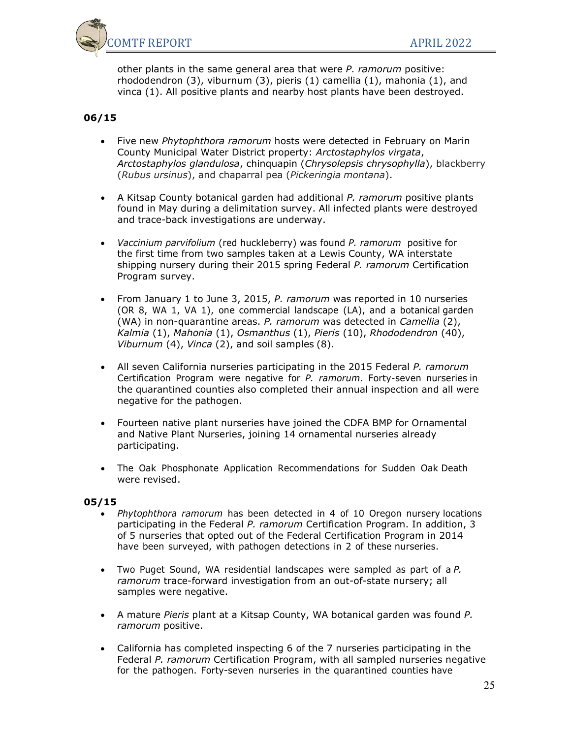other plants in the same general area that were *P. ramorum* positive: rhododendron (3), viburnum (3), pieris (1) camellia (1), mahonia (1), and vinca (1). All positive plants and nearby host plants have been destroyed.

**06/15**

- Five new *Phytophthora ramorum* hosts were detected in February on Marin County Municipal Water District property: *Arctostaphylos virgata*, *Arctostaphylos glandulosa*, chinquapin (*Chrysolepsis chrysophylla*), blackberry (*Rubus ursinus*), and chaparral pea (*Pickeringia montana*).

- A Kitsap County botanical garden had additional *P. ramorum* positive plants found in May during a delimitation survey. All infected plants were destroyed and trace-back investigations are underway.

- *Vaccinium parvifolium* (red huckleberry) was found *P. ramorum* positive for the first time from two samples taken at a Lewis County, WA interstate shipping nursery during their 2015 spring Federal *P. ramorum* Certification Program survey.

- From January 1 to June 3, 2015, *P. ramorum* was reported in 10 nurseries (OR 8, WA 1, VA 1), one commercial landscape (LA), and a botanical garden (WA) in non-quarantine areas. *P. ramorum* was detected in *Camellia* (2), *Kalmia* (1), *Mahonia* (1), *Osmanthus* (1), *Pieris* (10), *Rhododendron* (40), *Viburnum* (4), *Vinca* (2), and soil samples (8).

- All seven California nurseries participating in the 2015 Federal *P. ramorum* Certification Program were negative for *P. ramorum*. Forty-seven nurseries in the quarantined counties also completed their annual inspection and all were negative for the pathogen.

- Fourteen native plant nurseries have joined the CDFA BMP for Ornamental and Native Plant Nurseries, joining 14 ornamental nurseries already participating.

- The Oak Phosphonate Application Recommendations for Sudden Oak Death were revised.

**05/15**

- *Phytophthora ramorum* has been detected in 4 of 10 Oregon nursery locations participating in the Federal *P. ramorum* Certification Program. In addition, 3 of 5 nurseries that opted out of the Federal Certification Program in 2014 have been surveyed, with pathogen detections in 2 of these nurseries.

- Two Puget Sound, WA residential landscapes were sampled as part of a *P. ramorum* trace-forward investigation from an out-of-state nursery; all samples were negative.

- A mature *Pieris* plant at a Kitsap County, WA botanical garden was found *P. ramorum* positive.

- California has completed inspecting 6 of the 7 nurseries participating in the Federal *P. ramorum* Certification Program, with all sampled nurseries negative for the pathogen. Forty-seven nurseries in the quarantined counties have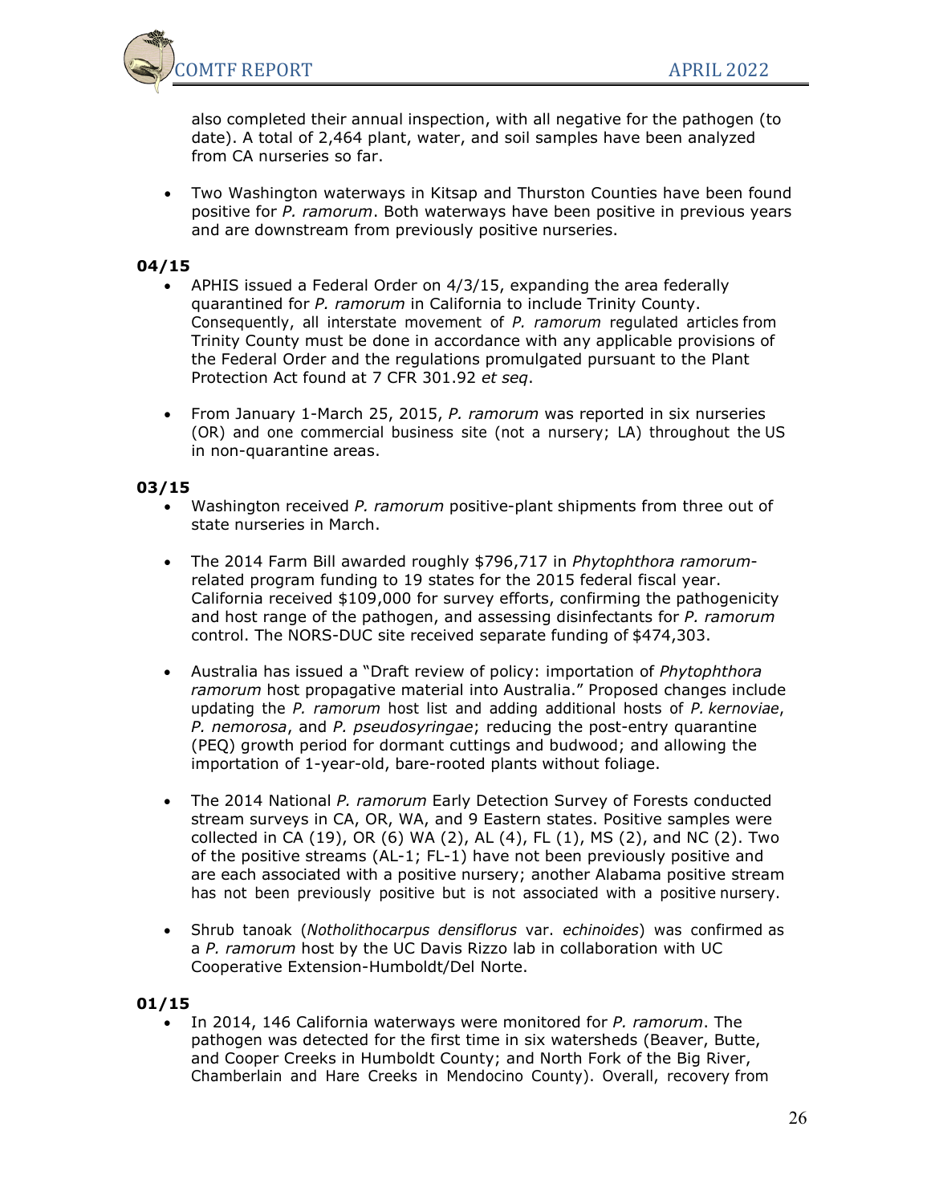also completed their annual inspection, with all negative for the pathogen (to date). A total of 2,464 plant, water, and soil samples have been analyzed from CA nurseries so far.

- Two Washington waterways in Kitsap and Thurston Counties have been found positive for *P. ramorum*. Both waterways have been positive in previous years and are downstream from previously positive nurseries.

**04/15**

- APHIS issued a Federal Order on 4/3/15, expanding the area federally quarantined for *P. ramorum* in California to include Trinity County. Consequently, all interstate movement of *P. ramorum* regulated articles from Trinity County must be done in accordance with any applicable provisions of the Federal Order and the regulations promulgated pursuant to the Plant Protection Act found at 7 CFR 301.92 *et seq*.

- From January 1-March 25, 2015, *P. ramorum* was reported in six nurseries (OR) and one commercial business site (not a nursery; LA) throughout the US in non-quarantine areas.

**03/15**

- Washington received *P. ramorum* positive-plant shipments from three out of state nurseries in March.

- The 2014 Farm Bill awarded roughly $796,717 in *Phytophthora ramorum*-related program funding to 19 states for the 2015 federal fiscal year. California received $109,000 for survey efforts, confirming the pathogenicity and host range of the pathogen, and assessing disinfectants for *P. ramorum* control. The NORS-DUC site received separate funding of $474,303.

- Australia has issued a "Draft review of policy: importation of *Phytophthora ramorum* host propagative material into Australia." Proposed changes include updating the *P. ramorum* host list and adding additional hosts of *P. kernoviae*, *P. nemorosa*, and *P. pseudosyringae*; reducing the post-entry quarantine (PEQ) growth period for dormant cuttings and budwood; and allowing the importation of 1-year-old, bare-rooted plants without foliage.

- The 2014 National *P. ramorum* Early Detection Survey of Forests conducted stream surveys in CA, OR, WA, and 9 Eastern states. Positive samples were collected in CA (19), OR (6) WA (2), AL (4), FL (1), MS (2), and NC (2). Two of the positive streams (AL-1; FL-1) have not been previously positive and are each associated with a positive nursery; another Alabama positive stream has not been previously positive but is not associated with a positive nursery.

- Shrub tanoak (*Notholithocarpus densiflorus* var. *echinoides*) was confirmed as a *P. ramorum* host by the UC Davis Rizzo lab in collaboration with UC Cooperative Extension-Humboldt/Del Norte.

**01/15**

- In 2014, 146 California waterways were monitored for *P. ramorum*. The pathogen was detected for the first time in six watersheds (Beaver, Butte, and Cooper Creeks in Humboldt County; and North Fork of the Big River, Chamberlain and Hare Creeks in Mendocino County). Overall, recovery from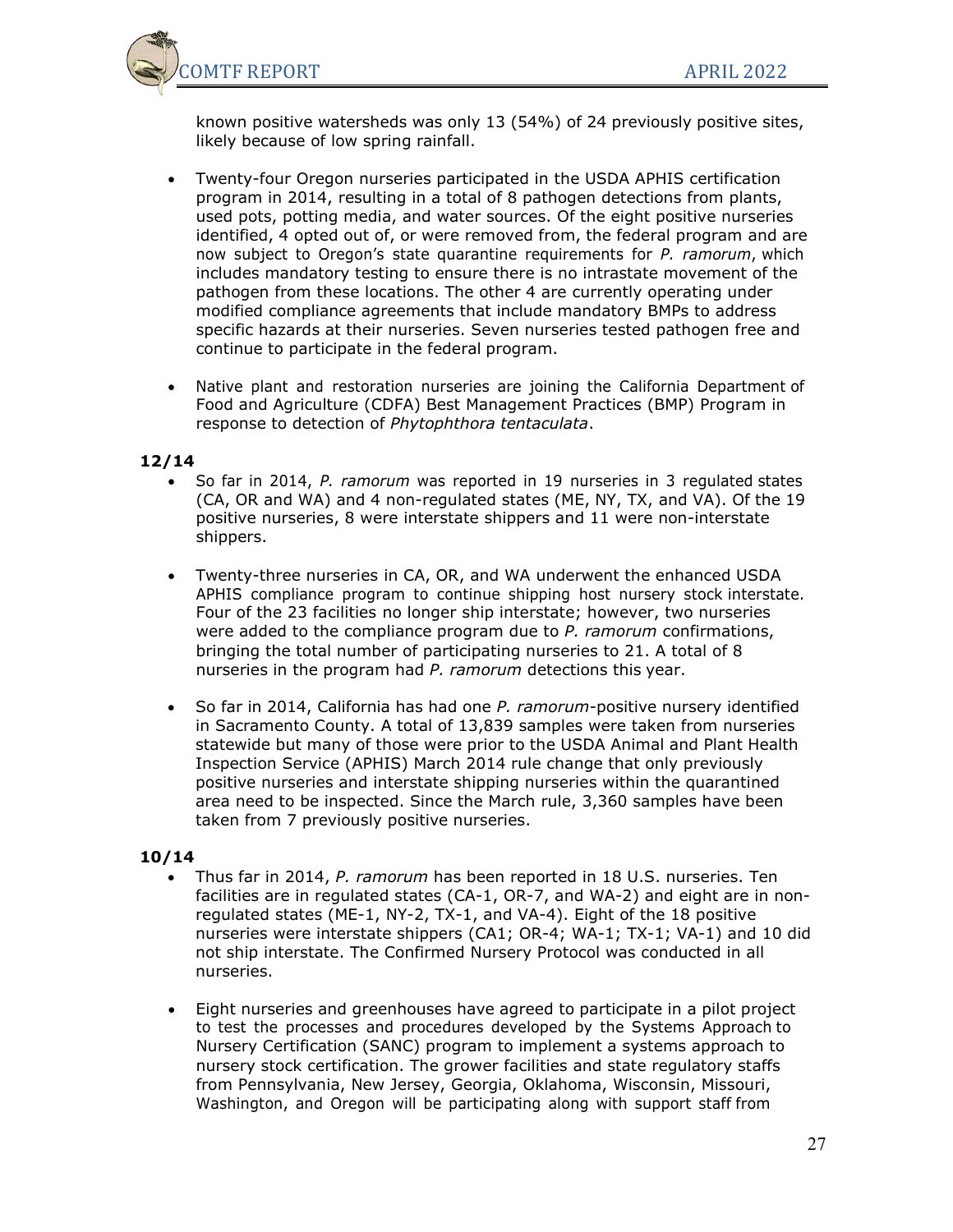known positive watersheds was only 13 (54%) of 24 previously positive sites, likely because of low spring rainfall.

- Twenty-four Oregon nurseries participated in the USDA APHIS certification program in 2014, resulting in a total of 8 pathogen detections from plants, used pots, potting media, and water sources. Of the eight positive nurseries identified, 4 opted out of, or were removed from, the federal program and are now subject to Oregon's state quarantine requirements for *P. ramorum*, which includes mandatory testing to ensure there is no intrastate movement of the pathogen from these locations. The other 4 are currently operating under modified compliance agreements that include mandatory BMPs to address specific hazards at their nurseries. Seven nurseries tested pathogen free and continue to participate in the federal program.

- Native plant and restoration nurseries are joining the California Department of Food and Agriculture (CDFA) Best Management Practices (BMP) Program in response to detection of *Phytophthora tentaculata*.

**12/14**

- So far in 2014, *P. ramorum* was reported in 19 nurseries in 3 regulated states (CA, OR and WA) and 4 non-regulated states (ME, NY, TX, and VA). Of the 19 positive nurseries, 8 were interstate shippers and 11 were non-interstate shippers.

- Twenty-three nurseries in CA, OR, and WA underwent the enhanced USDA APHIS compliance program to continue shipping host nursery stock interstate. Four of the 23 facilities no longer ship interstate; however, two nurseries were added to the compliance program due to *P. ramorum* confirmations, bringing the total number of participating nurseries to 21. A total of 8 nurseries in the program had *P. ramorum* detections this year.

- So far in 2014, California has had one *P. ramorum*-positive nursery identified in Sacramento County. A total of 13,839 samples were taken from nurseries statewide but many of those were prior to the USDA Animal and Plant Health Inspection Service (APHIS) March 2014 rule change that only previously positive nurseries and interstate shipping nurseries within the quarantined area need to be inspected. Since the March rule, 3,360 samples have been taken from 7 previously positive nurseries.

**10/14**

- Thus far in 2014, *P. ramorum* has been reported in 18 U.S. nurseries. Ten facilities are in regulated states (CA-1, OR-7, and WA-2) and eight are in non-regulated states (ME-1, NY-2, TX-1, and VA-4). Eight of the 18 positive nurseries were interstate shippers (CA1; OR-4; WA-1; TX-1; VA-1) and 10 did not ship interstate. The Confirmed Nursery Protocol was conducted in all nurseries.

- Eight nurseries and greenhouses have agreed to participate in a pilot project to test the processes and procedures developed by the Systems Approach to Nursery Certification (SANC) program to implement a systems approach to nursery stock certification. The grower facilities and state regulatory staffs from Pennsylvania, New Jersey, Georgia, Oklahoma, Wisconsin, Missouri, Washington, and Oregon will be participating along with support staff from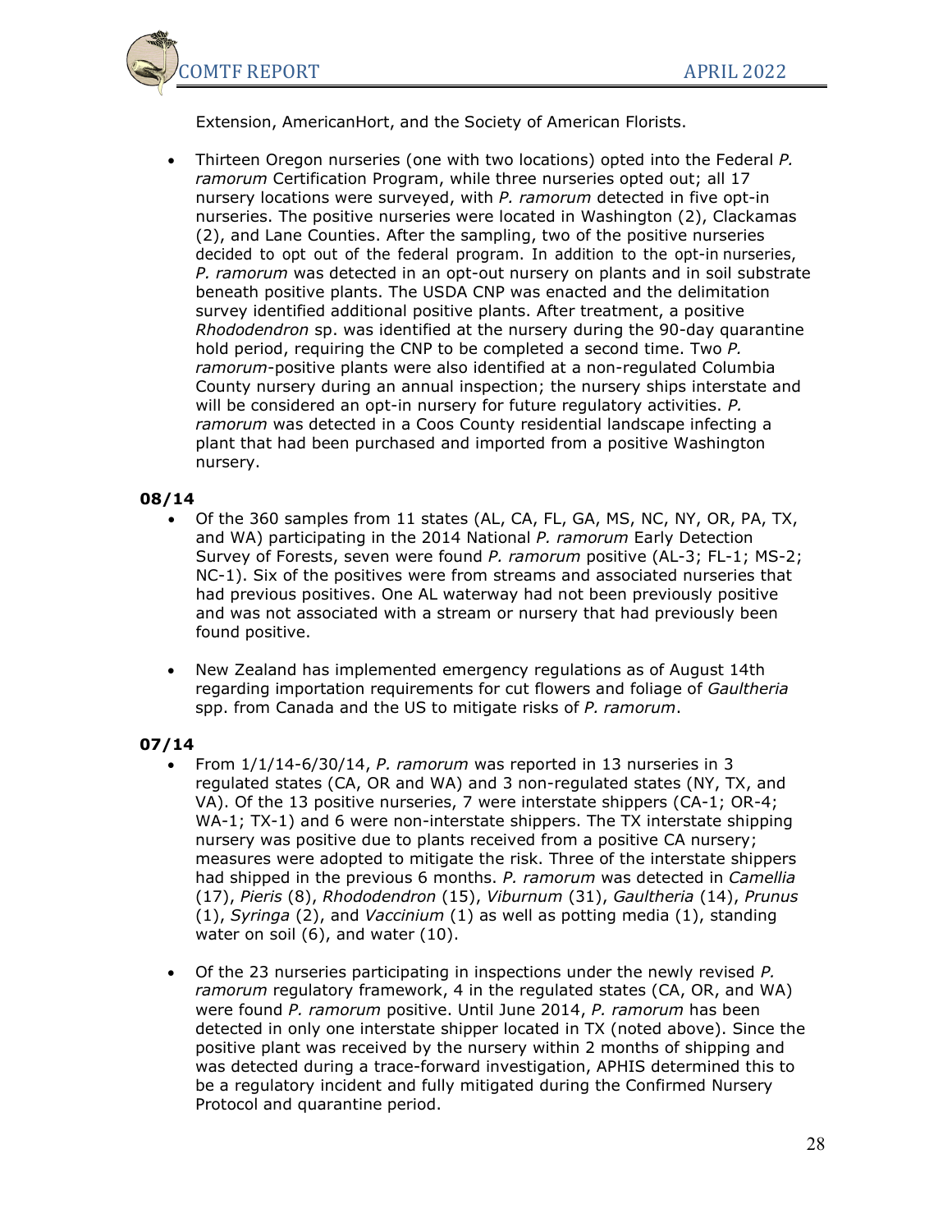Extension, AmericanHort, and the Society of American Florists.

- Thirteen Oregon nurseries (one with two locations) opted into the Federal *P. ramorum* Certification Program, while three nurseries opted out; all 17 nursery locations were surveyed, with *P. ramorum* detected in five opt-in nurseries. The positive nurseries were located in Washington (2), Clackamas (2), and Lane Counties. After the sampling, two of the positive nurseries decided to opt out of the federal program. In addition to the opt-in nurseries, *P. ramorum* was detected in an opt-out nursery on plants and in soil substrate beneath positive plants. The USDA CNP was enacted and the delimitation survey identified additional positive plants. After treatment, a positive *Rhododendron* sp. was identified at the nursery during the 90-day quarantine hold period, requiring the CNP to be completed a second time. Two *P. ramorum*-positive plants were also identified at a non-regulated Columbia County nursery during an annual inspection; the nursery ships interstate and will be considered an opt-in nursery for future regulatory activities. *P. ramorum* was detected in a Coos County residential landscape infecting a plant that had been purchased and imported from a positive Washington nursery.

**08/14**

- Of the 360 samples from 11 states (AL, CA, FL, GA, MS, NC, NY, OR, PA, TX, and WA) participating in the 2014 National *P. ramorum* Early Detection Survey of Forests, seven were found *P. ramorum* positive (AL-3; FL-1; MS-2; NC-1). Six of the positives were from streams and associated nurseries that had previous positives. One AL waterway had not been previously positive and was not associated with a stream or nursery that had previously been found positive.

- New Zealand has implemented emergency regulations as of August 14th regarding importation requirements for cut flowers and foliage of *Gaultheria* spp. from Canada and the US to mitigate risks of *P. ramorum*.

**07/14**

- From 1/1/14-6/30/14, *P. ramorum* was reported in 13 nurseries in 3 regulated states (CA, OR and WA) and 3 non-regulated states (NY, TX, and VA). Of the 13 positive nurseries, 7 were interstate shippers (CA-1; OR-4; WA-1; TX-1) and 6 were non-interstate shippers. The TX interstate shipping nursery was positive due to plants received from a positive CA nursery; measures were adopted to mitigate the risk. Three of the interstate shippers had shipped in the previous 6 months. *P. ramorum* was detected in *Camellia* (17), *Pieris* (8), *Rhododendron* (15), *Viburnum* (31), *Gaultheria* (14), *Prunus* (1), *Syringa* (2), and *Vaccinium* (1) as well as potting media (1), standing water on soil (6), and water (10).

- Of the 23 nurseries participating in inspections under the newly revised *P. ramorum* regulatory framework, 4 in the regulated states (CA, OR, and WA) were found *P. ramorum* positive. Until June 2014, *P. ramorum* has been detected in only one interstate shipper located in TX (noted above). Since the positive plant was received by the nursery within 2 months of shipping and was detected during a trace-forward investigation, APHIS determined this to be a regulatory incident and fully mitigated during the Confirmed Nursery Protocol and quarantine period.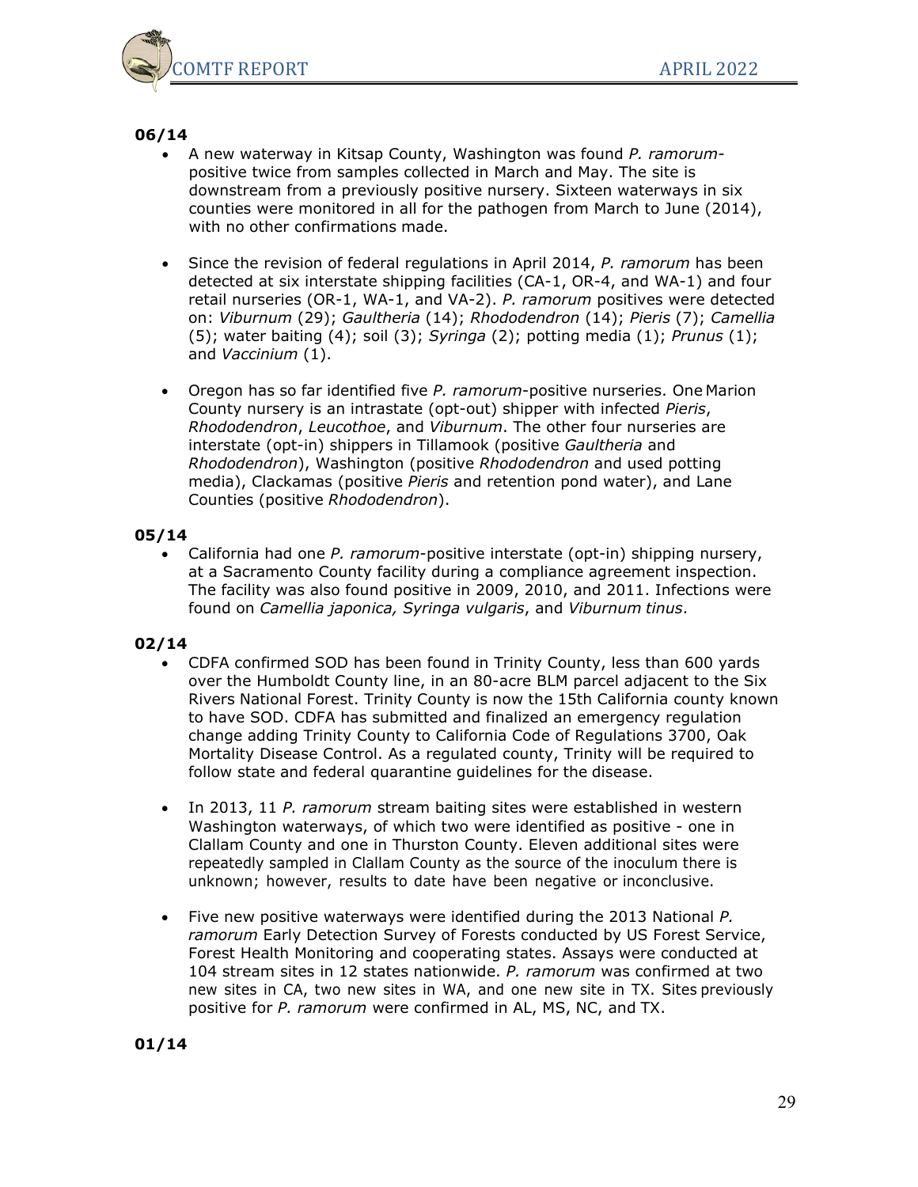**06/14**

- A new waterway in Kitsap County, Washington was found *P. ramorum*-positive twice from samples collected in March and May. The site is downstream from a previously positive nursery. Sixteen waterways in six counties were monitored in all for the pathogen from March to June (2014), with no other confirmations made.

- Since the revision of federal regulations in April 2014, *P. ramorum* has been detected at six interstate shipping facilities (CA-1, OR-4, and WA-1) and four retail nurseries (OR-1, WA-1, and VA-2). *P. ramorum* positives were detected on: *Viburnum* (29); *Gaultheria* (14); *Rhododendron* (14); *Pieris* (7); *Camellia* (5); water baiting (4); soil (3); *Syringa* (2); potting media (1); *Prunus* (1); and *Vaccinium* (1).

- Oregon has so far identified five *P. ramorum*-positive nurseries. One Marion County nursery is an intrastate (opt-out) shipper with infected *Pieris*, *Rhododendron*, *Leucothoe*, and *Viburnum*. The other four nurseries are interstate (opt-in) shippers in Tillamook (positive *Gaultheria* and *Rhododendron*), Washington (positive *Rhododendron* and used potting media), Clackamas (positive *Pieris* and retention pond water), and Lane Counties (positive *Rhododendron*).

**05/14**

- California had one *P. ramorum*-positive interstate (opt-in) shipping nursery, at a Sacramento County facility during a compliance agreement inspection. The facility was also found positive in 2009, 2010, and 2011. Infections were found on *Camellia japonica, Syringa vulgaris*, and *Viburnum tinus*.

**02/14**

- CDFA confirmed SOD has been found in Trinity County, less than 600 yards over the Humboldt County line, in an 80-acre BLM parcel adjacent to the Six Rivers National Forest. Trinity County is now the 15th California county known to have SOD. CDFA has submitted and finalized an emergency regulation change adding Trinity County to California Code of Regulations 3700, Oak Mortality Disease Control. As a regulated county, Trinity will be required to follow state and federal quarantine guidelines for the disease.

- In 2013, 11 *P. ramorum* stream baiting sites were established in western Washington waterways, of which two were identified as positive - one in Clallam County and one in Thurston County. Eleven additional sites were repeatedly sampled in Clallam County as the source of the inoculum there is unknown; however, results to date have been negative or inconclusive.

- Five new positive waterways were identified during the 2013 National *P. ramorum* Early Detection Survey of Forests conducted by US Forest Service, Forest Health Monitoring and cooperating states. Assays were conducted at 104 stream sites in 12 states nationwide. *P. ramorum* was confirmed at two new sites in CA, two new sites in WA, and one new site in TX. Sites previously positive for *P. ramorum* were confirmed in AL, MS, NC, and TX.

**01/14**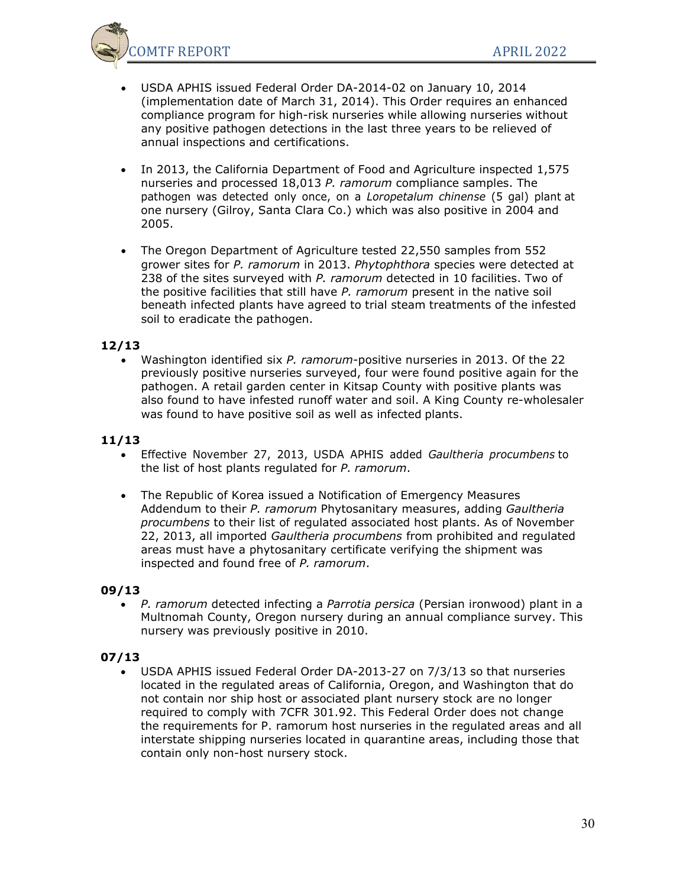- USDA APHIS issued Federal Order DA-2014-02 on January 10, 2014 (implementation date of March 31, 2014). This Order requires an enhanced compliance program for high-risk nurseries while allowing nurseries without any positive pathogen detections in the last three years to be relieved of annual inspections and certifications.

- In 2013, the California Department of Food and Agriculture inspected 1,575 nurseries and processed 18,013 *P. ramorum* compliance samples. The pathogen was detected only once, on a *Loropetalum chinense* (5 gal) plant at one nursery (Gilroy, Santa Clara Co.) which was also positive in 2004 and 2005.

- The Oregon Department of Agriculture tested 22,550 samples from 552 grower sites for *P. ramorum* in 2013. *Phytophthora* species were detected at 238 of the sites surveyed with *P. ramorum* detected in 10 facilities. Two of the positive facilities that still have *P. ramorum* present in the native soil beneath infected plants have agreed to trial steam treatments of the infested soil to eradicate the pathogen.

**12/13**

- Washington identified six *P. ramorum*-positive nurseries in 2013. Of the 22 previously positive nurseries surveyed, four were found positive again for the pathogen. A retail garden center in Kitsap County with positive plants was also found to have infested runoff water and soil. A King County re-wholesaler was found to have positive soil as well as infected plants.

**11/13**

- Effective November 27, 2013, USDA APHIS added *Gaultheria procumbens* to the list of host plants regulated for *P. ramorum*.

- The Republic of Korea issued a Notification of Emergency Measures Addendum to their *P. ramorum* Phytosanitary measures, adding *Gaultheria procumbens* to their list of regulated associated host plants. As of November 22, 2013, all imported *Gaultheria procumbens* from prohibited and regulated areas must have a phytosanitary certificate verifying the shipment was inspected and found free of *P. ramorum*.

**09/13**

- *P. ramorum* detected infecting a *Parrotia persica* (Persian ironwood) plant in a Multnomah County, Oregon nursery during an annual compliance survey. This nursery was previously positive in 2010.

**07/13**

- USDA APHIS issued Federal Order DA-2013-27 on 7/3/13 so that nurseries located in the regulated areas of California, Oregon, and Washington that do not contain nor ship host or associated plant nursery stock are no longer required to comply with 7CFR 301.92. This Federal Order does not change the requirements for P. ramorum host nurseries in the regulated areas and all interstate shipping nurseries located in quarantine areas, including those that contain only non-host nursery stock.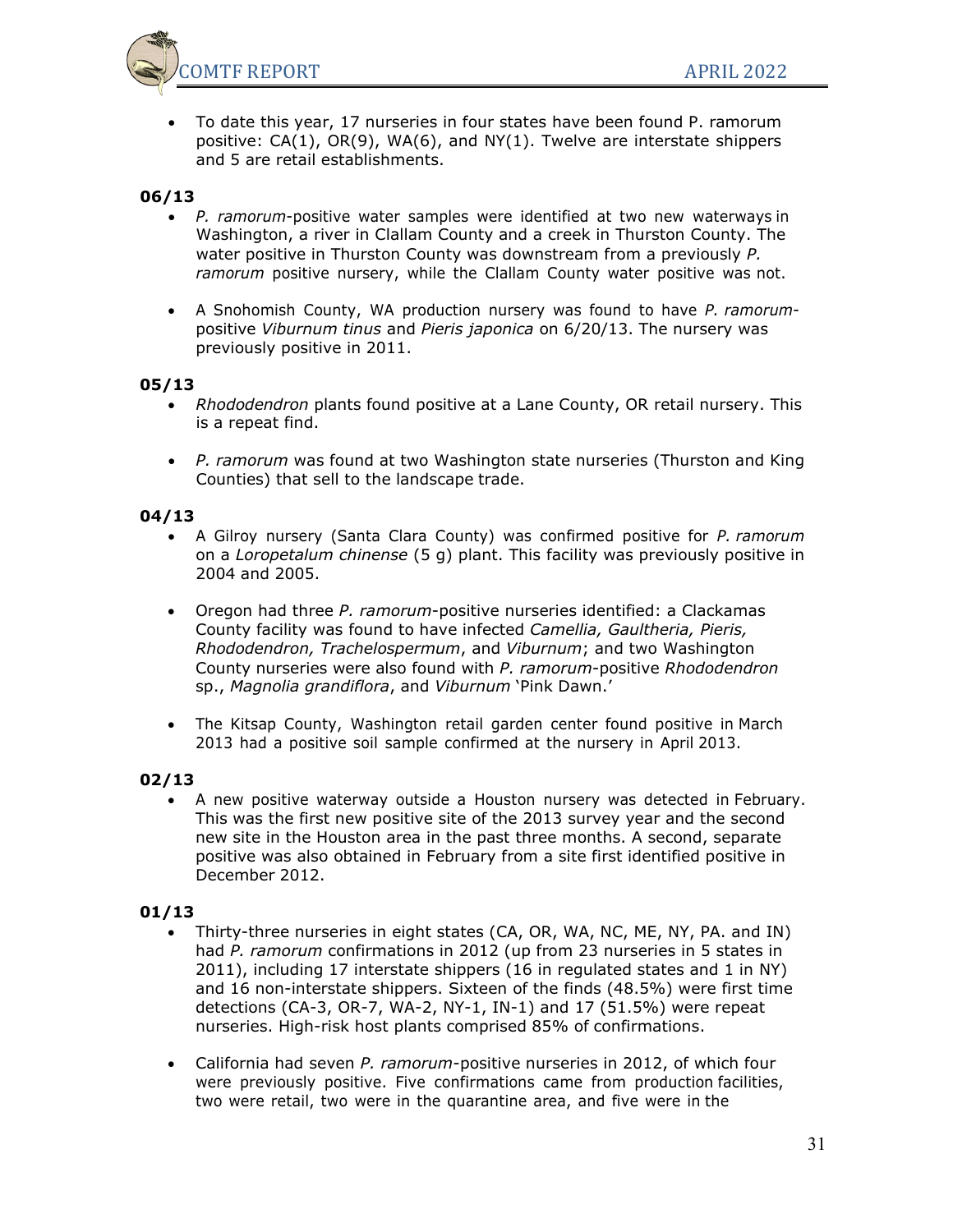- To date this year, 17 nurseries in four states have been found P. ramorum positive: CA(1), OR(9), WA(6), and NY(1). Twelve are interstate shippers and 5 are retail establishments.

**06/13**

- *P. ramorum*-positive water samples were identified at two new waterways in Washington, a river in Clallam County and a creek in Thurston County. The water positive in Thurston County was downstream from a previously *P. ramorum* positive nursery, while the Clallam County water positive was not.
- A Snohomish County, WA production nursery was found to have *P. ramorum*-positive *Viburnum tinus* and *Pieris japonica* on 6/20/13. The nursery was previously positive in 2011.

**05/13**

- *Rhododendron* plants found positive at a Lane County, OR retail nursery. This is a repeat find.
- *P. ramorum* was found at two Washington state nurseries (Thurston and King Counties) that sell to the landscape trade.

**04/13**

- A Gilroy nursery (Santa Clara County) was confirmed positive for *P. ramorum* on a *Loropetalum chinense* (5 g) plant. This facility was previously positive in 2004 and 2005.
- Oregon had three *P. ramorum*-positive nurseries identified: a Clackamas County facility was found to have infected *Camellia, Gaultheria, Pieris, Rhododendron, Trachelospermum*, and *Viburnum*; and two Washington County nurseries were also found with *P. ramorum*-positive *Rhododendron* sp., *Magnolia grandiflora*, and *Viburnum* 'Pink Dawn.'
- The Kitsap County, Washington retail garden center found positive in March 2013 had a positive soil sample confirmed at the nursery in April 2013.

**02/13**

- A new positive waterway outside a Houston nursery was detected in February. This was the first new positive site of the 2013 survey year and the second new site in the Houston area in the past three months. A second, separate positive was also obtained in February from a site first identified positive in December 2012.

**01/13**

- Thirty-three nurseries in eight states (CA, OR, WA, NC, ME, NY, PA. and IN) had *P. ramorum* confirmations in 2012 (up from 23 nurseries in 5 states in 2011), including 17 interstate shippers (16 in regulated states and 1 in NY) and 16 non-interstate shippers. Sixteen of the finds (48.5%) were first time detections (CA-3, OR-7, WA-2, NY-1, IN-1) and 17 (51.5%) were repeat nurseries. High-risk host plants comprised 85% of confirmations.
- California had seven *P. ramorum*-positive nurseries in 2012, of which four were previously positive. Five confirmations came from production facilities, two were retail, two were in the quarantine area, and five were in the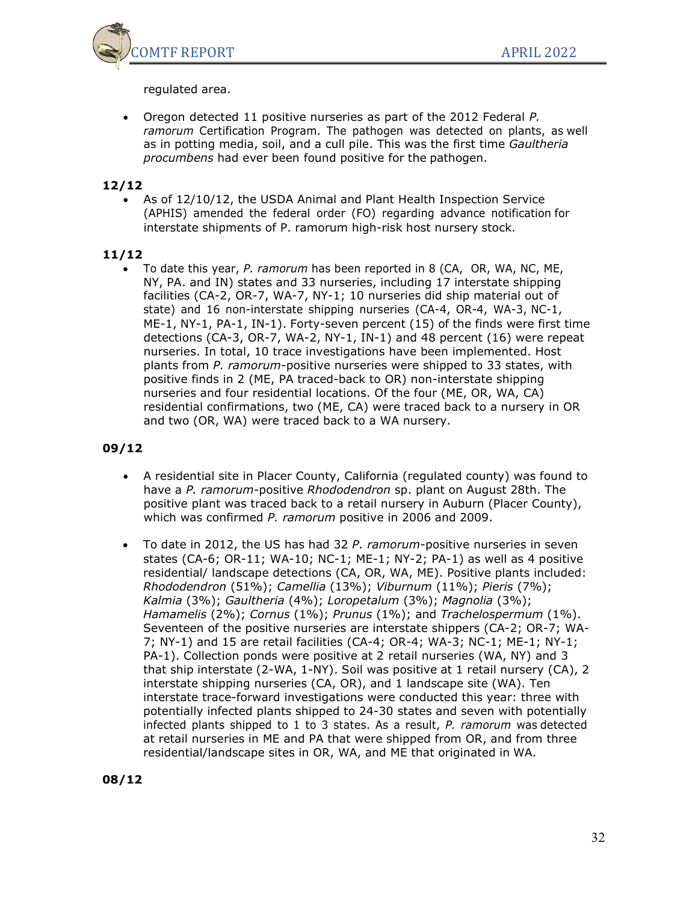regulated area.

- Oregon detected 11 positive nurseries as part of the 2012 Federal *P. ramorum* Certification Program. The pathogen was detected on plants, as well as in potting media, soil, and a cull pile. This was the first time *Gaultheria procumbens* had ever been found positive for the pathogen.

**12/12**

- As of 12/10/12, the USDA Animal and Plant Health Inspection Service (APHIS) amended the federal order (FO) regarding advance notification for interstate shipments of P. ramorum high-risk host nursery stock.

**11/12**

- To date this year, *P. ramorum* has been reported in 8 (CA, OR, WA, NC, ME, NY, PA. and IN) states and 33 nurseries, including 17 interstate shipping facilities (CA-2, OR-7, WA-7, NY-1; 10 nurseries did ship material out of state) and 16 non-interstate shipping nurseries (CA-4, OR-4, WA-3, NC-1, ME-1, NY-1, PA-1, IN-1). Forty-seven percent (15) of the finds were first time detections (CA-3, OR-7, WA-2, NY-1, IN-1) and 48 percent (16) were repeat nurseries. In total, 10 trace investigations have been implemented. Host plants from *P. ramorum*-positive nurseries were shipped to 33 states, with positive finds in 2 (ME, PA traced-back to OR) non-interstate shipping nurseries and four residential locations. Of the four (ME, OR, WA, CA) residential confirmations, two (ME, CA) were traced back to a nursery in OR and two (OR, WA) were traced back to a WA nursery.

**09/12**

- A residential site in Placer County, California (regulated county) was found to have a *P. ramorum*-positive *Rhododendron* sp. plant on August 28th. The positive plant was traced back to a retail nursery in Auburn (Placer County), which was confirmed *P. ramorum* positive in 2006 and 2009.

- To date in 2012, the US has had 32 *P. ramorum*-positive nurseries in seven states (CA-6; OR-11; WA-10; NC-1; ME-1; NY-2; PA-1) as well as 4 positive residential/ landscape detections (CA, OR, WA, ME). Positive plants included: *Rhododendron* (51%); *Camellia* (13%); *Viburnum* (11%); *Pieris* (7%); *Kalmia* (3%); *Gaultheria* (4%); *Loropetalum* (3%); *Magnolia* (3%); *Hamamelis* (2%); *Cornus* (1%); *Prunus* (1%); and *Trachelospermum* (1%). Seventeen of the positive nurseries are interstate shippers (CA-2; OR-7; WA-7; NY-1) and 15 are retail facilities (CA-4; OR-4; WA-3; NC-1; ME-1; NY-1; PA-1). Collection ponds were positive at 2 retail nurseries (WA, NY) and 3 that ship interstate (2-WA, 1-NY). Soil was positive at 1 retail nursery (CA), 2 interstate shipping nurseries (CA, OR), and 1 landscape site (WA). Ten interstate trace-forward investigations were conducted this year: three with potentially infected plants shipped to 24-30 states and seven with potentially infected plants shipped to 1 to 3 states. As a result, *P. ramorum* was detected at retail nurseries in ME and PA that were shipped from OR, and from three residential/landscape sites in OR, WA, and ME that originated in WA.

**08/12**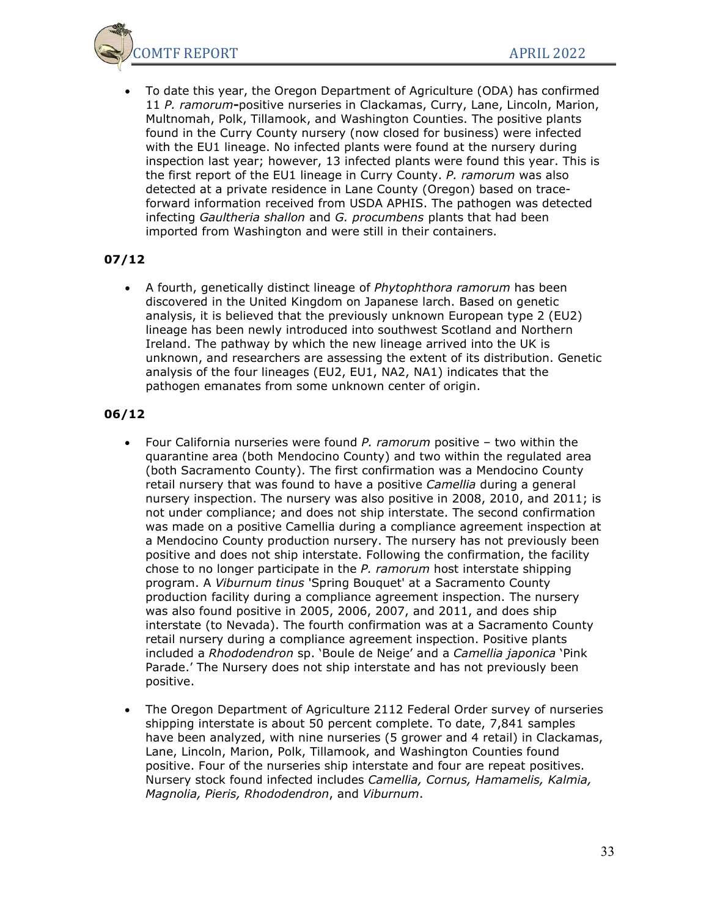- To date this year, the Oregon Department of Agriculture (ODA) has confirmed 11 *P. ramorum***-**positive nurseries in Clackamas, Curry, Lane, Lincoln, Marion, Multnomah, Polk, Tillamook, and Washington Counties. The positive plants found in the Curry County nursery (now closed for business) were infected with the EU1 lineage. No infected plants were found at the nursery during inspection last year; however, 13 infected plants were found this year. This is the first report of the EU1 lineage in Curry County. *P. ramorum* was also detected at a private residence in Lane County (Oregon) based on trace-forward information received from USDA APHIS. The pathogen was detected infecting *Gaultheria shallon* and *G. procumbens* plants that had been imported from Washington and were still in their containers.

**07/12**

- A fourth, genetically distinct lineage of *Phytophthora ramorum* has been discovered in the United Kingdom on Japanese larch. Based on genetic analysis, it is believed that the previously unknown European type 2 (EU2) lineage has been newly introduced into southwest Scotland and Northern Ireland. The pathway by which the new lineage arrived into the UK is unknown, and researchers are assessing the extent of its distribution. Genetic analysis of the four lineages (EU2, EU1, NA2, NA1) indicates that the pathogen emanates from some unknown center of origin.

**06/12**

- Four California nurseries were found *P. ramorum* positive – two within the quarantine area (both Mendocino County) and two within the regulated area (both Sacramento County). The first confirmation was a Mendocino County retail nursery that was found to have a positive *Camellia* during a general nursery inspection. The nursery was also positive in 2008, 2010, and 2011; is not under compliance; and does not ship interstate. The second confirmation was made on a positive Camellia during a compliance agreement inspection at a Mendocino County production nursery. The nursery has not previously been positive and does not ship interstate. Following the confirmation, the facility chose to no longer participate in the *P. ramorum* host interstate shipping program. A *Viburnum tinus* 'Spring Bouquet' at a Sacramento County production facility during a compliance agreement inspection. The nursery was also found positive in 2005, 2006, 2007, and 2011, and does ship interstate (to Nevada). The fourth confirmation was at a Sacramento County retail nursery during a compliance agreement inspection. Positive plants included a *Rhododendron* sp. 'Boule de Neige' and a *Camellia japonica* 'Pink Parade.' The Nursery does not ship interstate and has not previously been positive.

- The Oregon Department of Agriculture 2112 Federal Order survey of nurseries shipping interstate is about 50 percent complete. To date, 7,841 samples have been analyzed, with nine nurseries (5 grower and 4 retail) in Clackamas, Lane, Lincoln, Marion, Polk, Tillamook, and Washington Counties found positive. Four of the nurseries ship interstate and four are repeat positives. Nursery stock found infected includes *Camellia, Cornus, Hamamelis, Kalmia, Magnolia, Pieris, Rhododendron*, and *Viburnum*.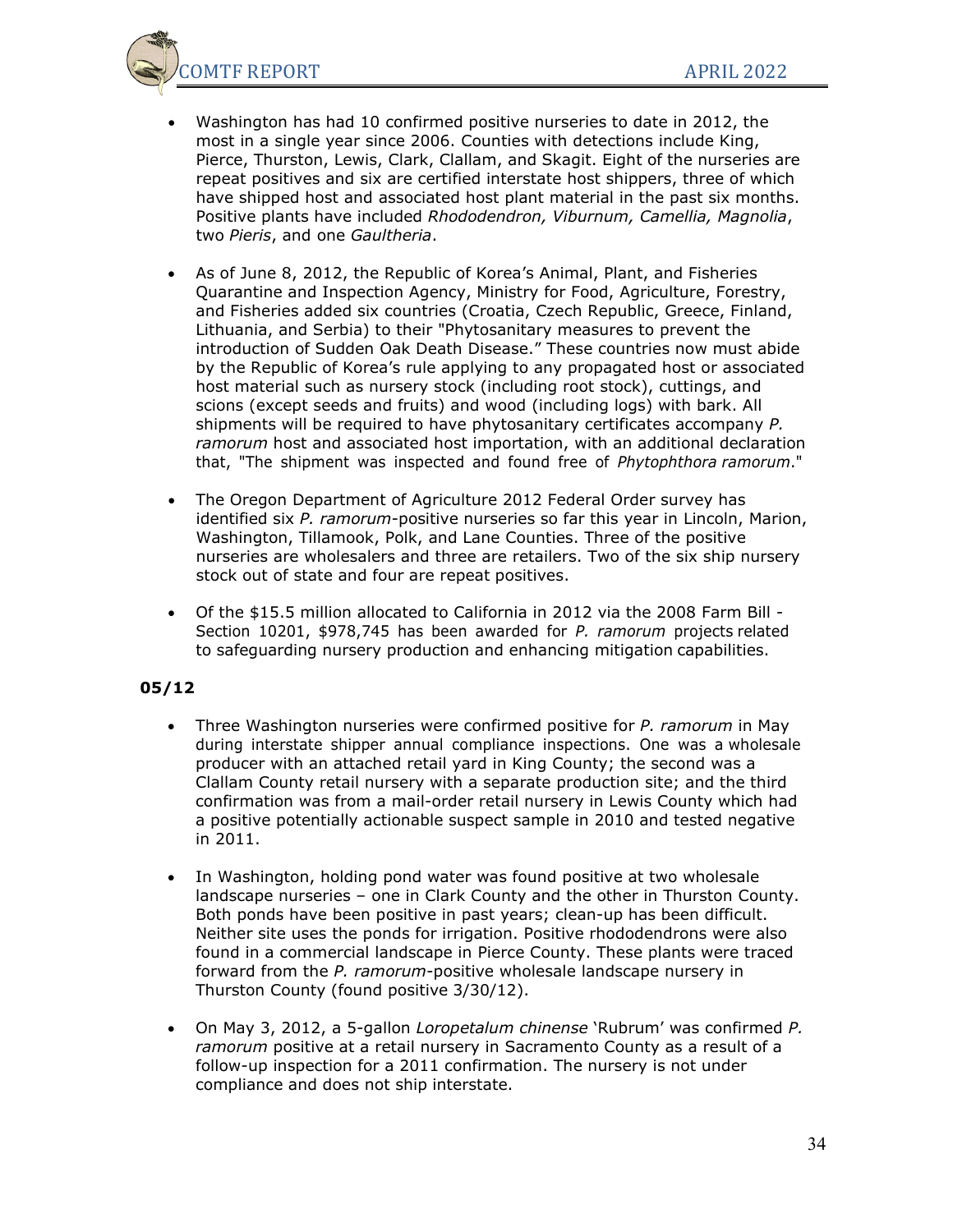- Washington has had 10 confirmed positive nurseries to date in 2012, the most in a single year since 2006. Counties with detections include King, Pierce, Thurston, Lewis, Clark, Clallam, and Skagit. Eight of the nurseries are repeat positives and six are certified interstate host shippers, three of which have shipped host and associated host plant material in the past six months. Positive plants have included *Rhododendron, Viburnum, Camellia, Magnolia*, two *Pieris*, and one *Gaultheria*.

- As of June 8, 2012, the Republic of Korea's Animal, Plant, and Fisheries Quarantine and Inspection Agency, Ministry for Food, Agriculture, Forestry, and Fisheries added six countries (Croatia, Czech Republic, Greece, Finland, Lithuania, and Serbia) to their "Phytosanitary measures to prevent the introduction of Sudden Oak Death Disease." These countries now must abide by the Republic of Korea's rule applying to any propagated host or associated host material such as nursery stock (including root stock), cuttings, and scions (except seeds and fruits) and wood (including logs) with bark. All shipments will be required to have phytosanitary certificates accompany *P. ramorum* host and associated host importation, with an additional declaration that, "The shipment was inspected and found free of *Phytophthora ramorum*."

- The Oregon Department of Agriculture 2012 Federal Order survey has identified six *P. ramorum*-positive nurseries so far this year in Lincoln, Marion, Washington, Tillamook, Polk, and Lane Counties. Three of the positive nurseries are wholesalers and three are retailers. Two of the six ship nursery stock out of state and four are repeat positives.

- Of the $15.5 million allocated to California in 2012 via the 2008 Farm Bill - Section 10201, $978,745 has been awarded for *P. ramorum* projects related to safeguarding nursery production and enhancing mitigation capabilities.

**05/12**

- Three Washington nurseries were confirmed positive for *P. ramorum* in May during interstate shipper annual compliance inspections. One was a wholesale producer with an attached retail yard in King County; the second was a Clallam County retail nursery with a separate production site; and the third confirmation was from a mail-order retail nursery in Lewis County which had a positive potentially actionable suspect sample in 2010 and tested negative in 2011.

- In Washington, holding pond water was found positive at two wholesale landscape nurseries – one in Clark County and the other in Thurston County. Both ponds have been positive in past years; clean-up has been difficult. Neither site uses the ponds for irrigation. Positive rhododendrons were also found in a commercial landscape in Pierce County. These plants were traced forward from the *P. ramorum*-positive wholesale landscape nursery in Thurston County (found positive 3/30/12).

- On May 3, 2012, a 5-gallon *Loropetalum chinense* 'Rubrum' was confirmed *P. ramorum* positive at a retail nursery in Sacramento County as a result of a follow-up inspection for a 2011 confirmation. The nursery is not under compliance and does not ship interstate.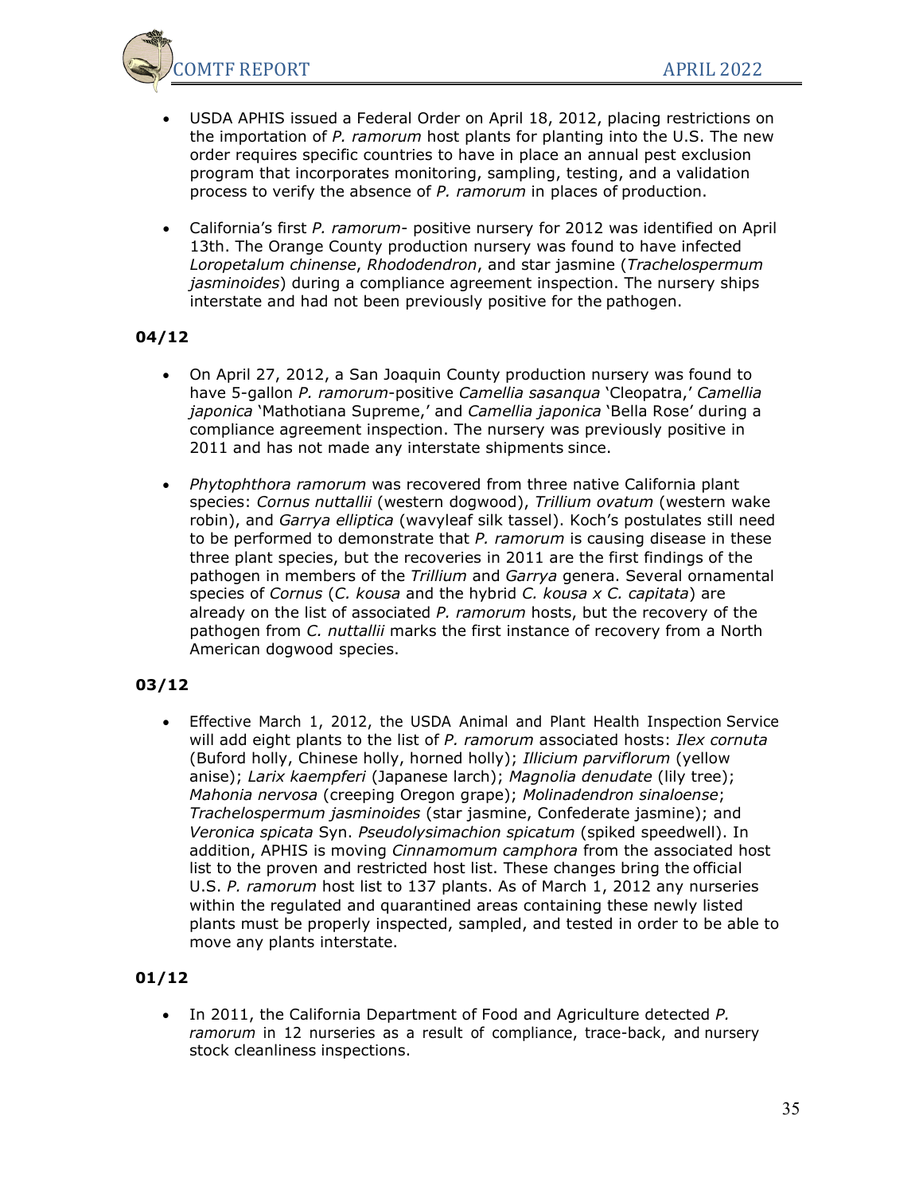- USDA APHIS issued a Federal Order on April 18, 2012, placing restrictions on the importation of *P. ramorum* host plants for planting into the U.S. The new order requires specific countries to have in place an annual pest exclusion program that incorporates monitoring, sampling, testing, and a validation process to verify the absence of *P. ramorum* in places of production.

- California's first *P. ramorum*- positive nursery for 2012 was identified on April 13th. The Orange County production nursery was found to have infected *Loropetalum chinense*, *Rhododendron*, and star jasmine (*Trachelospermum jasminoides*) during a compliance agreement inspection. The nursery ships interstate and had not been previously positive for the pathogen.

**04/12**

- On April 27, 2012, a San Joaquin County production nursery was found to have 5-gallon *P. ramorum*-positive *Camellia sasanqua* 'Cleopatra,' *Camellia japonica* 'Mathotiana Supreme,' and *Camellia japonica* 'Bella Rose' during a compliance agreement inspection. The nursery was previously positive in 2011 and has not made any interstate shipments since.

- *Phytophthora ramorum* was recovered from three native California plant species: *Cornus nuttallii* (western dogwood), *Trillium ovatum* (western wake robin), and *Garrya elliptica* (wavyleaf silk tassel). Koch's postulates still need to be performed to demonstrate that *P. ramorum* is causing disease in these three plant species, but the recoveries in 2011 are the first findings of the pathogen in members of the *Trillium* and *Garrya* genera. Several ornamental species of *Cornus* (*C. kousa* and the hybrid *C. kousa x C. capitata*) are already on the list of associated *P. ramorum* hosts, but the recovery of the pathogen from *C. nuttallii* marks the first instance of recovery from a North American dogwood species.

**03/12**

- Effective March 1, 2012, the USDA Animal and Plant Health Inspection Service will add eight plants to the list of *P. ramorum* associated hosts: *Ilex cornuta* (Buford holly, Chinese holly, horned holly); *Illicium parviflorum* (yellow anise); *Larix kaempferi* (Japanese larch); *Magnolia denudate* (lily tree); *Mahonia nervosa* (creeping Oregon grape); *Molinadendron sinaloense*; *Trachelospermum jasminoides* (star jasmine, Confederate jasmine); and *Veronica spicata* Syn. *Pseudolysimachion spicatum* (spiked speedwell). In addition, APHIS is moving *Cinnamomum camphora* from the associated host list to the proven and restricted host list. These changes bring the official U.S. *P. ramorum* host list to 137 plants. As of March 1, 2012 any nurseries within the regulated and quarantined areas containing these newly listed plants must be properly inspected, sampled, and tested in order to be able to move any plants interstate.

**01/12**

- In 2011, the California Department of Food and Agriculture detected *P. ramorum* in 12 nurseries as a result of compliance, trace-back, and nursery stock cleanliness inspections.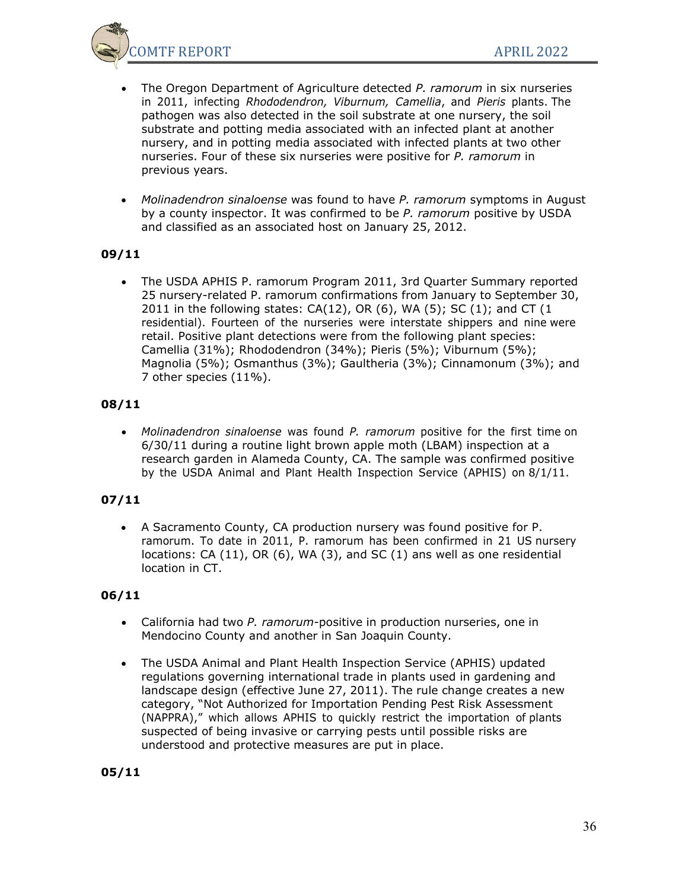- The Oregon Department of Agriculture detected *P. ramorum* in six nurseries in 2011, infecting *Rhododendron, Viburnum, Camellia*, and *Pieris* plants. The pathogen was also detected in the soil substrate at one nursery, the soil substrate and potting media associated with an infected plant at another nursery, and in potting media associated with infected plants at two other nurseries. Four of these six nurseries were positive for *P. ramorum* in previous years.

- *Molinadendron sinaloense* was found to have *P. ramorum* symptoms in August by a county inspector. It was confirmed to be *P. ramorum* positive by USDA and classified as an associated host on January 25, 2012.

**09/11**

- The USDA APHIS P. ramorum Program 2011, 3rd Quarter Summary reported 25 nursery-related P. ramorum confirmations from January to September 30, 2011 in the following states: CA(12), OR (6), WA (5); SC (1); and CT (1 residential). Fourteen of the nurseries were interstate shippers and nine were retail. Positive plant detections were from the following plant species: Camellia (31%); Rhododendron (34%); Pieris (5%); Viburnum (5%); Magnolia (5%); Osmanthus (3%); Gaultheria (3%); Cinnamonum (3%); and 7 other species (11%).

**08/11**

- *Molinadendron sinaloense* was found *P. ramorum* positive for the first time on 6/30/11 during a routine light brown apple moth (LBAM) inspection at a research garden in Alameda County, CA. The sample was confirmed positive by the USDA Animal and Plant Health Inspection Service (APHIS) on 8/1/11.

**07/11**

- A Sacramento County, CA production nursery was found positive for P. ramorum. To date in 2011, P. ramorum has been confirmed in 21 US nursery locations: CA (11), OR (6), WA (3), and SC (1) ans well as one residential location in CT.

**06/11**

- California had two *P. ramorum*-positive in production nurseries, one in Mendocino County and another in San Joaquin County.

- The USDA Animal and Plant Health Inspection Service (APHIS) updated regulations governing international trade in plants used in gardening and landscape design (effective June 27, 2011). The rule change creates a new category, "Not Authorized for Importation Pending Pest Risk Assessment (NAPPRA)," which allows APHIS to quickly restrict the importation of plants suspected of being invasive or carrying pests until possible risks are understood and protective measures are put in place.

**05/11**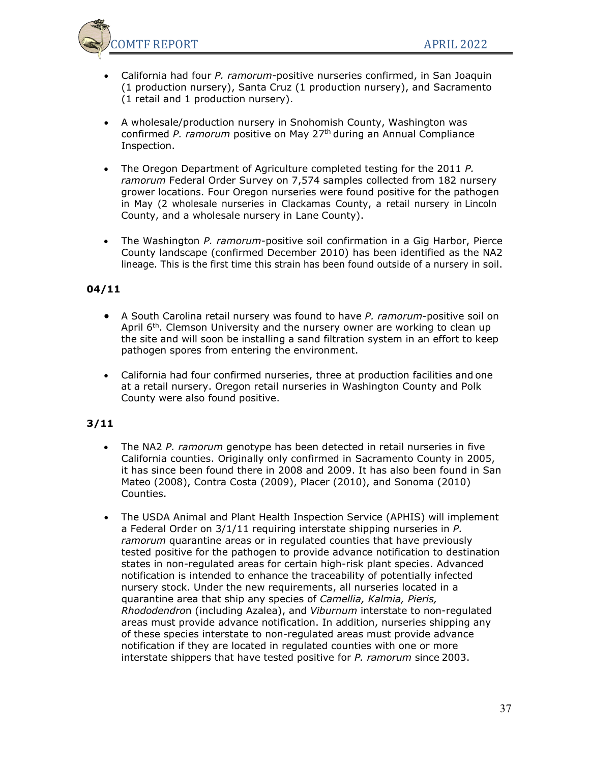- California had four *P. ramorum*-positive nurseries confirmed, in San Joaquin (1 production nursery), Santa Cruz (1 production nursery), and Sacramento (1 retail and 1 production nursery).

- A wholesale/production nursery in Snohomish County, Washington was confirmed *P. ramorum* positive on May 27th during an Annual Compliance Inspection.

- The Oregon Department of Agriculture completed testing for the 2011 *P. ramorum* Federal Order Survey on 7,574 samples collected from 182 nursery grower locations. Four Oregon nurseries were found positive for the pathogen in May (2 wholesale nurseries in Clackamas County, a retail nursery in Lincoln County, and a wholesale nursery in Lane County).

- The Washington *P. ramorum*-positive soil confirmation in a Gig Harbor, Pierce County landscape (confirmed December 2010) has been identified as the NA2 lineage. This is the first time this strain has been found outside of a nursery in soil.

**04/11**

- A South Carolina retail nursery was found to have *P. ramorum*-positive soil on April 6th. Clemson University and the nursery owner are working to clean up the site and will soon be installing a sand filtration system in an effort to keep pathogen spores from entering the environment.

- California had four confirmed nurseries, three at production facilities and one at a retail nursery. Oregon retail nurseries in Washington County and Polk County were also found positive.

**3/11**

- The NA2 *P. ramorum* genotype has been detected in retail nurseries in five California counties. Originally only confirmed in Sacramento County in 2005, it has since been found there in 2008 and 2009. It has also been found in San Mateo (2008), Contra Costa (2009), Placer (2010), and Sonoma (2010) Counties.

- The USDA Animal and Plant Health Inspection Service (APHIS) will implement a Federal Order on 3/1/11 requiring interstate shipping nurseries in *P. ramorum* quarantine areas or in regulated counties that have previously tested positive for the pathogen to provide advance notification to destination states in non-regulated areas for certain high-risk plant species. Advanced notification is intended to enhance the traceability of potentially infected nursery stock. Under the new requirements, all nurseries located in a quarantine area that ship any species of *Camellia, Kalmia, Pieris, Rhododendro*n (including Azalea), and *Viburnum* interstate to non-regulated areas must provide advance notification. In addition, nurseries shipping any of these species interstate to non-regulated areas must provide advance notification if they are located in regulated counties with one or more interstate shippers that have tested positive for *P. ramorum* since 2003.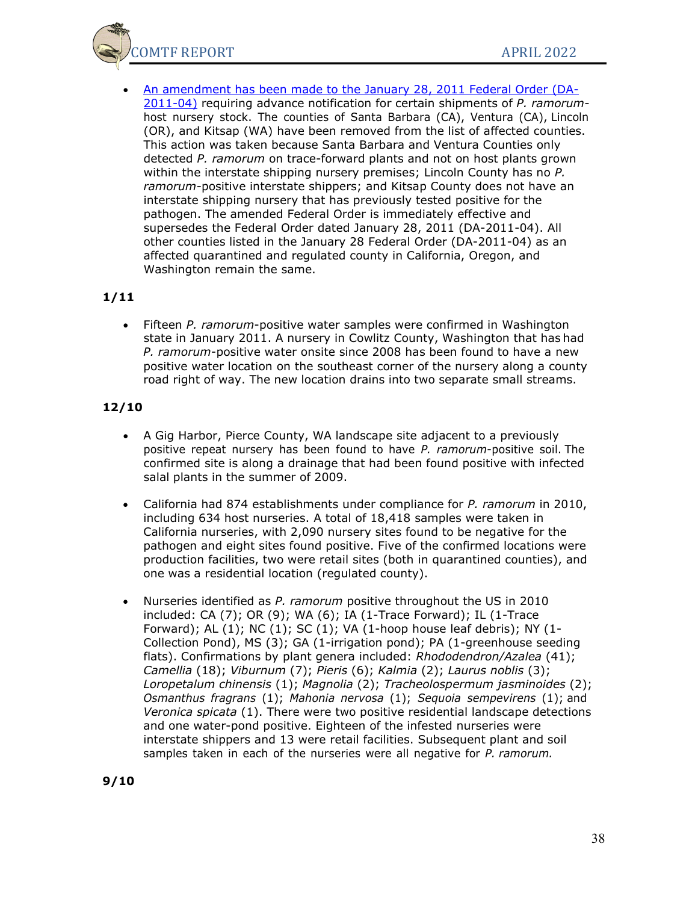- [An amendment has been made to the January 28, 2011 Federal Order (DA-2011-04)](#) requiring advance notification for certain shipments of *P. ramorum*-host nursery stock. The counties of Santa Barbara (CA), Ventura (CA), Lincoln (OR), and Kitsap (WA) have been removed from the list of affected counties. This action was taken because Santa Barbara and Ventura Counties only detected *P. ramorum* on trace-forward plants and not on host plants grown within the interstate shipping nursery premises; Lincoln County has no *P. ramorum*-positive interstate shippers; and Kitsap County does not have an interstate shipping nursery that has previously tested positive for the pathogen. The amended Federal Order is immediately effective and supersedes the Federal Order dated January 28, 2011 (DA-2011-04). All other counties listed in the January 28 Federal Order (DA-2011-04) as an affected quarantined and regulated county in California, Oregon, and Washington remain the same.

**1/11**

- Fifteen *P. ramorum*-positive water samples were confirmed in Washington state in January 2011. A nursery in Cowlitz County, Washington that has had *P. ramorum*-positive water onsite since 2008 has been found to have a new positive water location on the southeast corner of the nursery along a county road right of way. The new location drains into two separate small streams.

**12/10**

- A Gig Harbor, Pierce County, WA landscape site adjacent to a previously positive repeat nursery has been found to have *P. ramorum*-positive soil. The confirmed site is along a drainage that had been found positive with infected salal plants in the summer of 2009.

- California had 874 establishments under compliance for *P. ramorum* in 2010, including 634 host nurseries. A total of 18,418 samples were taken in California nurseries, with 2,090 nursery sites found to be negative for the pathogen and eight sites found positive. Five of the confirmed locations were production facilities, two were retail sites (both in quarantined counties), and one was a residential location (regulated county).

- Nurseries identified as *P. ramorum* positive throughout the US in 2010 included: CA (7); OR (9); WA (6); IA (1-Trace Forward); IL (1-Trace Forward); AL (1); NC (1); SC (1); VA (1-hoop house leaf debris); NY (1-Collection Pond), MS (3); GA (1-irrigation pond); PA (1-greenhouse seeding flats). Confirmations by plant genera included: *Rhododendron/Azalea* (41); *Camellia* (18); *Viburnum* (7); *Pieris* (6); *Kalmia* (2); *Laurus noblis* (3); *Loropetalum chinensis* (1); *Magnolia* (2); *Tracheolospermum jasminoides* (2); *Osmanthus fragrans* (1); *Mahonia nervosa* (1); *Sequoia sempevirens* (1); and *Veronica spicata* (1). There were two positive residential landscape detections and one water-pond positive. Eighteen of the infested nurseries were interstate shippers and 13 were retail facilities. Subsequent plant and soil samples taken in each of the nurseries were all negative for *P. ramorum.*

**9/10**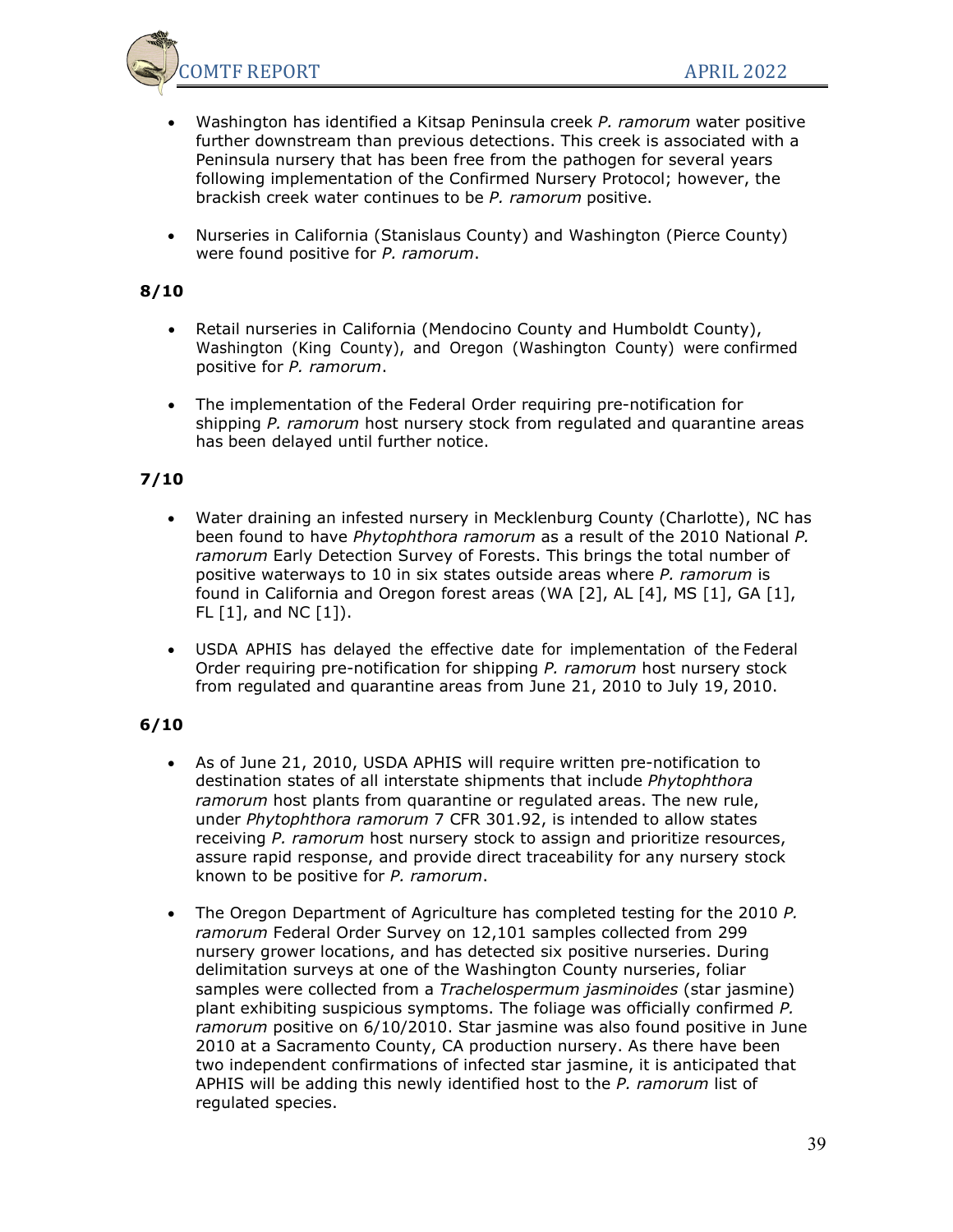- Washington has identified a Kitsap Peninsula creek *P. ramorum* water positive further downstream than previous detections. This creek is associated with a Peninsula nursery that has been free from the pathogen for several years following implementation of the Confirmed Nursery Protocol; however, the brackish creek water continues to be *P. ramorum* positive.

- Nurseries in California (Stanislaus County) and Washington (Pierce County) were found positive for *P. ramorum*.

**8/10**

- Retail nurseries in California (Mendocino County and Humboldt County), Washington (King County), and Oregon (Washington County) were confirmed positive for *P. ramorum*.

- The implementation of the Federal Order requiring pre-notification for shipping *P. ramorum* host nursery stock from regulated and quarantine areas has been delayed until further notice.

**7/10**

- Water draining an infested nursery in Mecklenburg County (Charlotte), NC has been found to have *Phytophthora ramorum* as a result of the 2010 National *P. ramorum* Early Detection Survey of Forests. This brings the total number of positive waterways to 10 in six states outside areas where *P. ramorum* is found in California and Oregon forest areas (WA [2], AL [4], MS [1], GA [1], FL [1], and NC [1]).

- USDA APHIS has delayed the effective date for implementation of the Federal Order requiring pre-notification for shipping *P. ramorum* host nursery stock from regulated and quarantine areas from June 21, 2010 to July 19, 2010.

**6/10**

- As of June 21, 2010, USDA APHIS will require written pre-notification to destination states of all interstate shipments that include *Phytophthora ramorum* host plants from quarantine or regulated areas. The new rule, under *Phytophthora ramorum* 7 CFR 301.92, is intended to allow states receiving *P. ramorum* host nursery stock to assign and prioritize resources, assure rapid response, and provide direct traceability for any nursery stock known to be positive for *P. ramorum*.

- The Oregon Department of Agriculture has completed testing for the 2010 *P. ramorum* Federal Order Survey on 12,101 samples collected from 299 nursery grower locations, and has detected six positive nurseries. During delimitation surveys at one of the Washington County nurseries, foliar samples were collected from a *Trachelospermum jasminoides* (star jasmine) plant exhibiting suspicious symptoms. The foliage was officially confirmed *P. ramorum* positive on 6/10/2010. Star jasmine was also found positive in June 2010 at a Sacramento County, CA production nursery. As there have been two independent confirmations of infected star jasmine, it is anticipated that APHIS will be adding this newly identified host to the *P. ramorum* list of regulated species.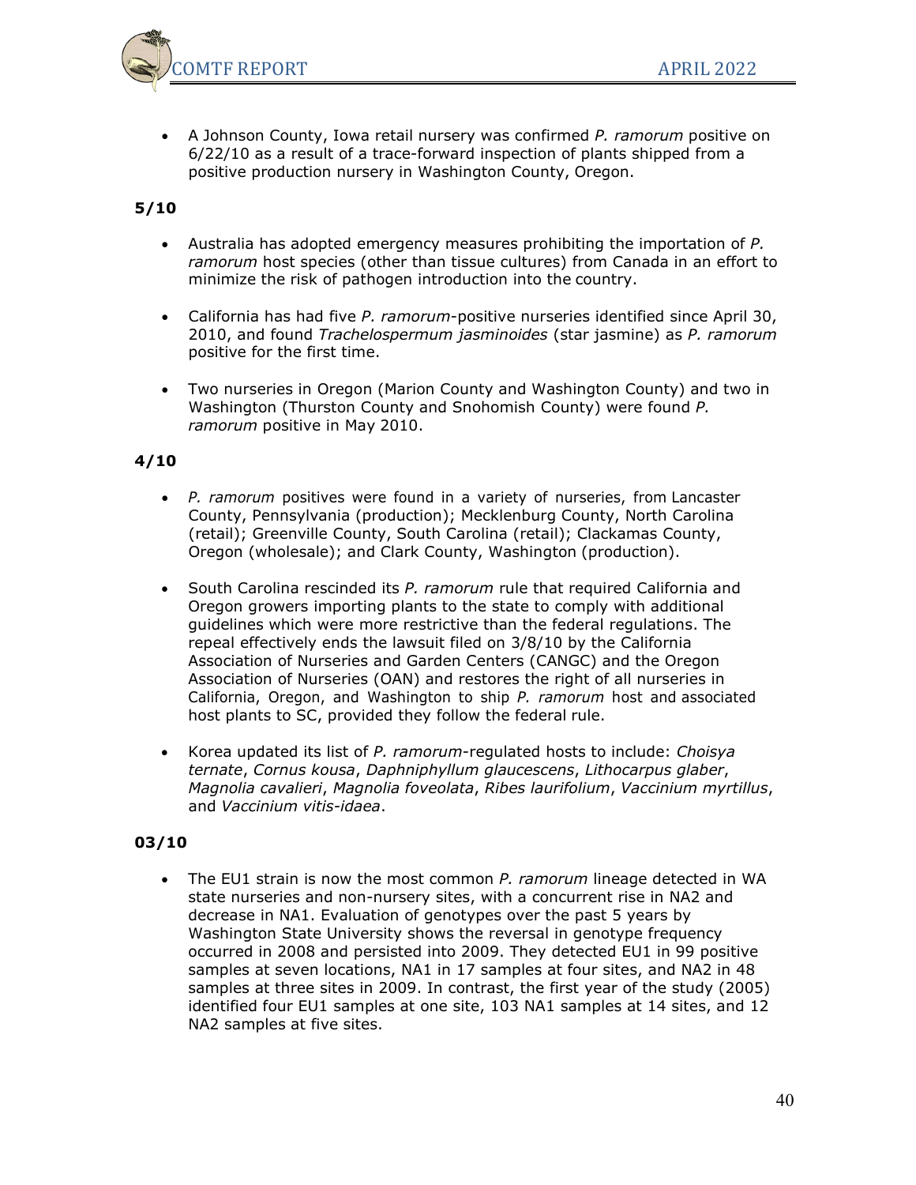- A Johnson County, Iowa retail nursery was confirmed *P. ramorum* positive on 6/22/10 as a result of a trace-forward inspection of plants shipped from a positive production nursery in Washington County, Oregon.

**5/10**

- Australia has adopted emergency measures prohibiting the importation of *P. ramorum* host species (other than tissue cultures) from Canada in an effort to minimize the risk of pathogen introduction into the country.

- California has had five *P. ramorum*-positive nurseries identified since April 30, 2010, and found *Trachelospermum jasminoides* (star jasmine) as *P. ramorum* positive for the first time.

- Two nurseries in Oregon (Marion County and Washington County) and two in Washington (Thurston County and Snohomish County) were found *P. ramorum* positive in May 2010.

**4/10**

- *P. ramorum* positives were found in a variety of nurseries, from Lancaster County, Pennsylvania (production); Mecklenburg County, North Carolina (retail); Greenville County, South Carolina (retail); Clackamas County, Oregon (wholesale); and Clark County, Washington (production).

- South Carolina rescinded its *P. ramorum* rule that required California and Oregon growers importing plants to the state to comply with additional guidelines which were more restrictive than the federal regulations. The repeal effectively ends the lawsuit filed on 3/8/10 by the California Association of Nurseries and Garden Centers (CANGC) and the Oregon Association of Nurseries (OAN) and restores the right of all nurseries in California, Oregon, and Washington to ship *P. ramorum* host and associated host plants to SC, provided they follow the federal rule.

- Korea updated its list of *P. ramorum*-regulated hosts to include: *Choisya ternate*, *Cornus kousa*, *Daphniphyllum glaucescens*, *Lithocarpus glaber*, *Magnolia cavalieri*, *Magnolia foveolata*, *Ribes laurifolium*, *Vaccinium myrtillus*, and *Vaccinium vitis-idaea*.

**03/10**

- The EU1 strain is now the most common *P. ramorum* lineage detected in WA state nurseries and non-nursery sites, with a concurrent rise in NA2 and decrease in NA1. Evaluation of genotypes over the past 5 years by Washington State University shows the reversal in genotype frequency occurred in 2008 and persisted into 2009. They detected EU1 in 99 positive samples at seven locations, NA1 in 17 samples at four sites, and NA2 in 48 samples at three sites in 2009. In contrast, the first year of the study (2005) identified four EU1 samples at one site, 103 NA1 samples at 14 sites, and 12 NA2 samples at five sites.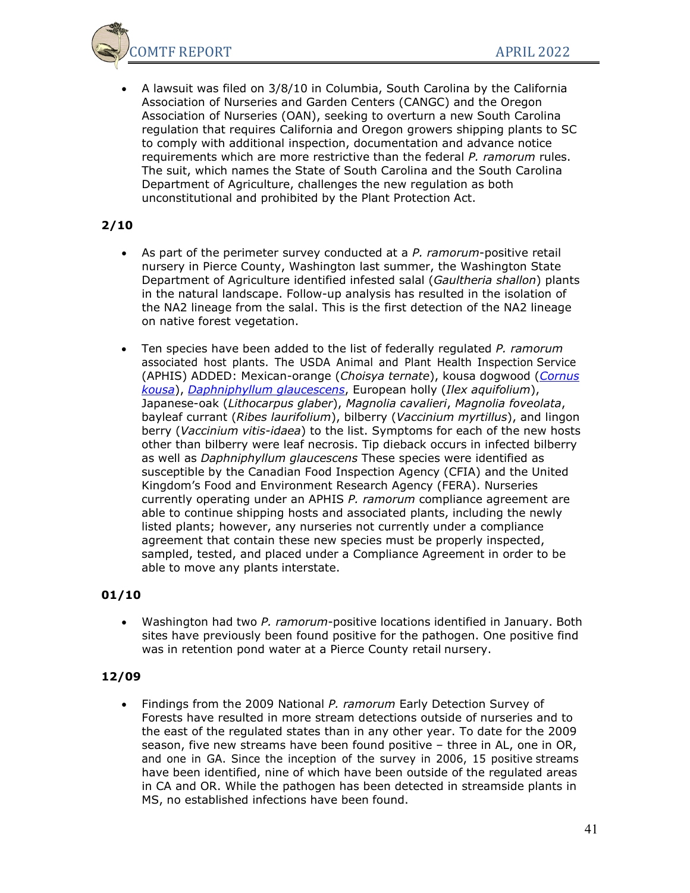- A lawsuit was filed on 3/8/10 in Columbia, South Carolina by the California Association of Nurseries and Garden Centers (CANGC) and the Oregon Association of Nurseries (OAN), seeking to overturn a new South Carolina regulation that requires California and Oregon growers shipping plants to SC to comply with additional inspection, documentation and advance notice requirements which are more restrictive than the federal *P. ramorum* rules. The suit, which names the State of South Carolina and the South Carolina Department of Agriculture, challenges the new regulation as both unconstitutional and prohibited by the Plant Protection Act.

**2/10**

- As part of the perimeter survey conducted at a *P. ramorum*-positive retail nursery in Pierce County, Washington last summer, the Washington State Department of Agriculture identified infested salal (*Gaultheria shallon*) plants in the natural landscape. Follow-up analysis has resulted in the isolation of the NA2 lineage from the salal. This is the first detection of the NA2 lineage on native forest vegetation.

- Ten species have been added to the list of federally regulated *P. ramorum* associated host plants. The USDA Animal and Plant Health Inspection Service (APHIS) ADDED: Mexican-orange (*Choisya ternate*), kousa dogwood (*Cornus kousa*), *Daphniphyllum glaucescens*, European holly (*Ilex aquifolium*), Japanese-oak (*Lithocarpus glaber*), *Magnolia cavalieri*, *Magnolia foveolata*, bayleaf currant (*Ribes laurifolium*), bilberry (*Vaccinium myrtillus*), and lingon berry (*Vaccinium vitis-idaea*) to the list. Symptoms for each of the new hosts other than bilberry were leaf necrosis. Tip dieback occurs in infected bilberry as well as *Daphniphyllum glaucescens* These species were identified as susceptible by the Canadian Food Inspection Agency (CFIA) and the United Kingdom's Food and Environment Research Agency (FERA). Nurseries currently operating under an APHIS *P. ramorum* compliance agreement are able to continue shipping hosts and associated plants, including the newly listed plants; however, any nurseries not currently under a compliance agreement that contain these new species must be properly inspected, sampled, tested, and placed under a Compliance Agreement in order to be able to move any plants interstate.

**01/10**

- Washington had two *P. ramorum*-positive locations identified in January. Both sites have previously been found positive for the pathogen. One positive find was in retention pond water at a Pierce County retail nursery.

**12/09**

- Findings from the 2009 National *P. ramorum* Early Detection Survey of Forests have resulted in more stream detections outside of nurseries and to the east of the regulated states than in any other year. To date for the 2009 season, five new streams have been found positive – three in AL, one in OR, and one in GA. Since the inception of the survey in 2006, 15 positive streams have been identified, nine of which have been outside of the regulated areas in CA and OR. While the pathogen has been detected in streamside plants in MS, no established infections have been found.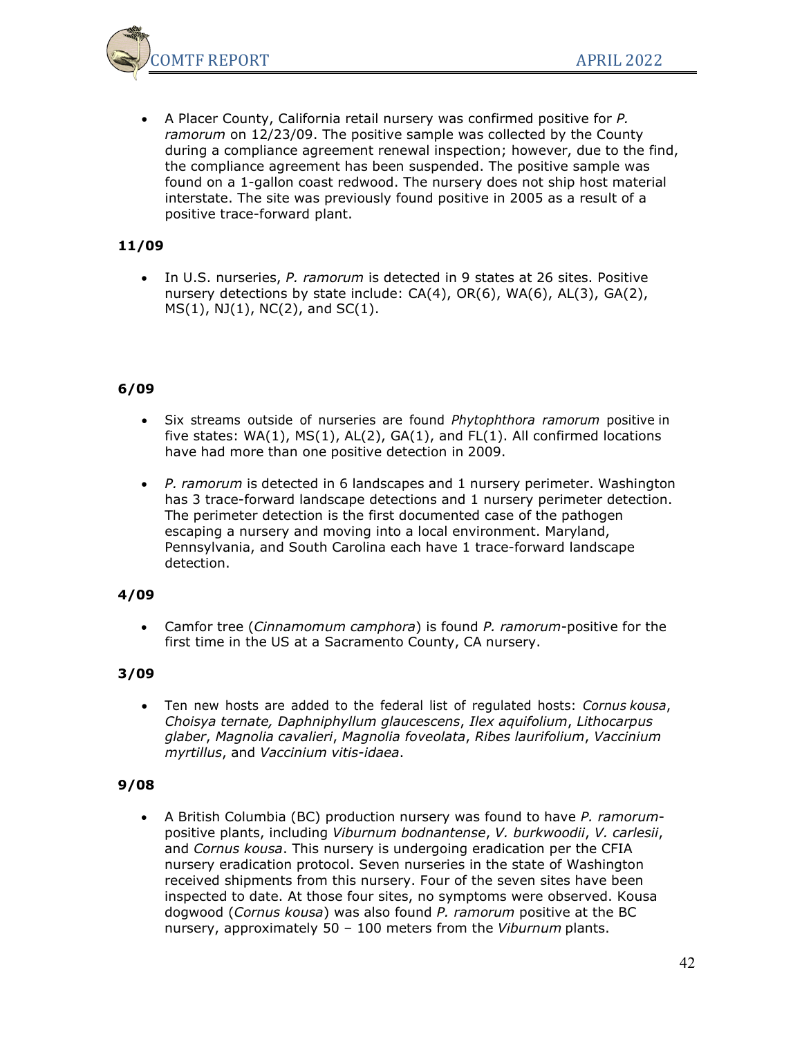- A Placer County, California retail nursery was confirmed positive for *P. ramorum* on 12/23/09. The positive sample was collected by the County during a compliance agreement renewal inspection; however, due to the find, the compliance agreement has been suspended. The positive sample was found on a 1-gallon coast redwood. The nursery does not ship host material interstate. The site was previously found positive in 2005 as a result of a positive trace-forward plant.

**11/09**

- In U.S. nurseries, *P. ramorum* is detected in 9 states at 26 sites. Positive nursery detections by state include: CA(4), OR(6), WA(6), AL(3), GA(2), MS(1), NJ(1), NC(2), and SC(1).

**6/09**

- Six streams outside of nurseries are found *Phytophthora ramorum* positive in five states: WA(1), MS(1), AL(2), GA(1), and FL(1). All confirmed locations have had more than one positive detection in 2009.
- *P. ramorum* is detected in 6 landscapes and 1 nursery perimeter. Washington has 3 trace-forward landscape detections and 1 nursery perimeter detection. The perimeter detection is the first documented case of the pathogen escaping a nursery and moving into a local environment. Maryland, Pennsylvania, and South Carolina each have 1 trace-forward landscape detection.

**4/09**

- Camfor tree (*Cinnamomum camphora*) is found *P. ramorum*-positive for the first time in the US at a Sacramento County, CA nursery.

**3/09**

- Ten new hosts are added to the federal list of regulated hosts: *Cornus kousa*, *Choisya ternate, Daphniphyllum glaucescens*, *Ilex aquifolium*, *Lithocarpus glaber*, *Magnolia cavalieri*, *Magnolia foveolata*, *Ribes laurifolium*, *Vaccinium myrtillus*, and *Vaccinium vitis-idaea*.

**9/08**

- A British Columbia (BC) production nursery was found to have *P. ramorum*-positive plants, including *Viburnum bodnantense*, *V. burkwoodii*, *V. carlesii*, and *Cornus kousa*. This nursery is undergoing eradication per the CFIA nursery eradication protocol. Seven nurseries in the state of Washington received shipments from this nursery. Four of the seven sites have been inspected to date. At those four sites, no symptoms were observed. Kousa dogwood (*Cornus kousa*) was also found *P. ramorum* positive at the BC nursery, approximately 50 – 100 meters from the *Viburnum* plants.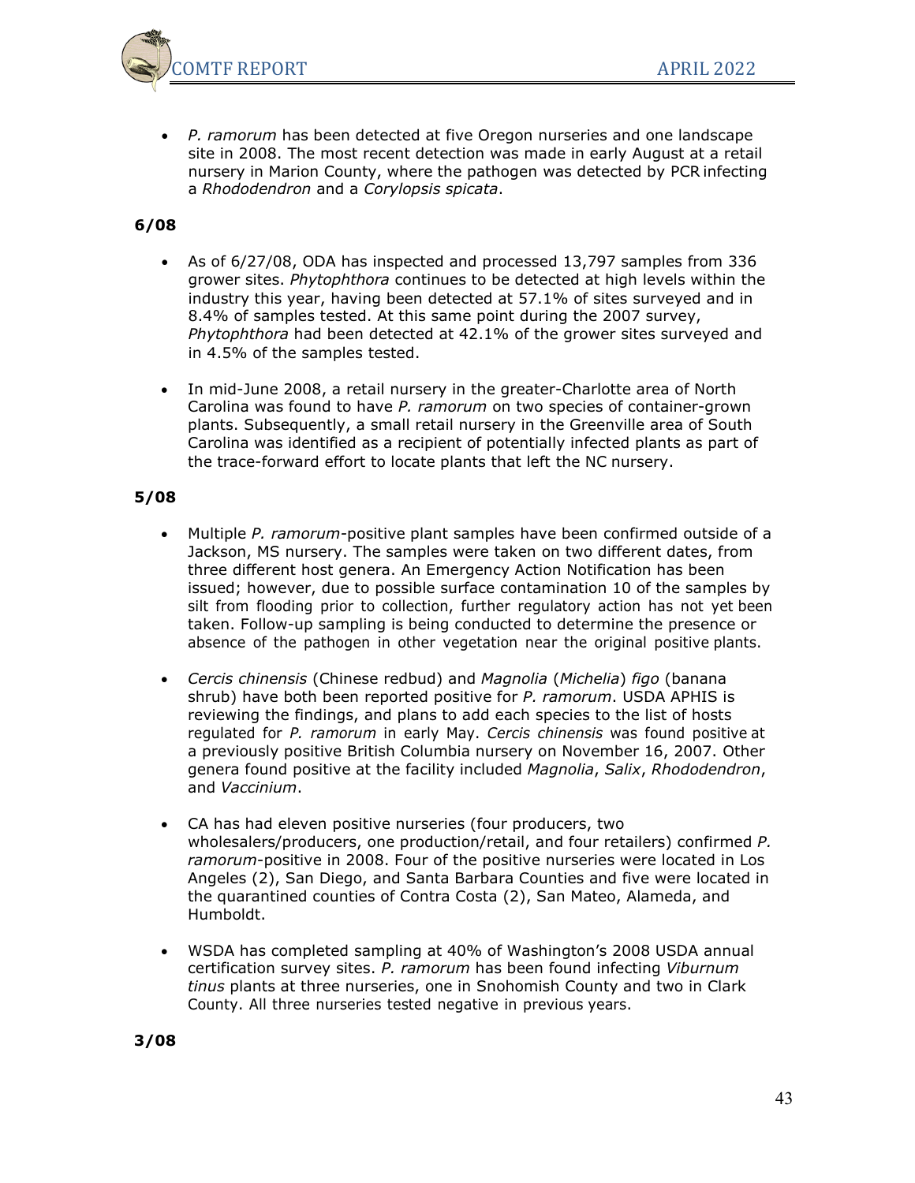- *P. ramorum* has been detected at five Oregon nurseries and one landscape site in 2008. The most recent detection was made in early August at a retail nursery in Marion County, where the pathogen was detected by PCR infecting a *Rhododendron* and a *Corylopsis spicata*.

**6/08**

- As of 6/27/08, ODA has inspected and processed 13,797 samples from 336 grower sites. *Phytophthora* continues to be detected at high levels within the industry this year, having been detected at 57.1% of sites surveyed and in 8.4% of samples tested. At this same point during the 2007 survey, *Phytophthora* had been detected at 42.1% of the grower sites surveyed and in 4.5% of the samples tested.

- In mid-June 2008, a retail nursery in the greater-Charlotte area of North Carolina was found to have *P. ramorum* on two species of container-grown plants. Subsequently, a small retail nursery in the Greenville area of South Carolina was identified as a recipient of potentially infected plants as part of the trace-forward effort to locate plants that left the NC nursery.

**5/08**

- Multiple *P. ramorum*-positive plant samples have been confirmed outside of a Jackson, MS nursery. The samples were taken on two different dates, from three different host genera. An Emergency Action Notification has been issued; however, due to possible surface contamination 10 of the samples by silt from flooding prior to collection, further regulatory action has not yet been taken. Follow-up sampling is being conducted to determine the presence or absence of the pathogen in other vegetation near the original positive plants.

- *Cercis chinensis* (Chinese redbud) and *Magnolia* (*Michelia*) *figo* (banana shrub) have both been reported positive for *P. ramorum*. USDA APHIS is reviewing the findings, and plans to add each species to the list of hosts regulated for *P. ramorum* in early May. *Cercis chinensis* was found positive at a previously positive British Columbia nursery on November 16, 2007. Other genera found positive at the facility included *Magnolia*, *Salix*, *Rhododendron*, and *Vaccinium*.

- CA has had eleven positive nurseries (four producers, two wholesalers/producers, one production/retail, and four retailers) confirmed *P. ramorum*-positive in 2008. Four of the positive nurseries were located in Los Angeles (2), San Diego, and Santa Barbara Counties and five were located in the quarantined counties of Contra Costa (2), San Mateo, Alameda, and Humboldt.

- WSDA has completed sampling at 40% of Washington's 2008 USDA annual certification survey sites. *P. ramorum* has been found infecting *Viburnum tinus* plants at three nurseries, one in Snohomish County and two in Clark County. All three nurseries tested negative in previous years.

**3/08**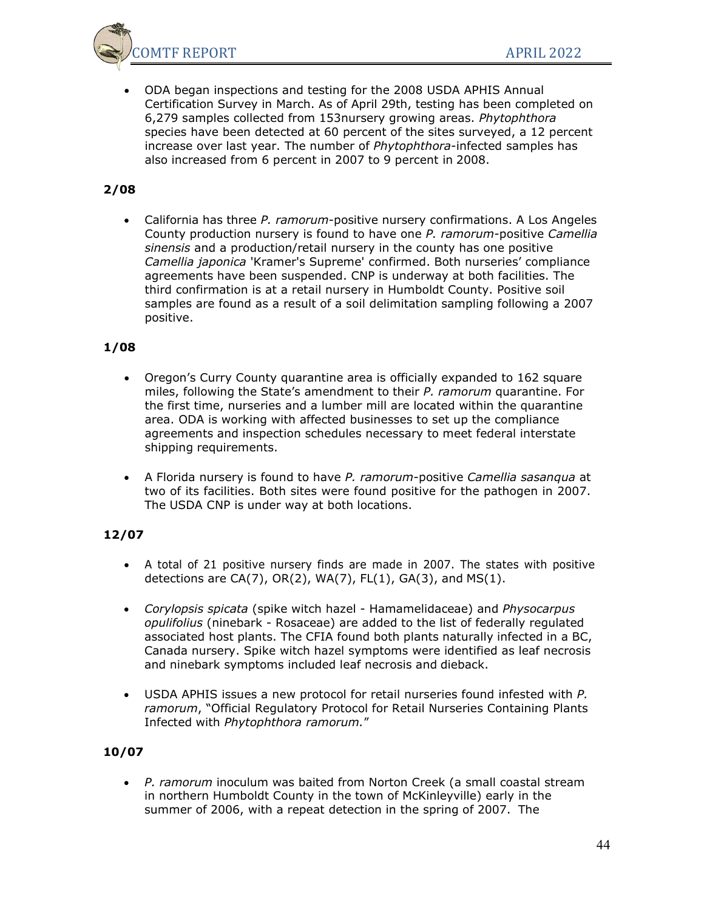- ODA began inspections and testing for the 2008 USDA APHIS Annual Certification Survey in March. As of April 29th, testing has been completed on 6,279 samples collected from 153nursery growing areas. *Phytophthora* species have been detected at 60 percent of the sites surveyed, a 12 percent increase over last year. The number of *Phytophthora*-infected samples has also increased from 6 percent in 2007 to 9 percent in 2008.

**2/08**

- California has three *P. ramorum*-positive nursery confirmations. A Los Angeles County production nursery is found to have one *P. ramorum*-positive *Camellia sinensis* and a production/retail nursery in the county has one positive *Camellia japonica* 'Kramer's Supreme' confirmed. Both nurseries' compliance agreements have been suspended. CNP is underway at both facilities. The third confirmation is at a retail nursery in Humboldt County. Positive soil samples are found as a result of a soil delimitation sampling following a 2007 positive.

**1/08**

- Oregon's Curry County quarantine area is officially expanded to 162 square miles, following the State's amendment to their *P. ramorum* quarantine. For the first time, nurseries and a lumber mill are located within the quarantine area. ODA is working with affected businesses to set up the compliance agreements and inspection schedules necessary to meet federal interstate shipping requirements.

- A Florida nursery is found to have *P. ramorum*-positive *Camellia sasanqua* at two of its facilities. Both sites were found positive for the pathogen in 2007. The USDA CNP is under way at both locations.

**12/07**

- A total of 21 positive nursery finds are made in 2007. The states with positive detections are CA(7), OR(2), WA(7), FL(1), GA(3), and MS(1).

- *Corylopsis spicata* (spike witch hazel - Hamamelidaceae) and *Physocarpus opulifolius* (ninebark - Rosaceae) are added to the list of federally regulated associated host plants. The CFIA found both plants naturally infected in a BC, Canada nursery. Spike witch hazel symptoms were identified as leaf necrosis and ninebark symptoms included leaf necrosis and dieback.

- USDA APHIS issues a new protocol for retail nurseries found infested with *P. ramorum*, "Official Regulatory Protocol for Retail Nurseries Containing Plants Infected with *Phytophthora ramorum.*"

**10/07**

- *P. ramorum* inoculum was baited from Norton Creek (a small coastal stream in northern Humboldt County in the town of McKinleyville) early in the summer of 2006, with a repeat detection in the spring of 2007. The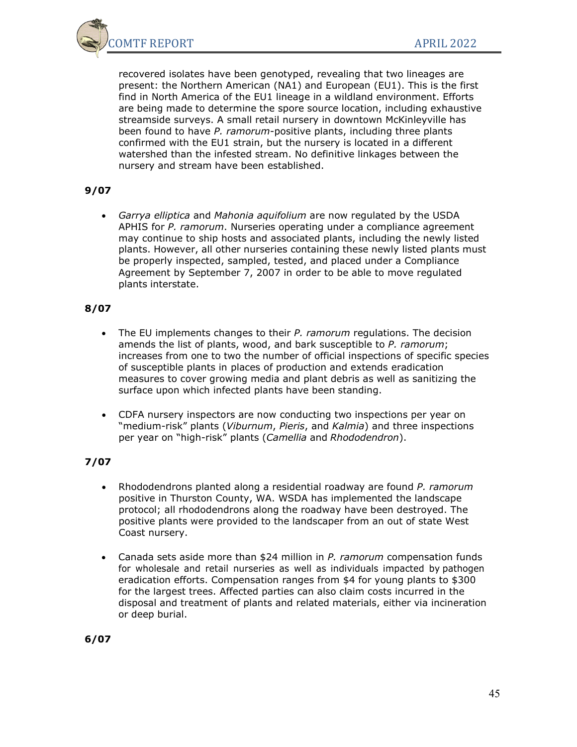recovered isolates have been genotyped, revealing that two lineages are present: the Northern American (NA1) and European (EU1). This is the first find in North America of the EU1 lineage in a wildland environment. Efforts are being made to determine the spore source location, including exhaustive streamside surveys. A small retail nursery in downtown McKinleyville has been found to have *P. ramorum*-positive plants, including three plants confirmed with the EU1 strain, but the nursery is located in a different watershed than the infested stream. No definitive linkages between the nursery and stream have been established.

**9/07**

- *Garrya elliptica* and *Mahonia aquifolium* are now regulated by the USDA APHIS for *P. ramorum*. Nurseries operating under a compliance agreement may continue to ship hosts and associated plants, including the newly listed plants. However, all other nurseries containing these newly listed plants must be properly inspected, sampled, tested, and placed under a Compliance Agreement by September 7, 2007 in order to be able to move regulated plants interstate.

**8/07**

- The EU implements changes to their *P. ramorum* regulations. The decision amends the list of plants, wood, and bark susceptible to *P. ramorum*; increases from one to two the number of official inspections of specific species of susceptible plants in places of production and extends eradication measures to cover growing media and plant debris as well as sanitizing the surface upon which infected plants have been standing.

- CDFA nursery inspectors are now conducting two inspections per year on "medium-risk" plants (*Viburnum*, *Pieris*, and *Kalmia*) and three inspections per year on "high-risk" plants (*Camellia* and *Rhododendron*).

**7/07**

- Rhododendrons planted along a residential roadway are found *P. ramorum* positive in Thurston County, WA. WSDA has implemented the landscape protocol; all rhododendrons along the roadway have been destroyed. The positive plants were provided to the landscaper from an out of state West Coast nursery.

- Canada sets aside more than $24 million in *P. ramorum* compensation funds for wholesale and retail nurseries as well as individuals impacted by pathogen eradication efforts. Compensation ranges from $4 for young plants to $300 for the largest trees. Affected parties can also claim costs incurred in the disposal and treatment of plants and related materials, either via incineration or deep burial.

**6/07**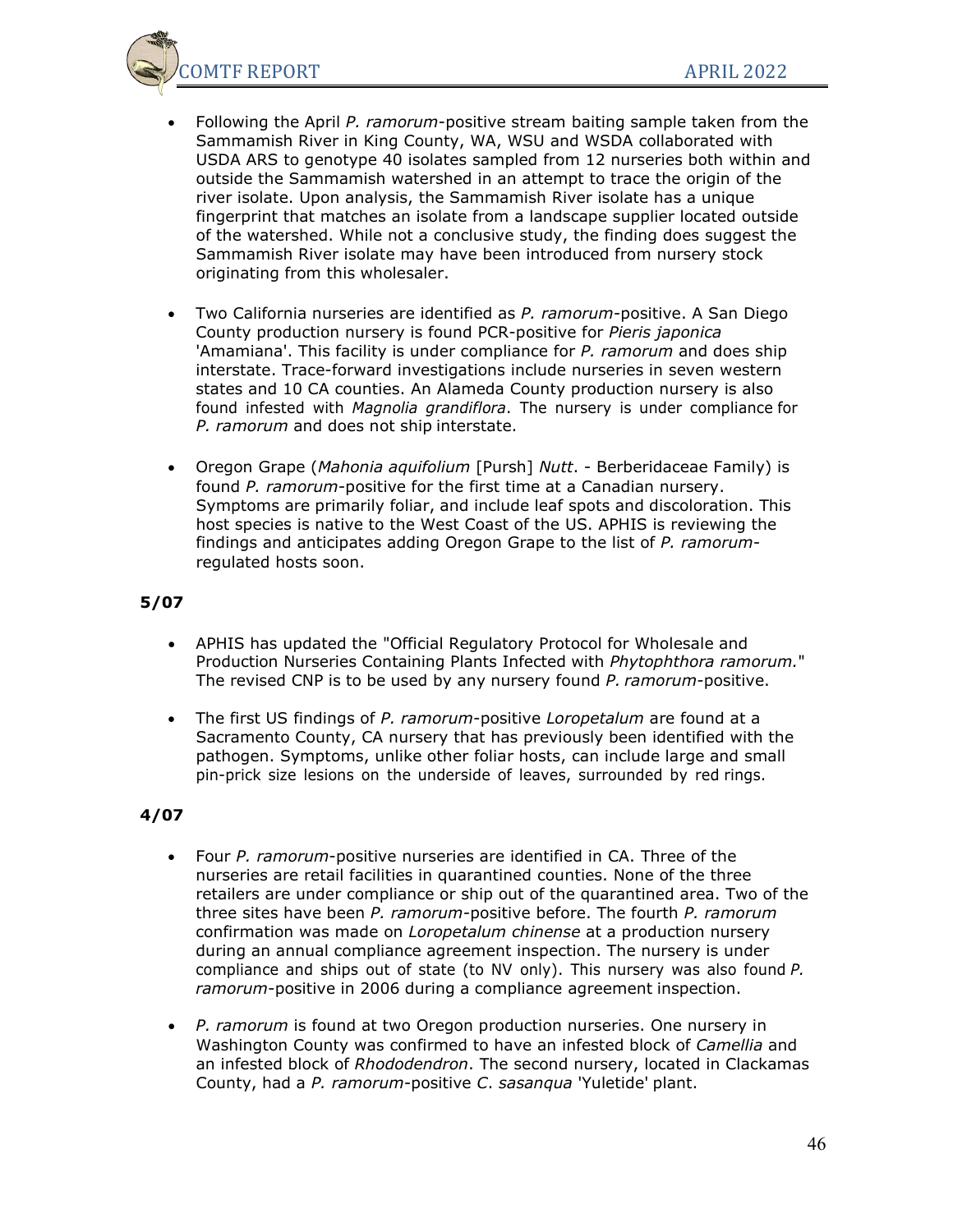- Following the April *P. ramorum*-positive stream baiting sample taken from the Sammamish River in King County, WA, WSU and WSDA collaborated with USDA ARS to genotype 40 isolates sampled from 12 nurseries both within and outside the Sammamish watershed in an attempt to trace the origin of the river isolate. Upon analysis, the Sammamish River isolate has a unique fingerprint that matches an isolate from a landscape supplier located outside of the watershed. While not a conclusive study, the finding does suggest the Sammamish River isolate may have been introduced from nursery stock originating from this wholesaler.

- Two California nurseries are identified as *P. ramorum*-positive. A San Diego County production nursery is found PCR-positive for *Pieris japonica* 'Amamiana'. This facility is under compliance for *P. ramorum* and does ship interstate. Trace-forward investigations include nurseries in seven western states and 10 CA counties. An Alameda County production nursery is also found infested with *Magnolia grandiflora*. The nursery is under compliance for *P. ramorum* and does not ship interstate.

- Oregon Grape (*Mahonia aquifolium* [Pursh] *Nutt*. - Berberidaceae Family) is found *P. ramorum*-positive for the first time at a Canadian nursery. Symptoms are primarily foliar, and include leaf spots and discoloration. This host species is native to the West Coast of the US. APHIS is reviewing the findings and anticipates adding Oregon Grape to the list of *P. ramorum*-regulated hosts soon.

**5/07**

- APHIS has updated the "Official Regulatory Protocol for Wholesale and Production Nurseries Containing Plants Infected with *Phytophthora ramorum*." The revised CNP is to be used by any nursery found *P. ramorum*-positive.

- The first US findings of *P. ramorum*-positive *Loropetalum* are found at a Sacramento County, CA nursery that has previously been identified with the pathogen. Symptoms, unlike other foliar hosts, can include large and small pin-prick size lesions on the underside of leaves, surrounded by red rings.

**4/07**

- Four *P. ramorum*-positive nurseries are identified in CA. Three of the nurseries are retail facilities in quarantined counties. None of the three retailers are under compliance or ship out of the quarantined area. Two of the three sites have been *P. ramorum*-positive before. The fourth *P. ramorum* confirmation was made on *Loropetalum chinense* at a production nursery during an annual compliance agreement inspection. The nursery is under compliance and ships out of state (to NV only). This nursery was also found *P. ramorum*-positive in 2006 during a compliance agreement inspection.

- *P. ramorum* is found at two Oregon production nurseries. One nursery in Washington County was confirmed to have an infested block of *Camellia* and an infested block of *Rhododendron*. The second nursery, located in Clackamas County, had a *P. ramorum*-positive *C. sasanqua* 'Yuletide' plant.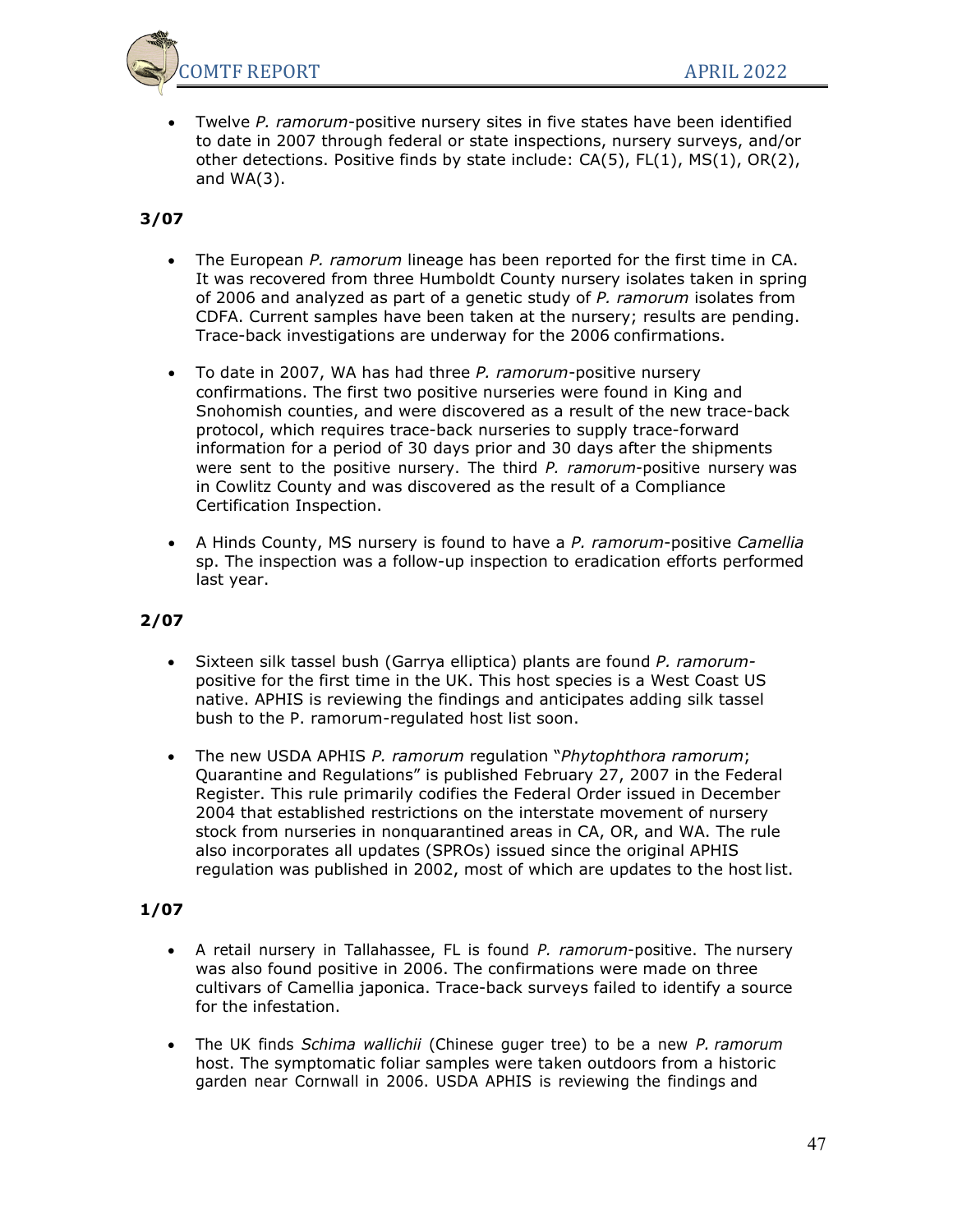- Twelve *P. ramorum*-positive nursery sites in five states have been identified to date in 2007 through federal or state inspections, nursery surveys, and/or other detections. Positive finds by state include: CA(5), FL(1), MS(1), OR(2), and WA(3).

**3/07**

- The European *P. ramorum* lineage has been reported for the first time in CA. It was recovered from three Humboldt County nursery isolates taken in spring of 2006 and analyzed as part of a genetic study of *P. ramorum* isolates from CDFA. Current samples have been taken at the nursery; results are pending. Trace-back investigations are underway for the 2006 confirmations.

- To date in 2007, WA has had three *P. ramorum*-positive nursery confirmations. The first two positive nurseries were found in King and Snohomish counties, and were discovered as a result of the new trace-back protocol, which requires trace-back nurseries to supply trace-forward information for a period of 30 days prior and 30 days after the shipments were sent to the positive nursery. The third *P. ramorum*-positive nursery was in Cowlitz County and was discovered as the result of a Compliance Certification Inspection.

- A Hinds County, MS nursery is found to have a *P. ramorum*-positive *Camellia* sp. The inspection was a follow-up inspection to eradication efforts performed last year.

**2/07**

- Sixteen silk tassel bush (Garrya elliptica) plants are found *P. ramorum*-positive for the first time in the UK. This host species is a West Coast US native. APHIS is reviewing the findings and anticipates adding silk tassel bush to the P. ramorum-regulated host list soon.

- The new USDA APHIS *P. ramorum* regulation "*Phytophthora ramorum*; Quarantine and Regulations" is published February 27, 2007 in the Federal Register. This rule primarily codifies the Federal Order issued in December 2004 that established restrictions on the interstate movement of nursery stock from nurseries in nonquarantined areas in CA, OR, and WA. The rule also incorporates all updates (SPROs) issued since the original APHIS regulation was published in 2002, most of which are updates to the host list.

**1/07**

- A retail nursery in Tallahassee, FL is found *P. ramorum*-positive. The nursery was also found positive in 2006. The confirmations were made on three cultivars of Camellia japonica. Trace-back surveys failed to identify a source for the infestation.

- The UK finds *Schima wallichii* (Chinese guger tree) to be a new *P. ramorum* host. The symptomatic foliar samples were taken outdoors from a historic garden near Cornwall in 2006. USDA APHIS is reviewing the findings and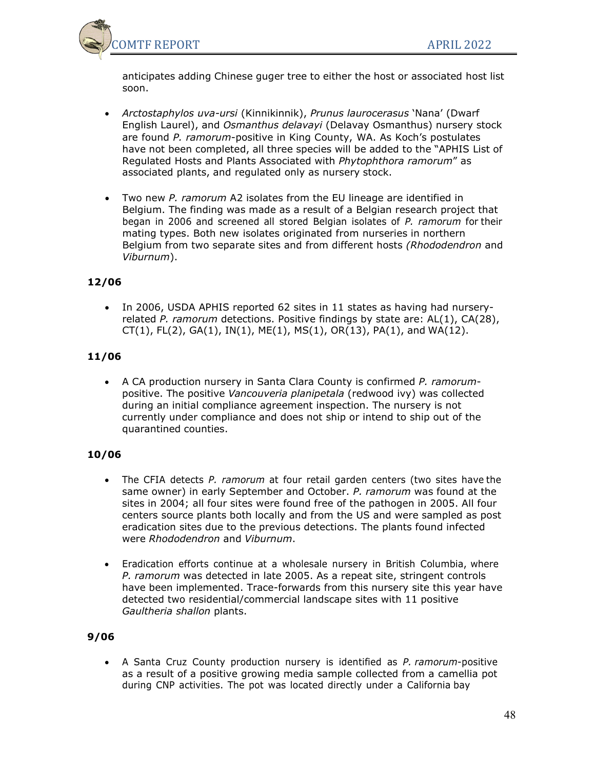anticipates adding Chinese guger tree to either the host or associated host list soon.

- *Arctostaphylos uva-ursi* (Kinnikinnik), *Prunus laurocerasus* 'Nana' (Dwarf English Laurel), and *Osmanthus delavayi* (Delavay Osmanthus) nursery stock are found *P. ramorum*-positive in King County, WA. As Koch's postulates have not been completed, all three species will be added to the "APHIS List of Regulated Hosts and Plants Associated with *Phytophthora ramorum*" as associated plants, and regulated only as nursery stock.

- Two new *P. ramorum* A2 isolates from the EU lineage are identified in Belgium. The finding was made as a result of a Belgian research project that began in 2006 and screened all stored Belgian isolates of *P. ramorum* for their mating types. Both new isolates originated from nurseries in northern Belgium from two separate sites and from different hosts (*Rhododendron* and *Viburnum*).

**12/06**

- In 2006, USDA APHIS reported 62 sites in 11 states as having had nursery-related *P. ramorum* detections. Positive findings by state are: AL(1), CA(28), CT(1), FL(2), GA(1), IN(1), ME(1), MS(1), OR(13), PA(1), and WA(12).

**11/06**

- A CA production nursery in Santa Clara County is confirmed *P. ramorum*-positive. The positive *Vancouveria planipetala* (redwood ivy) was collected during an initial compliance agreement inspection. The nursery is not currently under compliance and does not ship or intend to ship out of the quarantined counties.

**10/06**

- The CFIA detects *P. ramorum* at four retail garden centers (two sites have the same owner) in early September and October. *P. ramorum* was found at the sites in 2004; all four sites were found free of the pathogen in 2005. All four centers source plants both locally and from the US and were sampled as post eradication sites due to the previous detections. The plants found infected were *Rhododendron* and *Viburnum*.

- Eradication efforts continue at a wholesale nursery in British Columbia, where *P. ramorum* was detected in late 2005. As a repeat site, stringent controls have been implemented. Trace-forwards from this nursery site this year have detected two residential/commercial landscape sites with 11 positive *Gaultheria shallon* plants.

**9/06**

- A Santa Cruz County production nursery is identified as *P. ramorum*-positive as a result of a positive growing media sample collected from a camellia pot during CNP activities. The pot was located directly under a California bay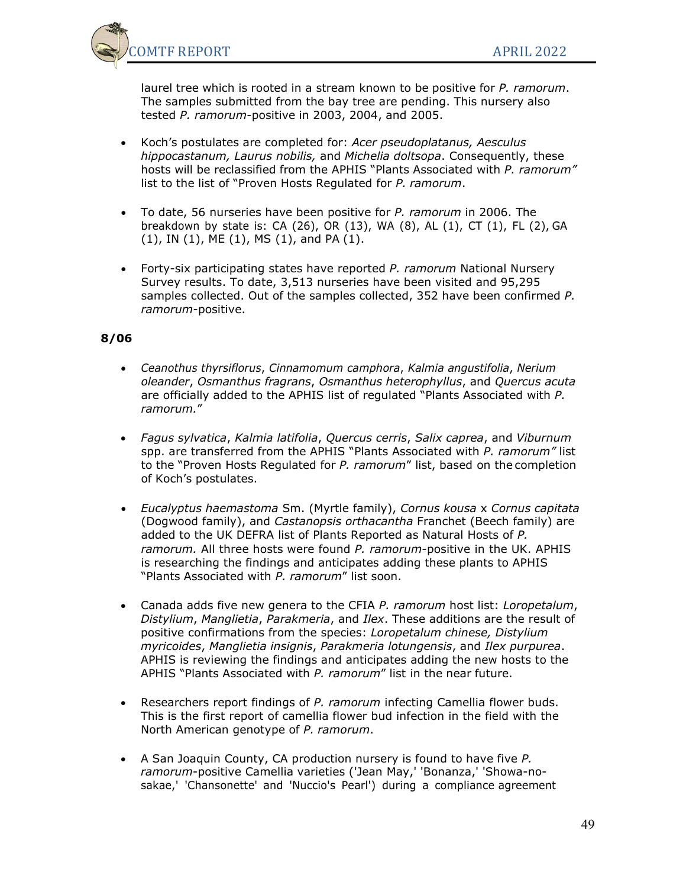laurel tree which is rooted in a stream known to be positive for *P. ramorum*. The samples submitted from the bay tree are pending. This nursery also tested *P. ramorum*-positive in 2003, 2004, and 2005.

- Koch's postulates are completed for: *Acer pseudoplatanus, Aesculus hippocastanum, Laurus nobilis,* and *Michelia doltsopa*. Consequently, these hosts will be reclassified from the APHIS "Plants Associated with *P. ramorum"* list to the list of "Proven Hosts Regulated for *P. ramorum*.

- To date, 56 nurseries have been positive for *P. ramorum* in 2006. The breakdown by state is: CA (26), OR (13), WA (8), AL (1), CT (1), FL (2), GA (1), IN (1), ME (1), MS (1), and PA (1).

- Forty-six participating states have reported *P. ramorum* National Nursery Survey results. To date, 3,513 nurseries have been visited and 95,295 samples collected. Out of the samples collected, 352 have been confirmed *P. ramorum*-positive.

**8/06**

- *Ceanothus thyrsiflorus*, *Cinnamomum camphora*, *Kalmia angustifolia*, *Nerium oleander*, *Osmanthus fragrans*, *Osmanthus heterophyllus*, and *Quercus acuta* are officially added to the APHIS list of regulated "Plants Associated with *P. ramorum.*"

- *Fagus sylvatica*, *Kalmia latifolia*, *Quercus cerris*, *Salix caprea*, and *Viburnum* spp. are transferred from the APHIS "Plants Associated with *P. ramorum"* list to the "Proven Hosts Regulated for *P. ramorum*" list, based on the completion of Koch's postulates.

- *Eucalyptus haemastoma* Sm. (Myrtle family), *Cornus kousa* x *Cornus capitata* (Dogwood family), and *Castanopsis orthacantha* Franchet (Beech family) are added to the UK DEFRA list of Plants Reported as Natural Hosts of *P. ramorum.* All three hosts were found *P. ramorum*-positive in the UK. APHIS is researching the findings and anticipates adding these plants to APHIS "Plants Associated with *P. ramorum*" list soon.

- Canada adds five new genera to the CFIA *P. ramorum* host list: *Loropetalum*, *Distylium*, *Manglietia*, *Parakmeria*, and *Ilex*. These additions are the result of positive confirmations from the species: *Loropetalum chinese, Distylium myricoides*, *Manglietia insignis*, *Parakmeria lotungensis*, and *Ilex purpurea*. APHIS is reviewing the findings and anticipates adding the new hosts to the APHIS "Plants Associated with *P. ramorum*" list in the near future.

- Researchers report findings of *P. ramorum* infecting Camellia flower buds. This is the first report of camellia flower bud infection in the field with the North American genotype of *P. ramorum*.

- A San Joaquin County, CA production nursery is found to have five *P. ramorum*-positive Camellia varieties ('Jean May,' 'Bonanza,' 'Showa-no-sakae,' 'Chansonette' and 'Nuccio's Pearl') during a compliance agreement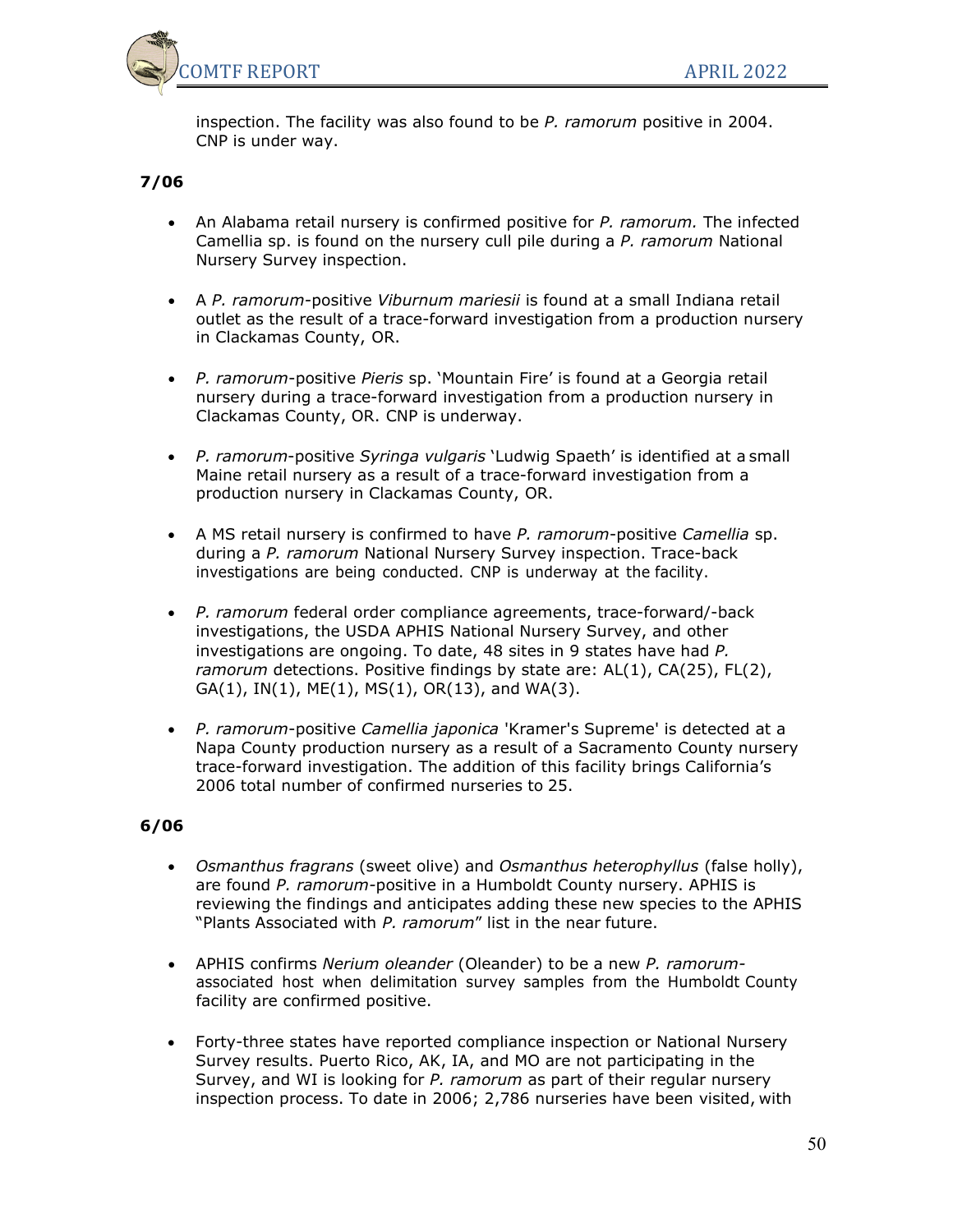inspection. The facility was also found to be *P. ramorum* positive in 2004. CNP is under way.

**7/06**

- An Alabama retail nursery is confirmed positive for *P. ramorum.* The infected Camellia sp. is found on the nursery cull pile during a *P. ramorum* National Nursery Survey inspection.

- A *P. ramorum*-positive *Viburnum mariesii* is found at a small Indiana retail outlet as the result of a trace-forward investigation from a production nursery in Clackamas County, OR.

- *P. ramorum*-positive *Pieris* sp. 'Mountain Fire' is found at a Georgia retail nursery during a trace-forward investigation from a production nursery in Clackamas County, OR. CNP is underway.

- *P. ramorum*-positive *Syringa vulgaris* 'Ludwig Spaeth' is identified at a small Maine retail nursery as a result of a trace-forward investigation from a production nursery in Clackamas County, OR.

- A MS retail nursery is confirmed to have *P. ramorum*-positive *Camellia* sp. during a *P. ramorum* National Nursery Survey inspection. Trace-back investigations are being conducted. CNP is underway at the facility.

- *P. ramorum* federal order compliance agreements, trace-forward/-back investigations, the USDA APHIS National Nursery Survey, and other investigations are ongoing. To date, 48 sites in 9 states have had *P. ramorum* detections. Positive findings by state are: AL(1), CA(25), FL(2), GA(1), IN(1), ME(1), MS(1), OR(13), and WA(3).

- *P. ramorum*-positive *Camellia japonica* 'Kramer's Supreme' is detected at a Napa County production nursery as a result of a Sacramento County nursery trace-forward investigation. The addition of this facility brings California's 2006 total number of confirmed nurseries to 25.

**6/06**

- *Osmanthus fragrans* (sweet olive) and *Osmanthus heterophyllus* (false holly), are found *P. ramorum*-positive in a Humboldt County nursery. APHIS is reviewing the findings and anticipates adding these new species to the APHIS "Plants Associated with *P. ramorum*" list in the near future.

- APHIS confirms *Nerium oleander* (Oleander) to be a new *P. ramorum*-associated host when delimitation survey samples from the Humboldt County facility are confirmed positive.

- Forty-three states have reported compliance inspection or National Nursery Survey results. Puerto Rico, AK, IA, and MO are not participating in the Survey, and WI is looking for *P. ramorum* as part of their regular nursery inspection process. To date in 2006; 2,786 nurseries have been visited, with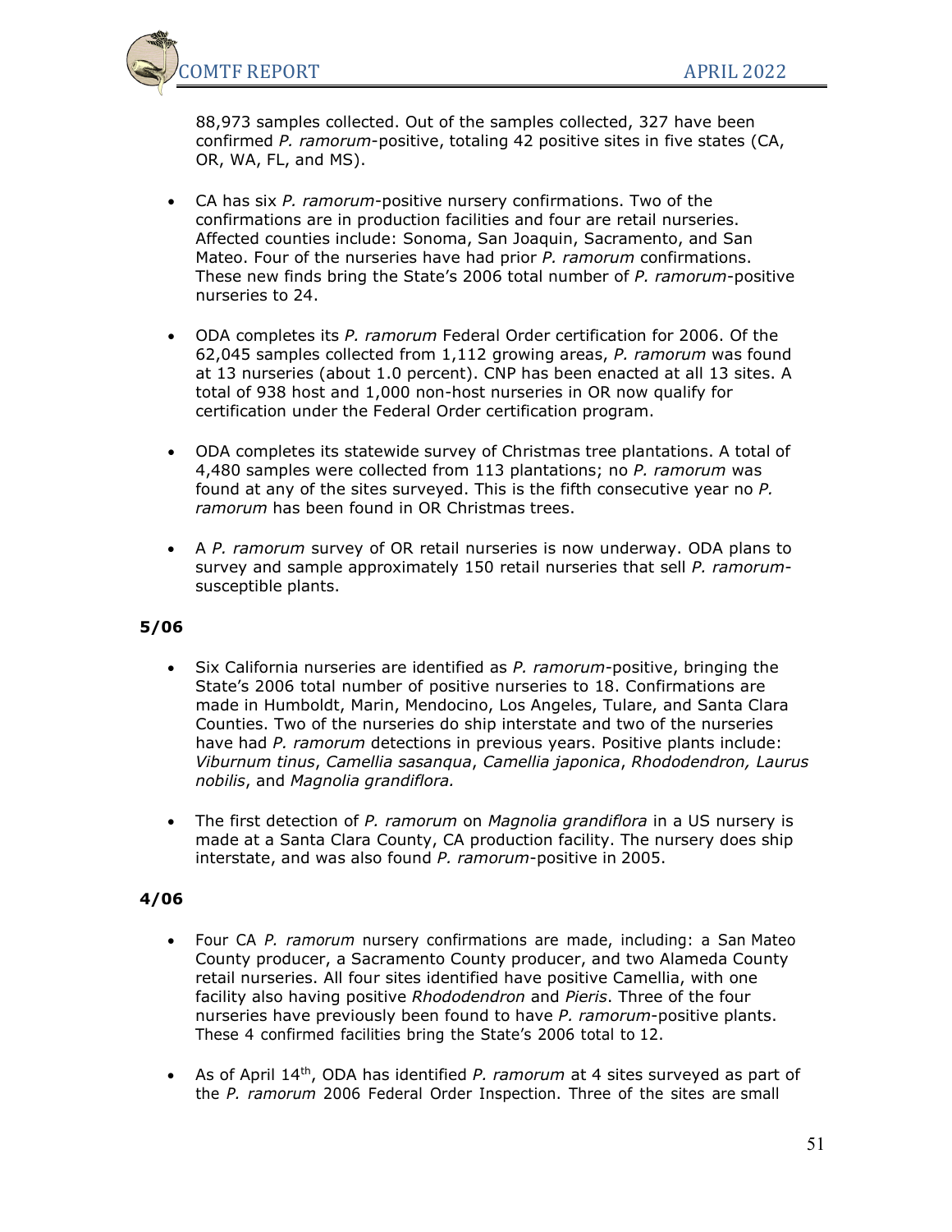88,973 samples collected. Out of the samples collected, 327 have been confirmed *P. ramorum*-positive, totaling 42 positive sites in five states (CA, OR, WA, FL, and MS).

- CA has six *P. ramorum*-positive nursery confirmations. Two of the confirmations are in production facilities and four are retail nurseries. Affected counties include: Sonoma, San Joaquin, Sacramento, and San Mateo. Four of the nurseries have had prior *P. ramorum* confirmations. These new finds bring the State's 2006 total number of *P. ramorum*-positive nurseries to 24.

- ODA completes its *P. ramorum* Federal Order certification for 2006. Of the 62,045 samples collected from 1,112 growing areas, *P. ramorum* was found at 13 nurseries (about 1.0 percent). CNP has been enacted at all 13 sites. A total of 938 host and 1,000 non-host nurseries in OR now qualify for certification under the Federal Order certification program.

- ODA completes its statewide survey of Christmas tree plantations. A total of 4,480 samples were collected from 113 plantations; no *P. ramorum* was found at any of the sites surveyed. This is the fifth consecutive year no *P. ramorum* has been found in OR Christmas trees.

- A *P. ramorum* survey of OR retail nurseries is now underway. ODA plans to survey and sample approximately 150 retail nurseries that sell *P. ramorum*-susceptible plants.

**5/06**

- Six California nurseries are identified as *P. ramorum*-positive, bringing the State's 2006 total number of positive nurseries to 18. Confirmations are made in Humboldt, Marin, Mendocino, Los Angeles, Tulare, and Santa Clara Counties. Two of the nurseries do ship interstate and two of the nurseries have had *P. ramorum* detections in previous years. Positive plants include: *Viburnum tinus*, *Camellia sasanqua*, *Camellia japonica*, *Rhododendron, Laurus nobilis*, and *Magnolia grandiflora.*

- The first detection of *P. ramorum* on *Magnolia grandiflora* in a US nursery is made at a Santa Clara County, CA production facility. The nursery does ship interstate, and was also found *P. ramorum*-positive in 2005.

**4/06**

- Four CA *P. ramorum* nursery confirmations are made, including: a San Mateo County producer, a Sacramento County producer, and two Alameda County retail nurseries. All four sites identified have positive Camellia, with one facility also having positive *Rhododendron* and *Pieris*. Three of the four nurseries have previously been found to have *P. ramorum*-positive plants. These 4 confirmed facilities bring the State's 2006 total to 12.

- As of April 14th, ODA has identified *P. ramorum* at 4 sites surveyed as part of the *P. ramorum* 2006 Federal Order Inspection. Three of the sites are small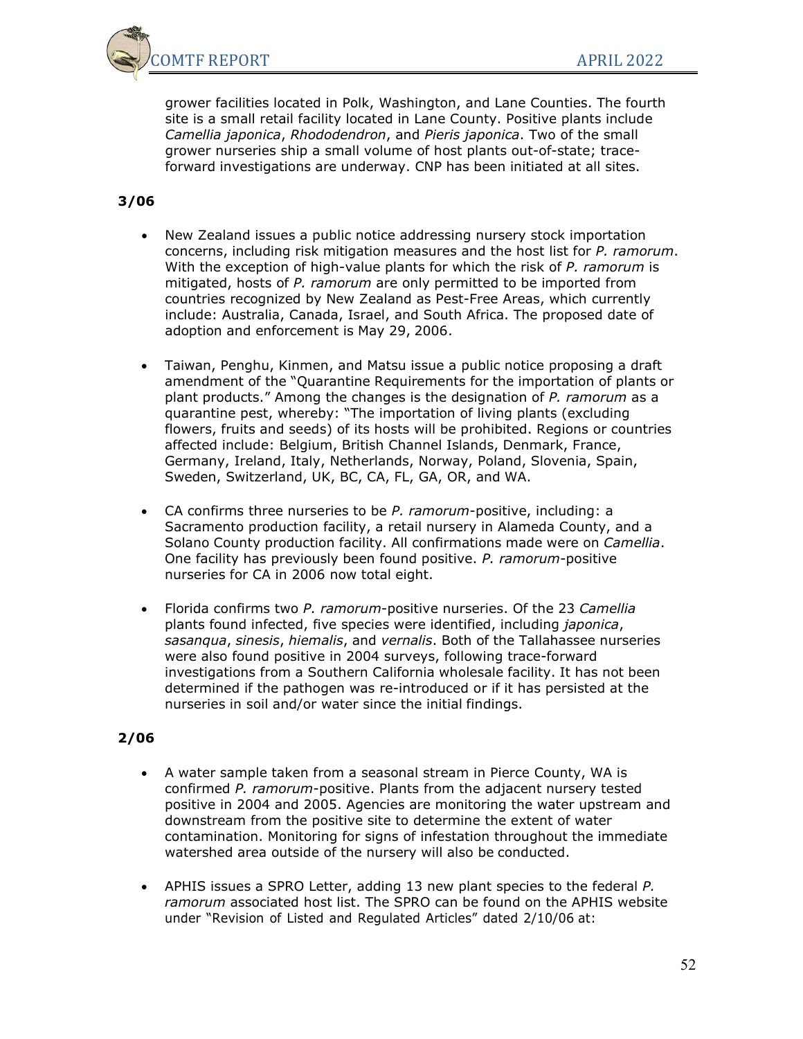grower facilities located in Polk, Washington, and Lane Counties. The fourth site is a small retail facility located in Lane County. Positive plants include *Camellia japonica*, *Rhododendron*, and *Pieris japonica*. Two of the small grower nurseries ship a small volume of host plants out-of-state; trace-forward investigations are underway. CNP has been initiated at all sites.

**3/06**

- New Zealand issues a public notice addressing nursery stock importation concerns, including risk mitigation measures and the host list for *P. ramorum*. With the exception of high-value plants for which the risk of *P. ramorum* is mitigated, hosts of *P. ramorum* are only permitted to be imported from countries recognized by New Zealand as Pest-Free Areas, which currently include: Australia, Canada, Israel, and South Africa. The proposed date of adoption and enforcement is May 29, 2006.

- Taiwan, Penghu, Kinmen, and Matsu issue a public notice proposing a draft amendment of the "Quarantine Requirements for the importation of plants or plant products." Among the changes is the designation of *P. ramorum* as a quarantine pest, whereby: "The importation of living plants (excluding flowers, fruits and seeds) of its hosts will be prohibited. Regions or countries affected include: Belgium, British Channel Islands, Denmark, France, Germany, Ireland, Italy, Netherlands, Norway, Poland, Slovenia, Spain, Sweden, Switzerland, UK, BC, CA, FL, GA, OR, and WA.

- CA confirms three nurseries to be *P. ramorum*-positive, including: a Sacramento production facility, a retail nursery in Alameda County, and a Solano County production facility. All confirmations made were on *Camellia*. One facility has previously been found positive. *P. ramorum*-positive nurseries for CA in 2006 now total eight.

- Florida confirms two *P. ramorum*-positive nurseries. Of the 23 *Camellia* plants found infected, five species were identified, including *japonica*, *sasanqua*, *sinesis*, *hiemalis*, and *vernalis*. Both of the Tallahassee nurseries were also found positive in 2004 surveys, following trace-forward investigations from a Southern California wholesale facility. It has not been determined if the pathogen was re-introduced or if it has persisted at the nurseries in soil and/or water since the initial findings.

**2/06**

- A water sample taken from a seasonal stream in Pierce County, WA is confirmed *P. ramorum*-positive. Plants from the adjacent nursery tested positive in 2004 and 2005. Agencies are monitoring the water upstream and downstream from the positive site to determine the extent of water contamination. Monitoring for signs of infestation throughout the immediate watershed area outside of the nursery will also be conducted.

- APHIS issues a SPRO Letter, adding 13 new plant species to the federal *P. ramorum* associated host list. The SPRO can be found on the APHIS website under "Revision of Listed and Regulated Articles" dated 2/10/06 at: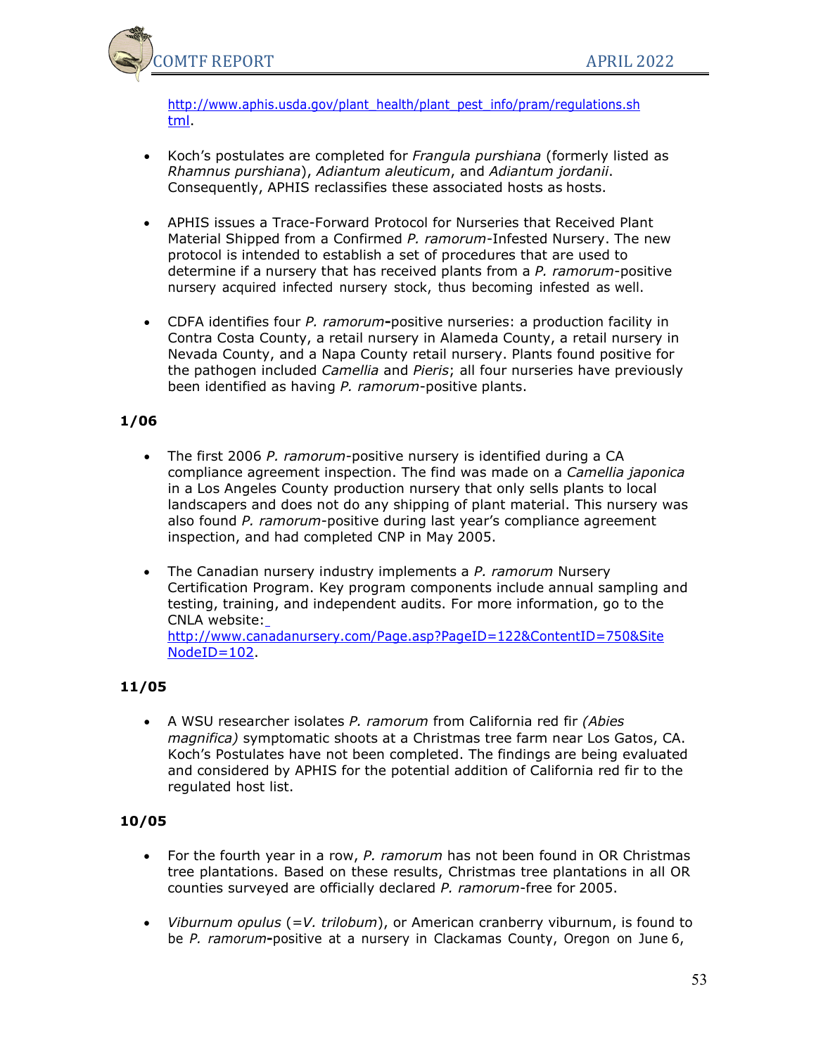http://www.aphis.usda.gov/plant_health/plant_pest_info/pram/regulations.shtml.

- Koch's postulates are completed for *Frangula purshiana* (formerly listed as *Rhamnus purshiana*), *Adiantum aleuticum*, and *Adiantum jordanii*. Consequently, APHIS reclassifies these associated hosts as hosts.

- APHIS issues a Trace-Forward Protocol for Nurseries that Received Plant Material Shipped from a Confirmed *P. ramorum*-Infested Nursery. The new protocol is intended to establish a set of procedures that are used to determine if a nursery that has received plants from a *P. ramorum*-positive nursery acquired infected nursery stock, thus becoming infested as well.

- CDFA identifies four *P. ramorum*-positive nurseries: a production facility in Contra Costa County, a retail nursery in Alameda County, a retail nursery in Nevada County, and a Napa County retail nursery. Plants found positive for the pathogen included *Camellia* and *Pieris*; all four nurseries have previously been identified as having *P. ramorum*-positive plants.

**1/06**

- The first 2006 *P. ramorum*-positive nursery is identified during a CA compliance agreement inspection. The find was made on a *Camellia japonica* in a Los Angeles County production nursery that only sells plants to local landscapers and does not do any shipping of plant material. This nursery was also found *P. ramorum*-positive during last year's compliance agreement inspection, and had completed CNP in May 2005.

- The Canadian nursery industry implements a *P. ramorum* Nursery Certification Program. Key program components include annual sampling and testing, training, and independent audits. For more information, go to the CNLA website: http://www.canadanursery.com/Page.asp?PageID=122&ContentID=750&SiteNodeID=102.

**11/05**

- A WSU researcher isolates *P. ramorum* from California red fir *(Abies magnifica)* symptomatic shoots at a Christmas tree farm near Los Gatos, CA. Koch's Postulates have not been completed. The findings are being evaluated and considered by APHIS for the potential addition of California red fir to the regulated host list.

**10/05**

- For the fourth year in a row, *P. ramorum* has not been found in OR Christmas tree plantations. Based on these results, Christmas tree plantations in all OR counties surveyed are officially declared *P. ramorum*-free for 2005.

- *Viburnum opulus* (=*V. trilobum*), or American cranberry viburnum, is found to be *P. ramorum*-positive at a nursery in Clackamas County, Oregon on June 6,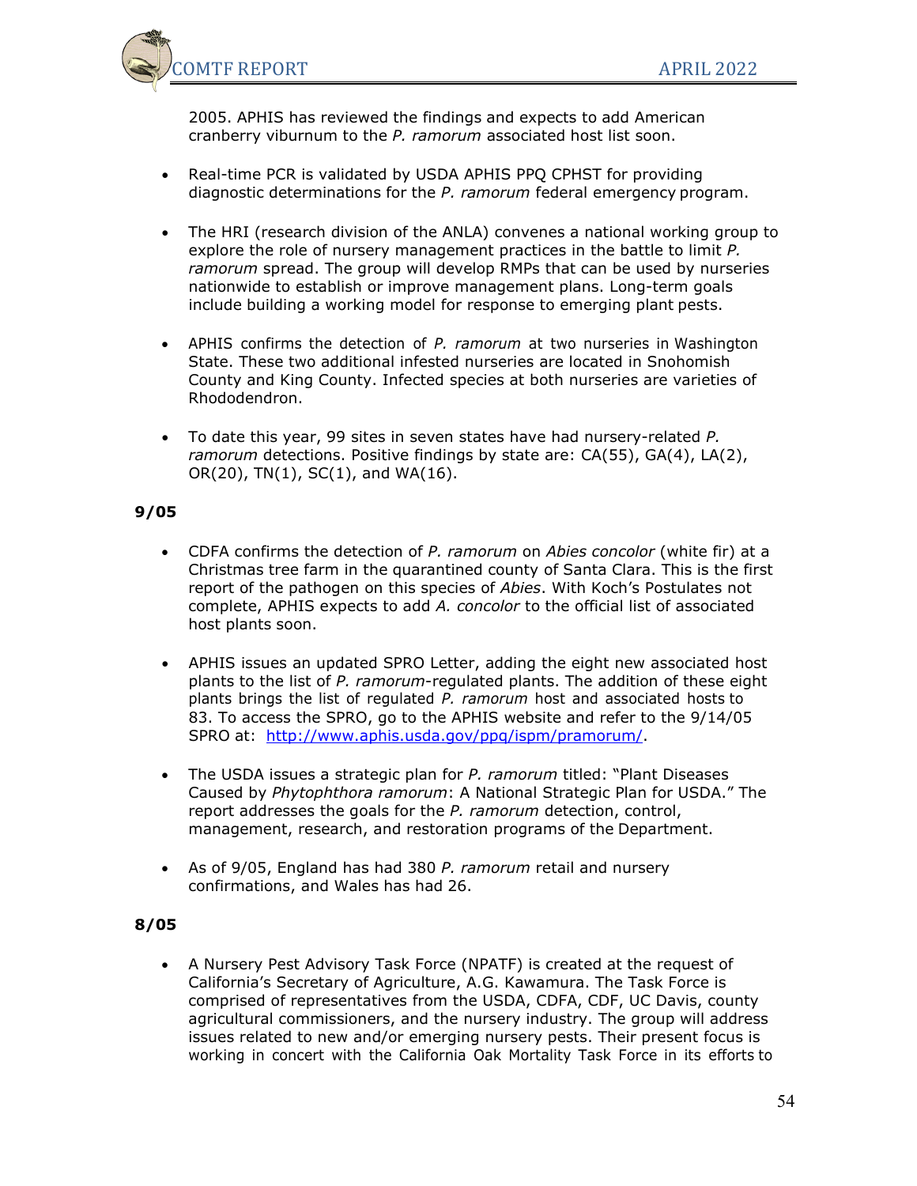2005. APHIS has reviewed the findings and expects to add American cranberry viburnum to the *P. ramorum* associated host list soon.

- Real-time PCR is validated by USDA APHIS PPQ CPHST for providing diagnostic determinations for the *P. ramorum* federal emergency program.

- The HRI (research division of the ANLA) convenes a national working group to explore the role of nursery management practices in the battle to limit *P. ramorum* spread. The group will develop RMPs that can be used by nurseries nationwide to establish or improve management plans. Long-term goals include building a working model for response to emerging plant pests.

- APHIS confirms the detection of *P. ramorum* at two nurseries in Washington State. These two additional infested nurseries are located in Snohomish County and King County. Infected species at both nurseries are varieties of Rhododendron.

- To date this year, 99 sites in seven states have had nursery-related *P. ramorum* detections. Positive findings by state are: CA(55), GA(4), LA(2), OR(20), TN(1), SC(1), and WA(16).

**9/05**

- CDFA confirms the detection of *P. ramorum* on *Abies concolor* (white fir) at a Christmas tree farm in the quarantined county of Santa Clara. This is the first report of the pathogen on this species of *Abies*. With Koch's Postulates not complete, APHIS expects to add *A. concolor* to the official list of associated host plants soon.

- APHIS issues an updated SPRO Letter, adding the eight new associated host plants to the list of *P. ramorum*-regulated plants. The addition of these eight plants brings the list of regulated *P. ramorum* host and associated hosts to 83. To access the SPRO, go to the APHIS website and refer to the 9/14/05 SPRO at: http://www.aphis.usda.gov/ppq/ispm/pramorum/.

- The USDA issues a strategic plan for *P. ramorum* titled: "Plant Diseases Caused by *Phytophthora ramorum*: A National Strategic Plan for USDA." The report addresses the goals for the *P. ramorum* detection, control, management, research, and restoration programs of the Department.

- As of 9/05, England has had 380 *P. ramorum* retail and nursery confirmations, and Wales has had 26.

**8/05**

- A Nursery Pest Advisory Task Force (NPATF) is created at the request of California's Secretary of Agriculture, A.G. Kawamura. The Task Force is comprised of representatives from the USDA, CDFA, CDF, UC Davis, county agricultural commissioners, and the nursery industry. The group will address issues related to new and/or emerging nursery pests. Their present focus is working in concert with the California Oak Mortality Task Force in its efforts to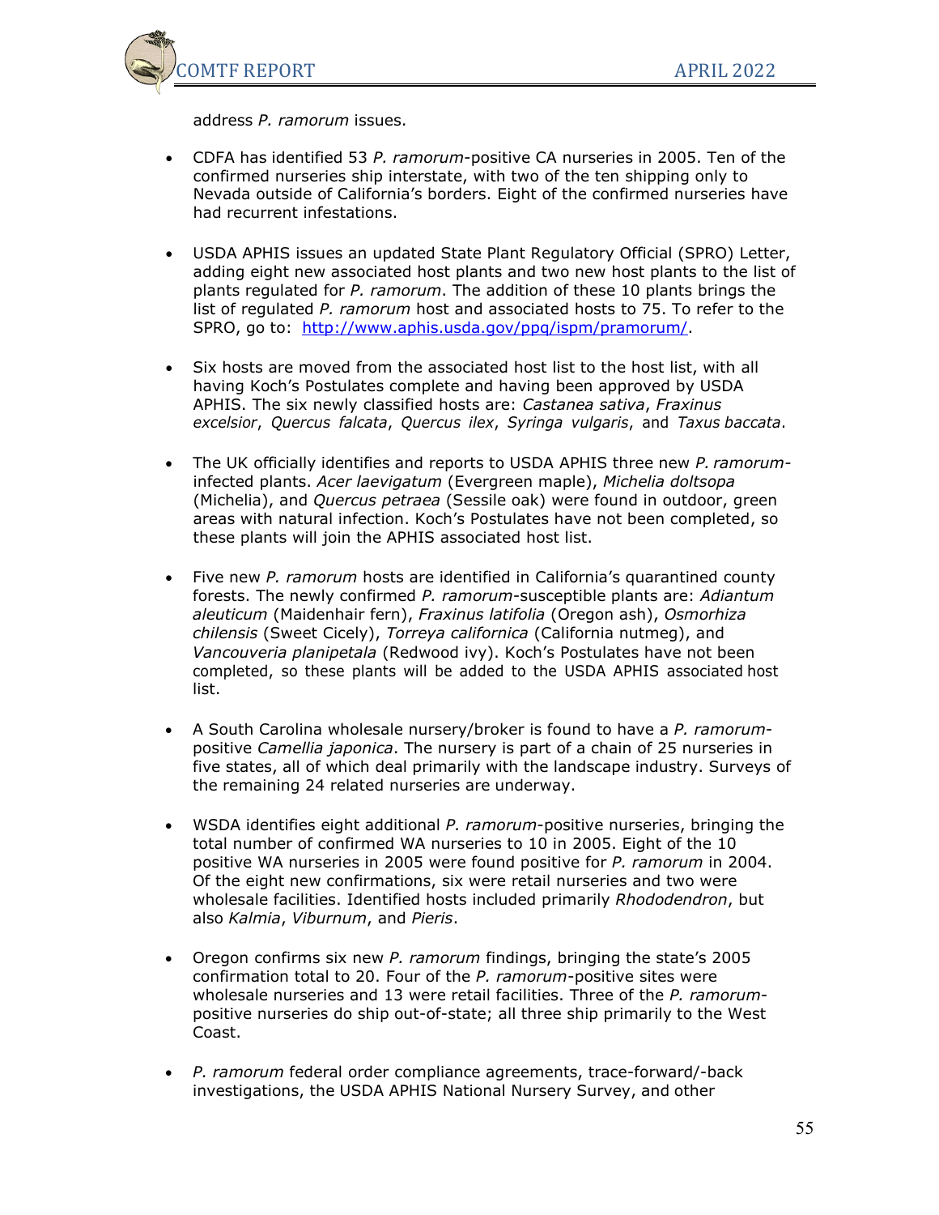address *P. ramorum* issues.

- CDFA has identified 53 *P. ramorum*-positive CA nurseries in 2005. Ten of the confirmed nurseries ship interstate, with two of the ten shipping only to Nevada outside of California's borders. Eight of the confirmed nurseries have had recurrent infestations.

- USDA APHIS issues an updated State Plant Regulatory Official (SPRO) Letter, adding eight new associated host plants and two new host plants to the list of plants regulated for *P. ramorum*. The addition of these 10 plants brings the list of regulated *P. ramorum* host and associated hosts to 75. To refer to the SPRO, go to: [http://www.aphis.usda.gov/ppq/ispm/pramorum/](http://www.aphis.usda.gov/ppq/ispm/pramorum/).

- Six hosts are moved from the associated host list to the host list, with all having Koch's Postulates complete and having been approved by USDA APHIS. The six newly classified hosts are: *Castanea sativa*, *Fraxinus excelsior*, *Quercus falcata*, *Quercus ilex*, *Syringa vulgaris*, and *Taxus baccata*.

- The UK officially identifies and reports to USDA APHIS three new *P. ramorum*-infected plants. *Acer laevigatum* (Evergreen maple), *Michelia doltsopa* (Michelia), and *Quercus petraea* (Sessile oak) were found in outdoor, green areas with natural infection. Koch's Postulates have not been completed, so these plants will join the APHIS associated host list.

- Five new *P. ramorum* hosts are identified in California's quarantined county forests. The newly confirmed *P. ramorum*-susceptible plants are: *Adiantum aleuticum* (Maidenhair fern), *Fraxinus latifolia* (Oregon ash), *Osmorhiza chilensis* (Sweet Cicely), *Torreya californica* (California nutmeg), and *Vancouveria planipetala* (Redwood ivy). Koch's Postulates have not been completed, so these plants will be added to the USDA APHIS associated host list.

- A South Carolina wholesale nursery/broker is found to have a *P. ramorum*-positive *Camellia japonica*. The nursery is part of a chain of 25 nurseries in five states, all of which deal primarily with the landscape industry. Surveys of the remaining 24 related nurseries are underway.

- WSDA identifies eight additional *P. ramorum*-positive nurseries, bringing the total number of confirmed WA nurseries to 10 in 2005. Eight of the 10 positive WA nurseries in 2005 were found positive for *P. ramorum* in 2004. Of the eight new confirmations, six were retail nurseries and two were wholesale facilities. Identified hosts included primarily *Rhododendron*, but also *Kalmia*, *Viburnum*, and *Pieris*.

- Oregon confirms six new *P. ramorum* findings, bringing the state's 2005 confirmation total to 20. Four of the *P. ramorum*-positive sites were wholesale nurseries and 13 were retail facilities. Three of the *P. ramorum*-positive nurseries do ship out-of-state; all three ship primarily to the West Coast.

- *P. ramorum* federal order compliance agreements, trace-forward/-back investigations, the USDA APHIS National Nursery Survey, and other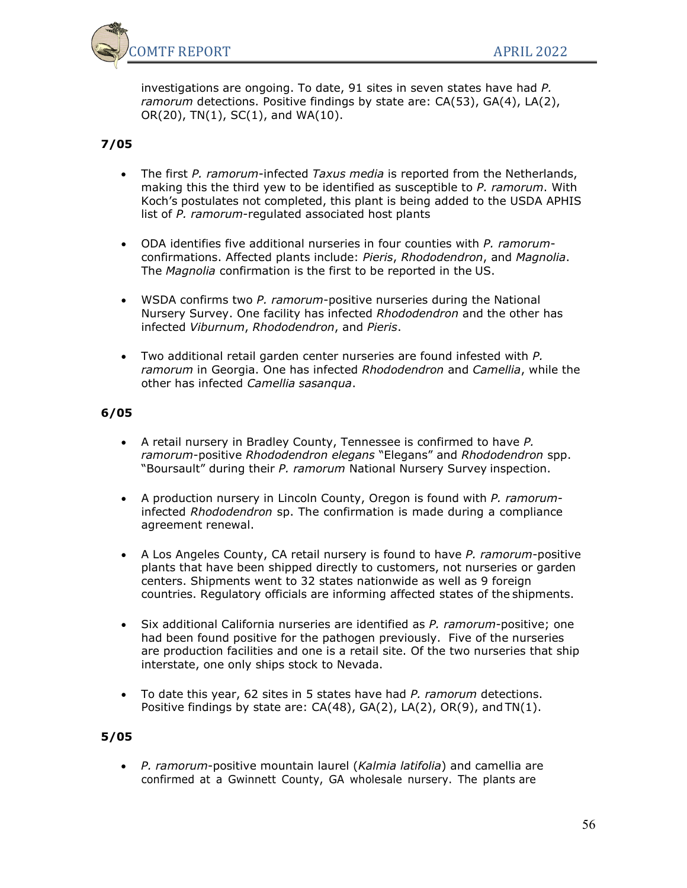investigations are ongoing. To date, 91 sites in seven states have had *P. ramorum* detections. Positive findings by state are: CA(53), GA(4), LA(2), OR(20), TN(1), SC(1), and WA(10).

**7/05**

- The first *P. ramorum*-infected *Taxus media* is reported from the Netherlands, making this the third yew to be identified as susceptible to *P. ramorum*. With Koch's postulates not completed, this plant is being added to the USDA APHIS list of *P. ramorum*-regulated associated host plants

- ODA identifies five additional nurseries in four counties with *P. ramorum*-confirmations. Affected plants include: *Pieris*, *Rhododendron*, and *Magnolia*. The *Magnolia* confirmation is the first to be reported in the US.

- WSDA confirms two *P. ramorum*-positive nurseries during the National Nursery Survey. One facility has infected *Rhododendron* and the other has infected *Viburnum*, *Rhododendron*, and *Pieris*.

- Two additional retail garden center nurseries are found infested with *P. ramorum* in Georgia. One has infected *Rhododendron* and *Camellia*, while the other has infected *Camellia sasanqua*.

**6/05**

- A retail nursery in Bradley County, Tennessee is confirmed to have *P. ramorum*-positive *Rhododendron elegans* "Elegans" and *Rhododendron* spp. "Boursault" during their *P. ramorum* National Nursery Survey inspection.

- A production nursery in Lincoln County, Oregon is found with *P. ramorum*-infected *Rhododendron* sp. The confirmation is made during a compliance agreement renewal.

- A Los Angeles County, CA retail nursery is found to have *P. ramorum*-positive plants that have been shipped directly to customers, not nurseries or garden centers. Shipments went to 32 states nationwide as well as 9 foreign countries. Regulatory officials are informing affected states of the shipments.

- Six additional California nurseries are identified as *P. ramorum*-positive; one had been found positive for the pathogen previously. Five of the nurseries are production facilities and one is a retail site. Of the two nurseries that ship interstate, one only ships stock to Nevada.

- To date this year, 62 sites in 5 states have had *P. ramorum* detections. Positive findings by state are: CA(48), GA(2), LA(2), OR(9), and TN(1).

**5/05**

- *P. ramorum*-positive mountain laurel (*Kalmia latifolia*) and camellia are confirmed at a Gwinnett County, GA wholesale nursery. The plants are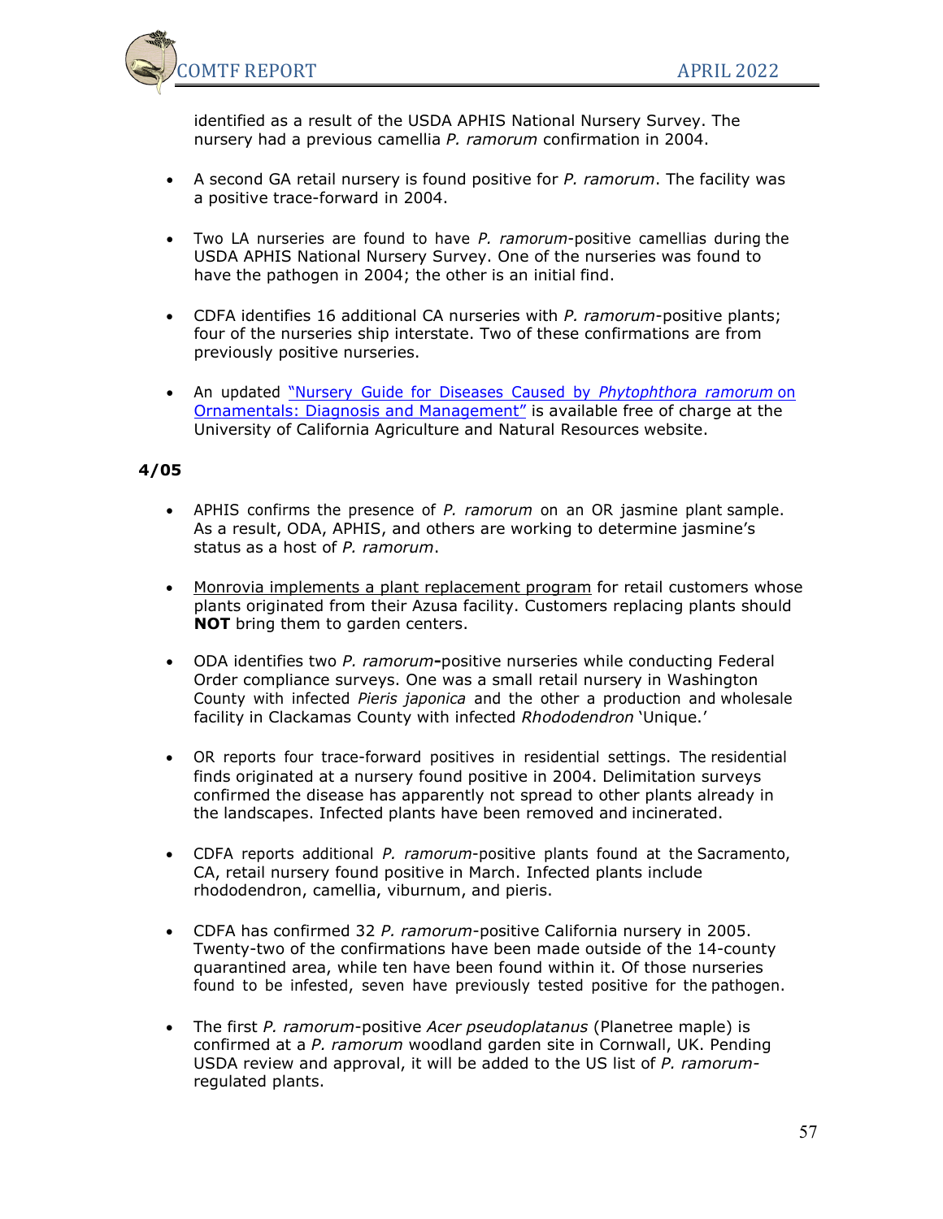identified as a result of the USDA APHIS National Nursery Survey. The nursery had a previous camellia *P. ramorum* confirmation in 2004.

- A second GA retail nursery is found positive for *P. ramorum*. The facility was a positive trace-forward in 2004.

- Two LA nurseries are found to have *P. ramorum*-positive camellias during the USDA APHIS National Nursery Survey. One of the nurseries was found to have the pathogen in 2004; the other is an initial find.

- CDFA identifies 16 additional CA nurseries with *P. ramorum*-positive plants; four of the nurseries ship interstate. Two of these confirmations are from previously positive nurseries.

- An updated "Nursery Guide for Diseases Caused by *Phytophthora ramorum* on Ornamentals: Diagnosis and Management" is available free of charge at the University of California Agriculture and Natural Resources website.

**4/05**

- APHIS confirms the presence of *P. ramorum* on an OR jasmine plant sample. As a result, ODA, APHIS, and others are working to determine jasmine's status as a host of *P. ramorum*.

- Monrovia implements a plant replacement program for retail customers whose plants originated from their Azusa facility. Customers replacing plants should **NOT** bring them to garden centers.

- ODA identifies two *P. ramorum*-positive nurseries while conducting Federal Order compliance surveys. One was a small retail nursery in Washington County with infected *Pieris japonica* and the other a production and wholesale facility in Clackamas County with infected *Rhododendron* 'Unique.'

- OR reports four trace-forward positives in residential settings. The residential finds originated at a nursery found positive in 2004. Delimitation surveys confirmed the disease has apparently not spread to other plants already in the landscapes. Infected plants have been removed and incinerated.

- CDFA reports additional *P. ramorum*-positive plants found at the Sacramento, CA, retail nursery found positive in March. Infected plants include rhododendron, camellia, viburnum, and pieris.

- CDFA has confirmed 32 *P. ramorum*-positive California nursery in 2005. Twenty-two of the confirmations have been made outside of the 14-county quarantined area, while ten have been found within it. Of those nurseries found to be infested, seven have previously tested positive for the pathogen.

- The first *P. ramorum*-positive *Acer pseudoplatanus* (Planetree maple) is confirmed at a *P. ramorum* woodland garden site in Cornwall, UK. Pending USDA review and approval, it will be added to the US list of *P. ramorum*-regulated plants.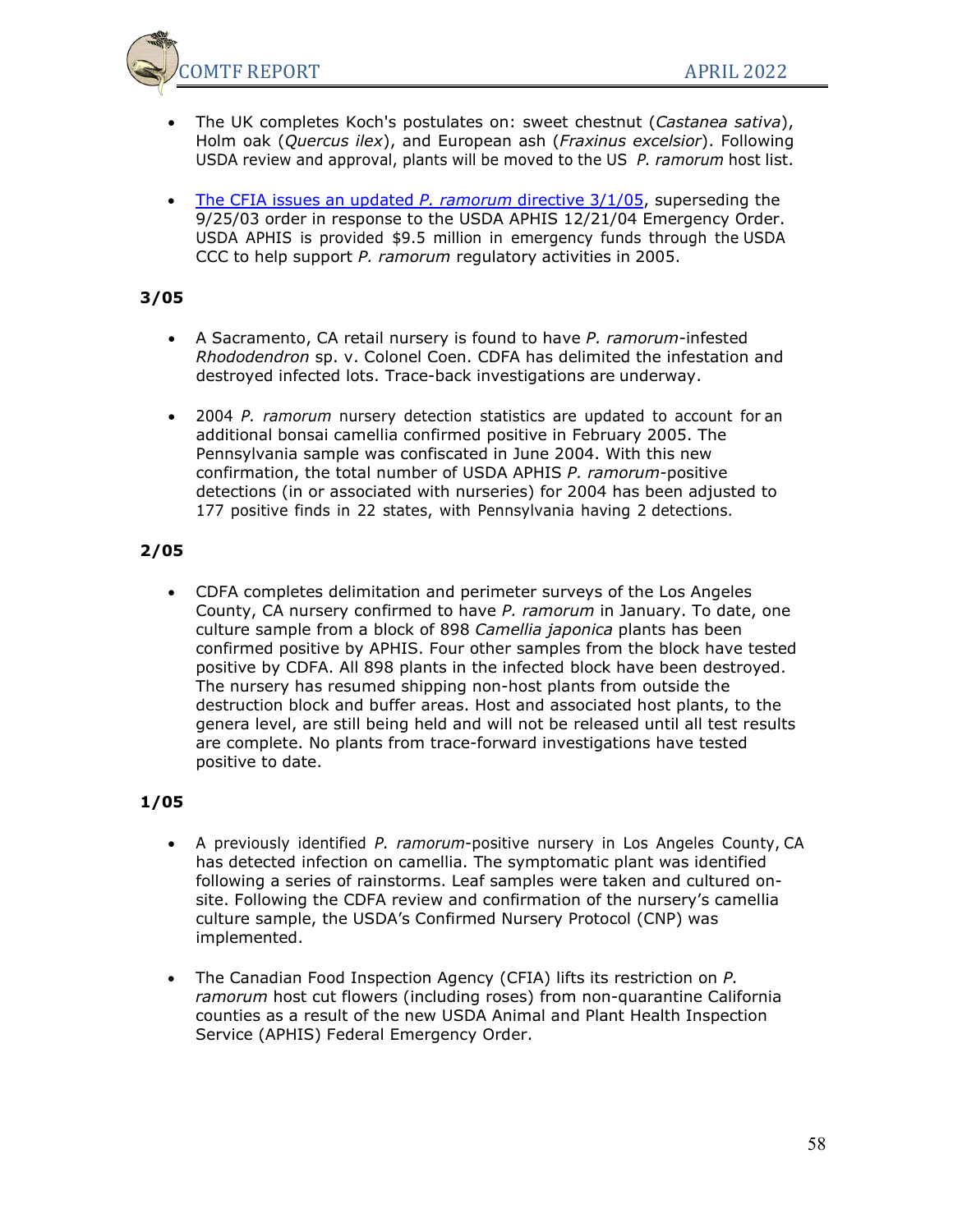- The UK completes Koch's postulates on: sweet chestnut (*Castanea sativa*), Holm oak (*Quercus ilex*), and European ash (*Fraxinus excelsior*). Following USDA review and approval, plants will be moved to the US *P. ramorum* host list.

- [The CFIA issues an updated *P. ramorum* directive 3/1/05](), superseding the 9/25/03 order in response to the USDA APHIS 12/21/04 Emergency Order. USDA APHIS is provided $9.5 million in emergency funds through the USDA CCC to help support *P. ramorum* regulatory activities in 2005.

**3/05**

- A Sacramento, CA retail nursery is found to have *P. ramorum*-infested *Rhododendron* sp. v. Colonel Coen. CDFA has delimited the infestation and destroyed infected lots. Trace-back investigations are underway.

- 2004 *P. ramorum* nursery detection statistics are updated to account for an additional bonsai camellia confirmed positive in February 2005. The Pennsylvania sample was confiscated in June 2004. With this new confirmation, the total number of USDA APHIS *P. ramorum*-positive detections (in or associated with nurseries) for 2004 has been adjusted to 177 positive finds in 22 states, with Pennsylvania having 2 detections.

**2/05**

- CDFA completes delimitation and perimeter surveys of the Los Angeles County, CA nursery confirmed to have *P. ramorum* in January. To date, one culture sample from a block of 898 *Camellia japonica* plants has been confirmed positive by APHIS. Four other samples from the block have tested positive by CDFA. All 898 plants in the infected block have been destroyed. The nursery has resumed shipping non-host plants from outside the destruction block and buffer areas. Host and associated host plants, to the genera level, are still being held and will not be released until all test results are complete. No plants from trace-forward investigations have tested positive to date.

**1/05**

- A previously identified *P. ramorum*-positive nursery in Los Angeles County, CA has detected infection on camellia. The symptomatic plant was identified following a series of rainstorms. Leaf samples were taken and cultured on-site. Following the CDFA review and confirmation of the nursery's camellia culture sample, the USDA's Confirmed Nursery Protocol (CNP) was implemented.

- The Canadian Food Inspection Agency (CFIA) lifts its restriction on *P. ramorum* host cut flowers (including roses) from non-quarantine California counties as a result of the new USDA Animal and Plant Health Inspection Service (APHIS) Federal Emergency Order.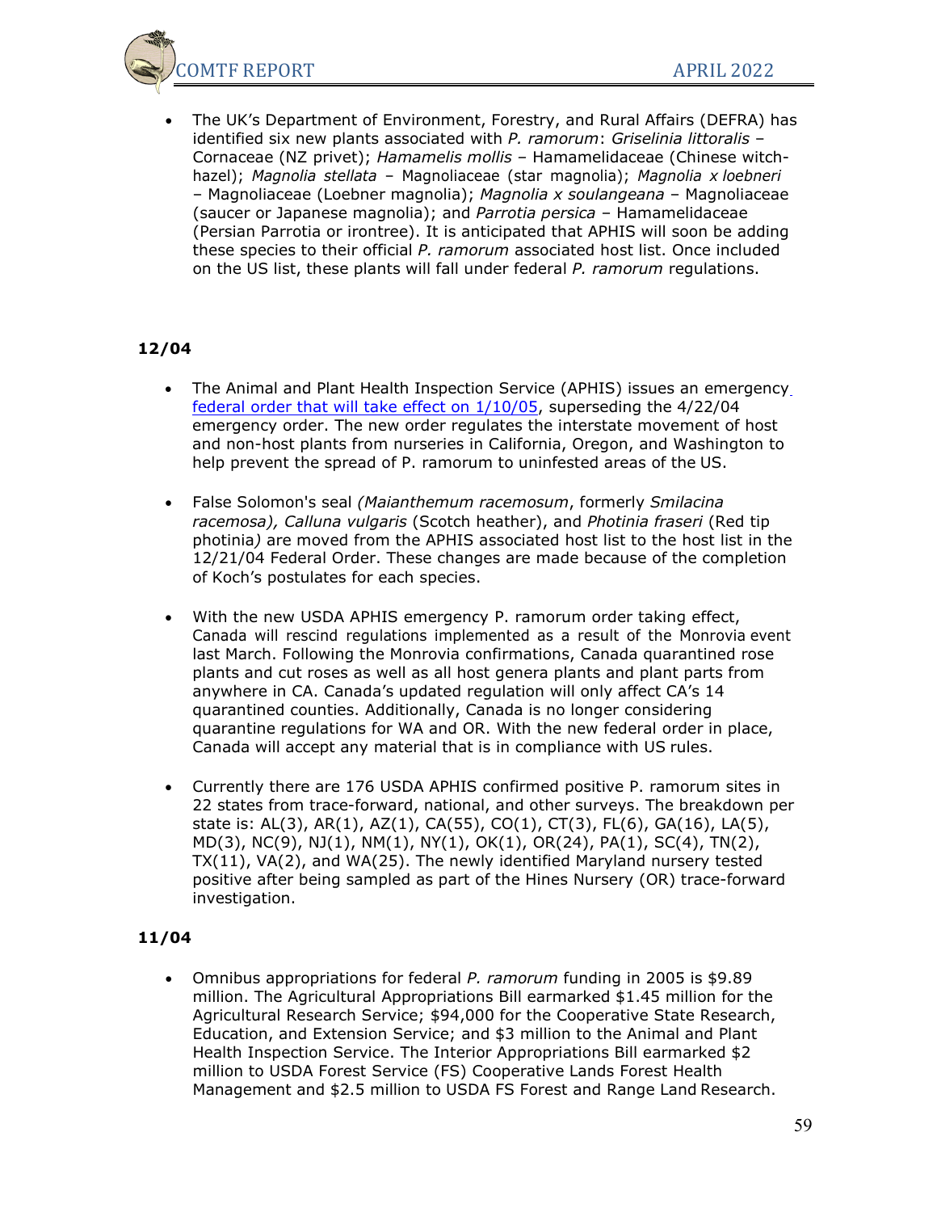- The UK's Department of Environment, Forestry, and Rural Affairs (DEFRA) has identified six new plants associated with *P. ramorum*: *Griselinia littoralis* – Cornaceae (NZ privet); *Hamamelis mollis* – Hamamelidaceae (Chinese witch-hazel); *Magnolia stellata* – Magnoliaceae (star magnolia); *Magnolia x loebneri* – Magnoliaceae (Loebner magnolia); *Magnolia x soulangeana* – Magnoliaceae (saucer or Japanese magnolia); and *Parrotia persica* – Hamamelidaceae (Persian Parrotia or irontree). It is anticipated that APHIS will soon be adding these species to their official *P. ramorum* associated host list. Once included on the US list, these plants will fall under federal *P. ramorum* regulations.

**12/04**

- The Animal and Plant Health Inspection Service (APHIS) issues an emergency federal order that will take effect on 1/10/05, superseding the 4/22/04 emergency order. The new order regulates the interstate movement of host and non-host plants from nurseries in California, Oregon, and Washington to help prevent the spread of P. ramorum to uninfested areas of the US.

- False Solomon's seal *(Maianthemum racemosum*, formerly *Smilacina racemosa), Calluna vulgaris* (Scotch heather), and *Photinia fraseri* (Red tip photinia*)* are moved from the APHIS associated host list to the host list in the 12/21/04 Federal Order. These changes are made because of the completion of Koch's postulates for each species.

- With the new USDA APHIS emergency P. ramorum order taking effect, Canada will rescind regulations implemented as a result of the Monrovia event last March. Following the Monrovia confirmations, Canada quarantined rose plants and cut roses as well as all host genera plants and plant parts from anywhere in CA. Canada's updated regulation will only affect CA's 14 quarantined counties. Additionally, Canada is no longer considering quarantine regulations for WA and OR. With the new federal order in place, Canada will accept any material that is in compliance with US rules.

- Currently there are 176 USDA APHIS confirmed positive P. ramorum sites in 22 states from trace-forward, national, and other surveys. The breakdown per state is: AL(3), AR(1), AZ(1), CA(55), CO(1), CT(3), FL(6), GA(16), LA(5), MD(3), NC(9), NJ(1), NM(1), NY(1), OK(1), OR(24), PA(1), SC(4), TN(2), TX(11), VA(2), and WA(25). The newly identified Maryland nursery tested positive after being sampled as part of the Hines Nursery (OR) trace-forward investigation.

**11/04**

- Omnibus appropriations for federal *P. ramorum* funding in 2005 is $9.89 million. The Agricultural Appropriations Bill earmarked $1.45 million for the Agricultural Research Service; $94,000 for the Cooperative State Research, Education, and Extension Service; and $3 million to the Animal and Plant Health Inspection Service. The Interior Appropriations Bill earmarked $2 million to USDA Forest Service (FS) Cooperative Lands Forest Health Management and $2.5 million to USDA FS Forest and Range Land Research.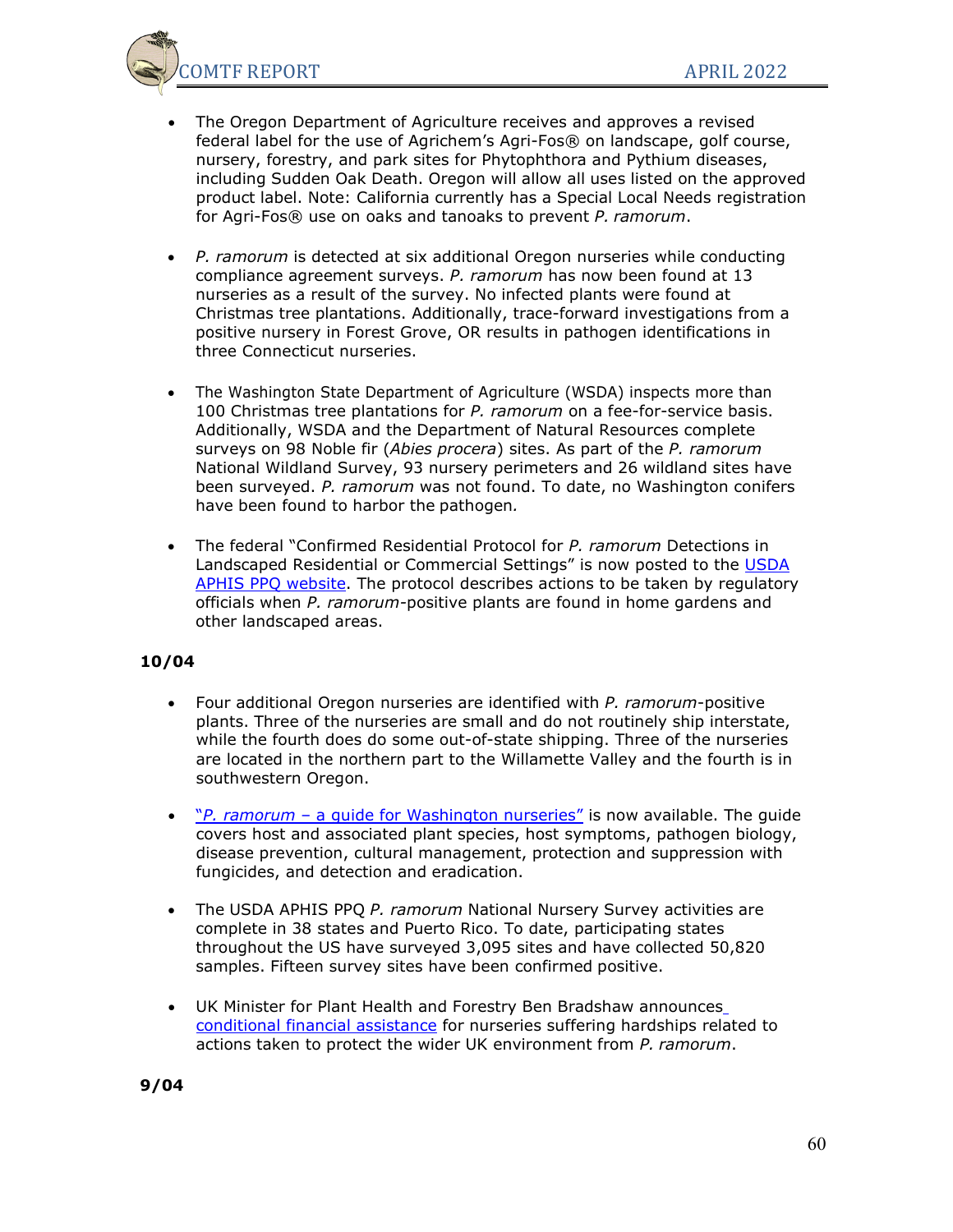- The Oregon Department of Agriculture receives and approves a revised federal label for the use of Agrichem's Agri-Fos® on landscape, golf course, nursery, forestry, and park sites for Phytophthora and Pythium diseases, including Sudden Oak Death. Oregon will allow all uses listed on the approved product label. Note: California currently has a Special Local Needs registration for Agri-Fos® use on oaks and tanoaks to prevent *P. ramorum*.

- *P. ramorum* is detected at six additional Oregon nurseries while conducting compliance agreement surveys. *P. ramorum* has now been found at 13 nurseries as a result of the survey. No infected plants were found at Christmas tree plantations. Additionally, trace-forward investigations from a positive nursery in Forest Grove, OR results in pathogen identifications in three Connecticut nurseries.

- The Washington State Department of Agriculture (WSDA) inspects more than 100 Christmas tree plantations for *P. ramorum* on a fee-for-service basis. Additionally, WSDA and the Department of Natural Resources complete surveys on 98 Noble fir (*Abies procera*) sites. As part of the *P. ramorum* National Wildland Survey, 93 nursery perimeters and 26 wildland sites have been surveyed. *P. ramorum* was not found. To date, no Washington conifers have been found to harbor the pathogen.

- The federal "Confirmed Residential Protocol for *P. ramorum* Detections in Landscaped Residential or Commercial Settings" is now posted to the USDA APHIS PPQ website. The protocol describes actions to be taken by regulatory officials when *P. ramorum*-positive plants are found in home gardens and other landscaped areas.

**10/04**

- Four additional Oregon nurseries are identified with *P. ramorum*-positive plants. Three of the nurseries are small and do not routinely ship interstate, while the fourth does do some out-of-state shipping. Three of the nurseries are located in the northern part to the Willamette Valley and the fourth is in southwestern Oregon.

- "*P. ramorum* – a guide for Washington nurseries" is now available. The guide covers host and associated plant species, host symptoms, pathogen biology, disease prevention, cultural management, protection and suppression with fungicides, and detection and eradication.

- The USDA APHIS PPQ *P. ramorum* National Nursery Survey activities are complete in 38 states and Puerto Rico. To date, participating states throughout the US have surveyed 3,095 sites and have collected 50,820 samples. Fifteen survey sites have been confirmed positive.

- UK Minister for Plant Health and Forestry Ben Bradshaw announces conditional financial assistance for nurseries suffering hardships related to actions taken to protect the wider UK environment from *P. ramorum*.

**9/04**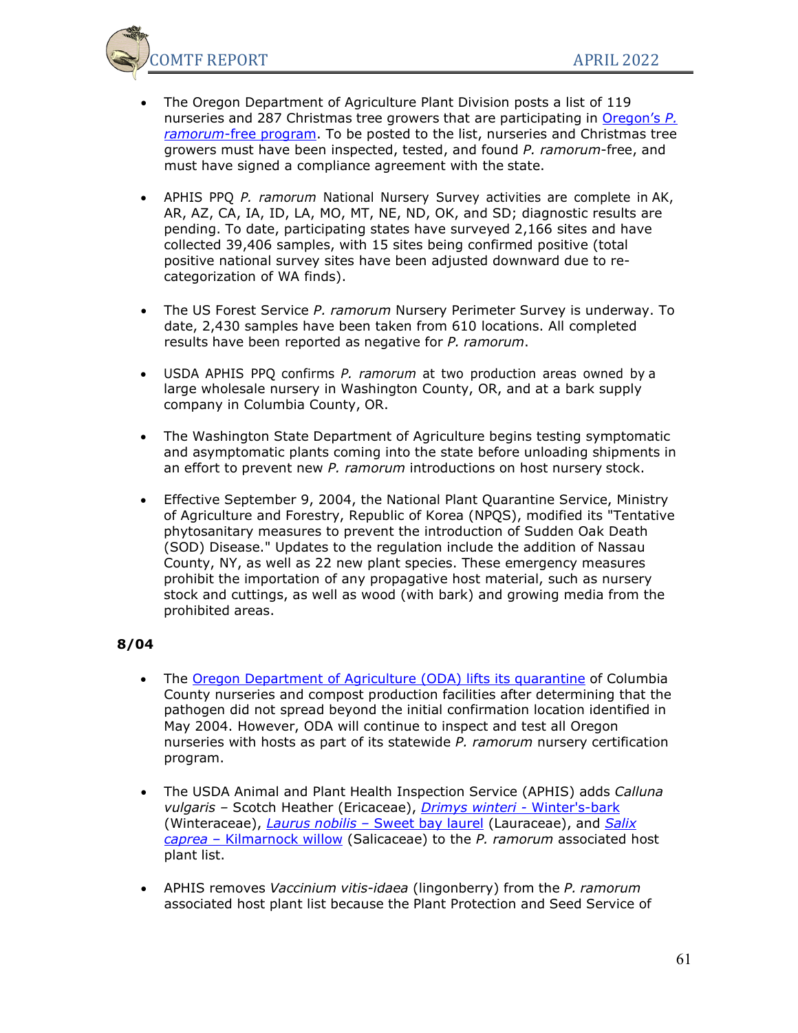- The Oregon Department of Agriculture Plant Division posts a list of 119 nurseries and 287 Christmas tree growers that are participating in [Oregon's *P. ramorum*-free program](). To be posted to the list, nurseries and Christmas tree growers must have been inspected, tested, and found *P. ramorum*-free, and must have signed a compliance agreement with the state.

- APHIS PPQ *P. ramorum* National Nursery Survey activities are complete in AK, AR, AZ, CA, IA, ID, LA, MO, MT, NE, ND, OK, and SD; diagnostic results are pending. To date, participating states have surveyed 2,166 sites and have collected 39,406 samples, with 15 sites being confirmed positive (total positive national survey sites have been adjusted downward due to re-categorization of WA finds).

- The US Forest Service *P. ramorum* Nursery Perimeter Survey is underway. To date, 2,430 samples have been taken from 610 locations. All completed results have been reported as negative for *P. ramorum*.

- USDA APHIS PPQ confirms *P. ramorum* at two production areas owned by a large wholesale nursery in Washington County, OR, and at a bark supply company in Columbia County, OR.

- The Washington State Department of Agriculture begins testing symptomatic and asymptomatic plants coming into the state before unloading shipments in an effort to prevent new *P. ramorum* introductions on host nursery stock.

- Effective September 9, 2004, the National Plant Quarantine Service, Ministry of Agriculture and Forestry, Republic of Korea (NPQS), modified its "Tentative phytosanitary measures to prevent the introduction of Sudden Oak Death (SOD) Disease." Updates to the regulation include the addition of Nassau County, NY, as well as 22 new plant species. These emergency measures prohibit the importation of any propagative host material, such as nursery stock and cuttings, as well as wood (with bark) and growing media from the prohibited areas.

**8/04**

- The [Oregon Department of Agriculture (ODA) lifts its quarantine]() of Columbia County nurseries and compost production facilities after determining that the pathogen did not spread beyond the initial confirmation location identified in May 2004. However, ODA will continue to inspect and test all Oregon nurseries with hosts as part of its statewide *P. ramorum* nursery certification program.

- The USDA Animal and Plant Health Inspection Service (APHIS) adds *Calluna vulgaris* – Scotch Heather (Ericaceae), [*Drimys winteri* - Winter's-bark]() (Winteraceae), [*Laurus nobilis* – Sweet bay laurel]() (Lauraceae), and [*Salix caprea* – Kilmarnock willow]() (Salicaceae) to the *P. ramorum* associated host plant list.

- APHIS removes *Vaccinium vitis-idaea* (lingonberry) from the *P. ramorum* associated host plant list because the Plant Protection and Seed Service of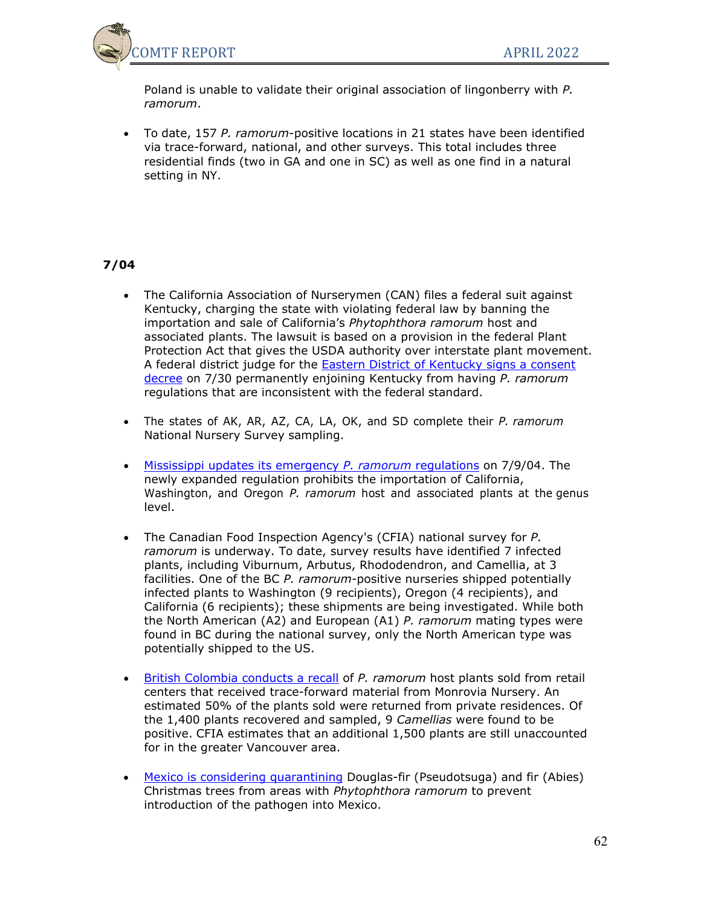Poland is unable to validate their original association of lingonberry with *P. ramorum*.

- To date, 157 *P. ramorum*-positive locations in 21 states have been identified via trace-forward, national, and other surveys. This total includes three residential finds (two in GA and one in SC) as well as one find in a natural setting in NY.

**7/04**

- The California Association of Nurserymen (CAN) files a federal suit against Kentucky, charging the state with violating federal law by banning the importation and sale of California's *Phytophthora ramorum* host and associated plants. The lawsuit is based on a provision in the federal Plant Protection Act that gives the USDA authority over interstate plant movement. A federal district judge for the Eastern District of Kentucky signs a consent decree on 7/30 permanently enjoining Kentucky from having *P. ramorum* regulations that are inconsistent with the federal standard.

- The states of AK, AR, AZ, CA, LA, OK, and SD complete their *P. ramorum* National Nursery Survey sampling.

- Mississippi updates its emergency *P. ramorum* regulations on 7/9/04. The newly expanded regulation prohibits the importation of California, Washington, and Oregon *P. ramorum* host and associated plants at the genus level.

- The Canadian Food Inspection Agency's (CFIA) national survey for *P. ramorum* is underway. To date, survey results have identified 7 infected plants, including Viburnum, Arbutus, Rhododendron, and Camellia, at 3 facilities. One of the BC *P. ramorum*-positive nurseries shipped potentially infected plants to Washington (9 recipients), Oregon (4 recipients), and California (6 recipients); these shipments are being investigated. While both the North American (A2) and European (A1) *P. ramorum* mating types were found in BC during the national survey, only the North American type was potentially shipped to the US.

- British Colombia conducts a recall of *P. ramorum* host plants sold from retail centers that received trace-forward material from Monrovia Nursery. An estimated 50% of the plants sold were returned from private residences. Of the 1,400 plants recovered and sampled, 9 *Camellias* were found to be positive. CFIA estimates that an additional 1,500 plants are still unaccounted for in the greater Vancouver area.

- Mexico is considering quarantining Douglas-fir (Pseudotsuga) and fir (Abies) Christmas trees from areas with *Phytophthora ramorum* to prevent introduction of the pathogen into Mexico.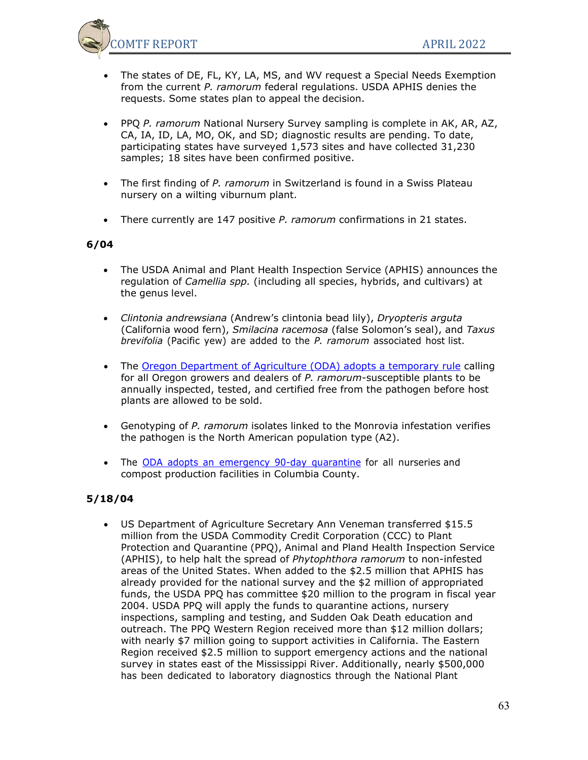- The states of DE, FL, KY, LA, MS, and WV request a Special Needs Exemption from the current *P. ramorum* federal regulations. USDA APHIS denies the requests. Some states plan to appeal the decision.

- PPQ *P. ramorum* National Nursery Survey sampling is complete in AK, AR, AZ, CA, IA, ID, LA, MO, OK, and SD; diagnostic results are pending. To date, participating states have surveyed 1,573 sites and have collected 31,230 samples; 18 sites have been confirmed positive.

- The first finding of *P. ramorum* in Switzerland is found in a Swiss Plateau nursery on a wilting viburnum plant.

- There currently are 147 positive *P. ramorum* confirmations in 21 states.

**6/04**

- The USDA Animal and Plant Health Inspection Service (APHIS) announces the regulation of *Camellia spp.* (including all species, hybrids, and cultivars) at the genus level.

- *Clintonia andrewsiana* (Andrew's clintonia bead lily), *Dryopteris arguta* (California wood fern), *Smilacina racemosa* (false Solomon's seal), and *Taxus brevifolia* (Pacific yew) are added to the *P. ramorum* associated host list.

- The Oregon Department of Agriculture (ODA) adopts a temporary rule calling for all Oregon growers and dealers of *P. ramorum*-susceptible plants to be annually inspected, tested, and certified free from the pathogen before host plants are allowed to be sold.

- Genotyping of *P. ramorum* isolates linked to the Monrovia infestation verifies the pathogen is the North American population type (A2).

- The ODA adopts an emergency 90-day quarantine for all nurseries and compost production facilities in Columbia County.

**5/18/04**

- US Department of Agriculture Secretary Ann Veneman transferred $15.5 million from the USDA Commodity Credit Corporation (CCC) to Plant Protection and Quarantine (PPQ), Animal and Pland Health Inspection Service (APHIS), to help halt the spread of *Phytophthora ramorum* to non-infested areas of the United States. When added to the $2.5 million that APHIS has already provided for the national survey and the $2 million of appropriated funds, the USDA PPQ has committee $20 million to the program in fiscal year 2004. USDA PPQ will apply the funds to quarantine actions, nursery inspections, sampling and testing, and Sudden Oak Death education and outreach. The PPQ Western Region received more than $12 million dollars; with nearly $7 million going to support activities in California. The Eastern Region received $2.5 million to support emergency actions and the national survey in states east of the Mississippi River. Additionally, nearly $500,000 has been dedicated to laboratory diagnostics through the National Plant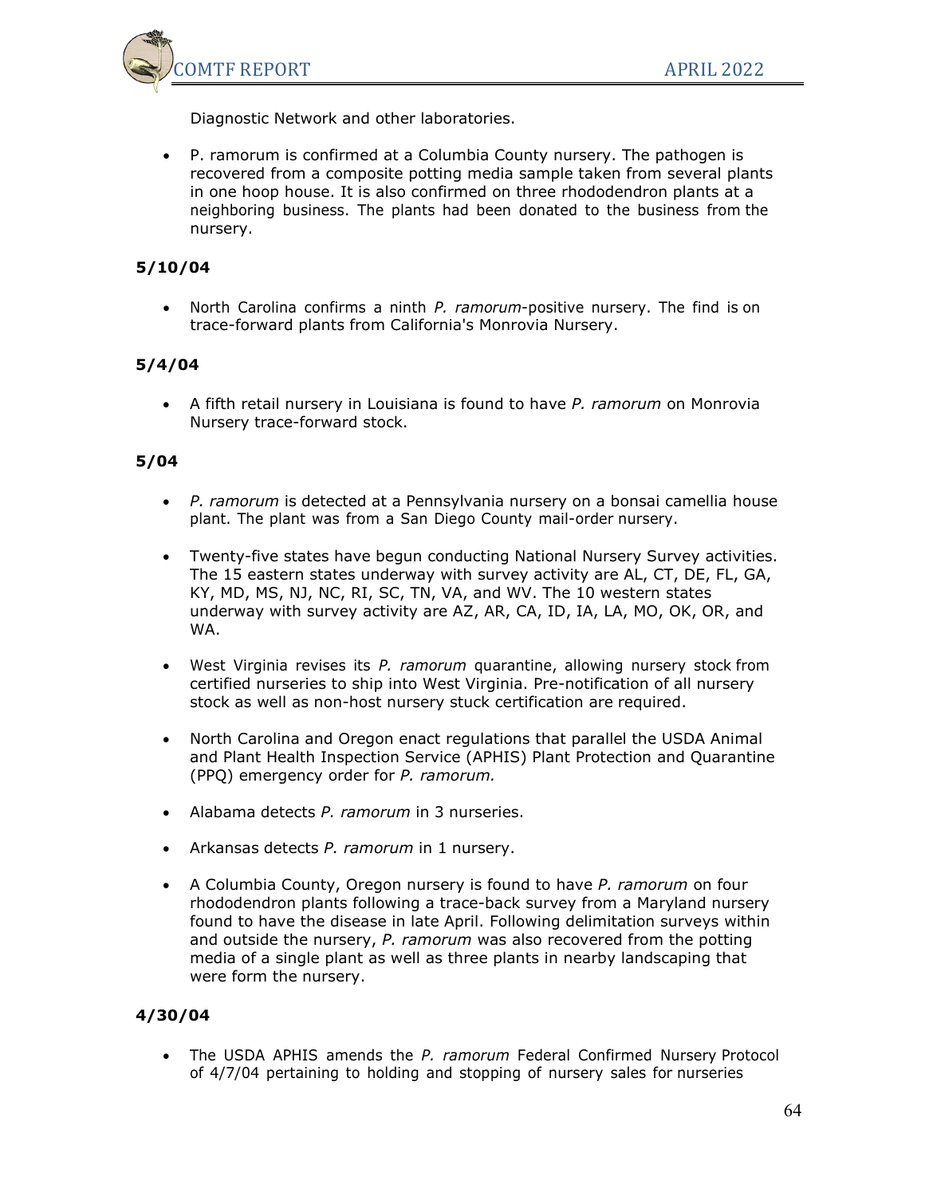Diagnostic Network and other laboratories.

- P. ramorum is confirmed at a Columbia County nursery. The pathogen is recovered from a composite potting media sample taken from several plants in one hoop house. It is also confirmed on three rhododendron plants at a neighboring business. The plants had been donated to the business from the nursery.

**5/10/04**

- North Carolina confirms a ninth *P. ramorum*-positive nursery. The find is on trace-forward plants from California's Monrovia Nursery.

**5/4/04**

- A fifth retail nursery in Louisiana is found to have *P. ramorum* on Monrovia Nursery trace-forward stock.

**5/04**

- *P. ramorum* is detected at a Pennsylvania nursery on a bonsai camellia house plant. The plant was from a San Diego County mail-order nursery.
- Twenty-five states have begun conducting National Nursery Survey activities. The 15 eastern states underway with survey activity are AL, CT, DE, FL, GA, KY, MD, MS, NJ, NC, RI, SC, TN, VA, and WV. The 10 western states underway with survey activity are AZ, AR, CA, ID, IA, LA, MO, OK, OR, and WA.
- West Virginia revises its *P. ramorum* quarantine, allowing nursery stock from certified nurseries to ship into West Virginia. Pre-notification of all nursery stock as well as non-host nursery stuck certification are required.
- North Carolina and Oregon enact regulations that parallel the USDA Animal and Plant Health Inspection Service (APHIS) Plant Protection and Quarantine (PPQ) emergency order for *P. ramorum.*
- Alabama detects *P. ramorum* in 3 nurseries.
- Arkansas detects *P. ramorum* in 1 nursery.
- A Columbia County, Oregon nursery is found to have *P. ramorum* on four rhododendron plants following a trace-back survey from a Maryland nursery found to have the disease in late April. Following delimitation surveys within and outside the nursery, *P. ramorum* was also recovered from the potting media of a single plant as well as three plants in nearby landscaping that were form the nursery.

**4/30/04**

- The USDA APHIS amends the *P. ramorum* Federal Confirmed Nursery Protocol of 4/7/04 pertaining to holding and stopping of nursery sales for nurseries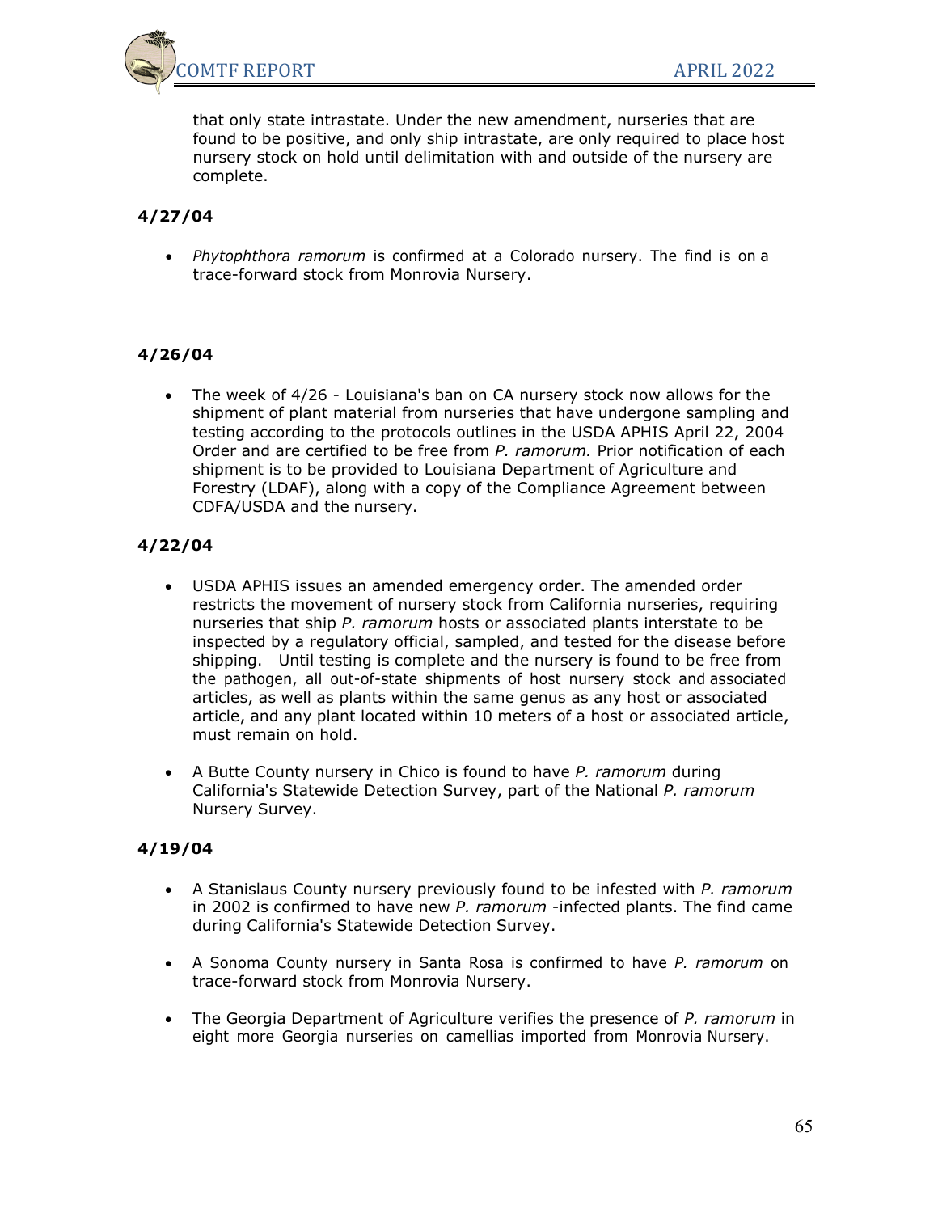that only state intrastate. Under the new amendment, nurseries that are found to be positive, and only ship intrastate, are only required to place host nursery stock on hold until delimitation with and outside of the nursery are complete.

**4/27/04**

- *Phytophthora ramorum* is confirmed at a Colorado nursery. The find is on a trace-forward stock from Monrovia Nursery.

**4/26/04**

- The week of 4/26 - Louisiana's ban on CA nursery stock now allows for the shipment of plant material from nurseries that have undergone sampling and testing according to the protocols outlines in the USDA APHIS April 22, 2004 Order and are certified to be free from *P. ramorum.* Prior notification of each shipment is to be provided to Louisiana Department of Agriculture and Forestry (LDAF), along with a copy of the Compliance Agreement between CDFA/USDA and the nursery.

**4/22/04**

- USDA APHIS issues an amended emergency order. The amended order restricts the movement of nursery stock from California nurseries, requiring nurseries that ship *P. ramorum* hosts or associated plants interstate to be inspected by a regulatory official, sampled, and tested for the disease before shipping. Until testing is complete and the nursery is found to be free from the pathogen, all out-of-state shipments of host nursery stock and associated articles, as well as plants within the same genus as any host or associated article, and any plant located within 10 meters of a host or associated article, must remain on hold.
- A Butte County nursery in Chico is found to have *P. ramorum* during California's Statewide Detection Survey, part of the National *P. ramorum* Nursery Survey.

**4/19/04**

- A Stanislaus County nursery previously found to be infested with *P. ramorum* in 2002 is confirmed to have new *P. ramorum* -infected plants. The find came during California's Statewide Detection Survey.
- A Sonoma County nursery in Santa Rosa is confirmed to have *P. ramorum* on trace-forward stock from Monrovia Nursery.
- The Georgia Department of Agriculture verifies the presence of *P. ramorum* in eight more Georgia nurseries on camellias imported from Monrovia Nursery.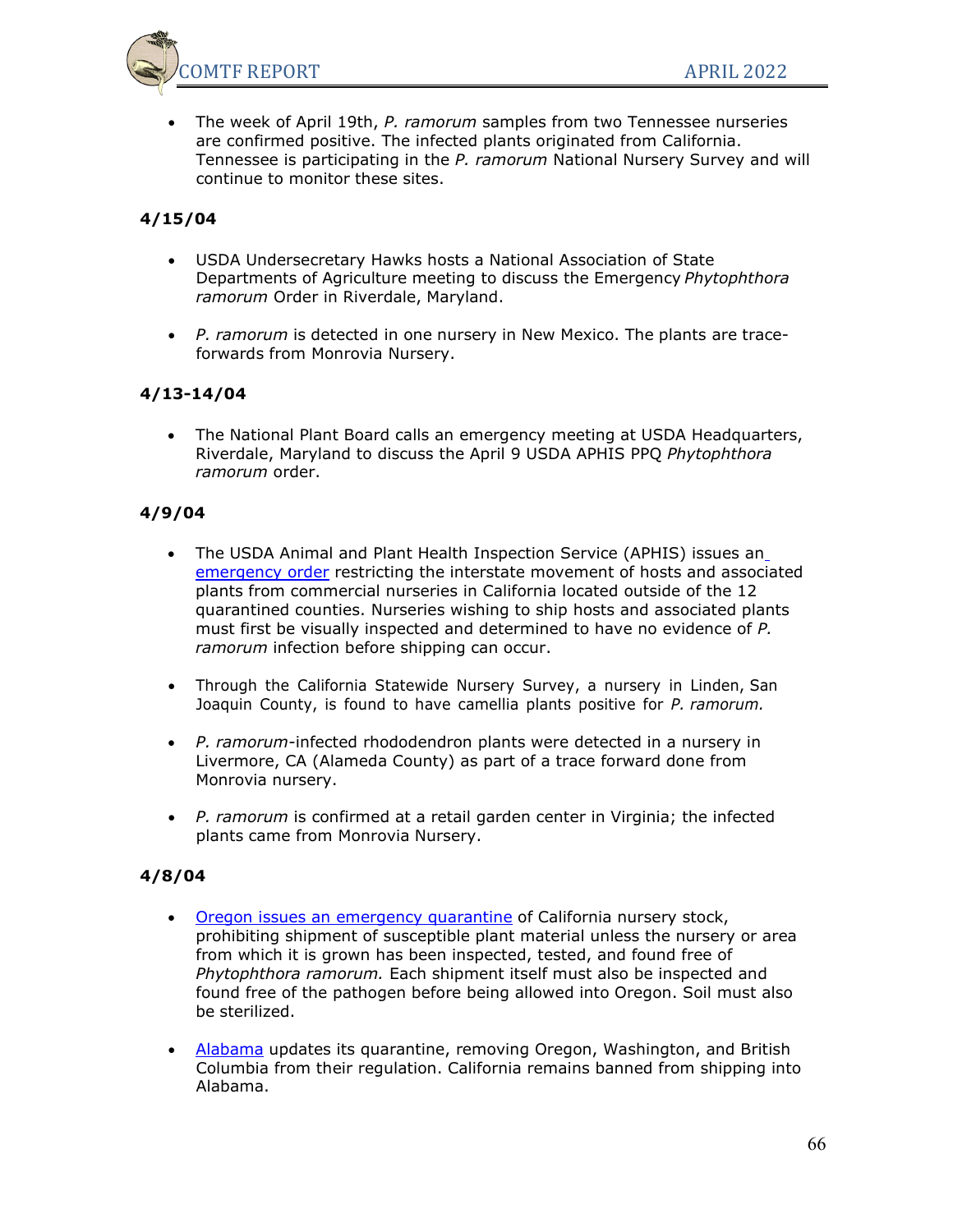- The week of April 19th, *P. ramorum* samples from two Tennessee nurseries are confirmed positive. The infected plants originated from California. Tennessee is participating in the *P. ramorum* National Nursery Survey and will continue to monitor these sites.

**4/15/04**

- USDA Undersecretary Hawks hosts a National Association of State Departments of Agriculture meeting to discuss the Emergency *Phytophthora ramorum* Order in Riverdale, Maryland.

- *P. ramorum* is detected in one nursery in New Mexico. The plants are trace-forwards from Monrovia Nursery.

**4/13-14/04**

- The National Plant Board calls an emergency meeting at USDA Headquarters, Riverdale, Maryland to discuss the April 9 USDA APHIS PPQ *Phytophthora ramorum* order.

**4/9/04**

- The USDA Animal and Plant Health Inspection Service (APHIS) issues an emergency order restricting the interstate movement of hosts and associated plants from commercial nurseries in California located outside of the 12 quarantined counties. Nurseries wishing to ship hosts and associated plants must first be visually inspected and determined to have no evidence of *P. ramorum* infection before shipping can occur.

- Through the California Statewide Nursery Survey, a nursery in Linden, San Joaquin County, is found to have camellia plants positive for *P. ramorum.*

- *P. ramorum*-infected rhododendron plants were detected in a nursery in Livermore, CA (Alameda County) as part of a trace forward done from Monrovia nursery.

- *P. ramorum* is confirmed at a retail garden center in Virginia; the infected plants came from Monrovia Nursery.

**4/8/04**

- Oregon issues an emergency quarantine of California nursery stock, prohibiting shipment of susceptible plant material unless the nursery or area from which it is grown has been inspected, tested, and found free of *Phytophthora ramorum.* Each shipment itself must also be inspected and found free of the pathogen before being allowed into Oregon. Soil must also be sterilized.

- Alabama updates its quarantine, removing Oregon, Washington, and British Columbia from their regulation. California remains banned from shipping into Alabama.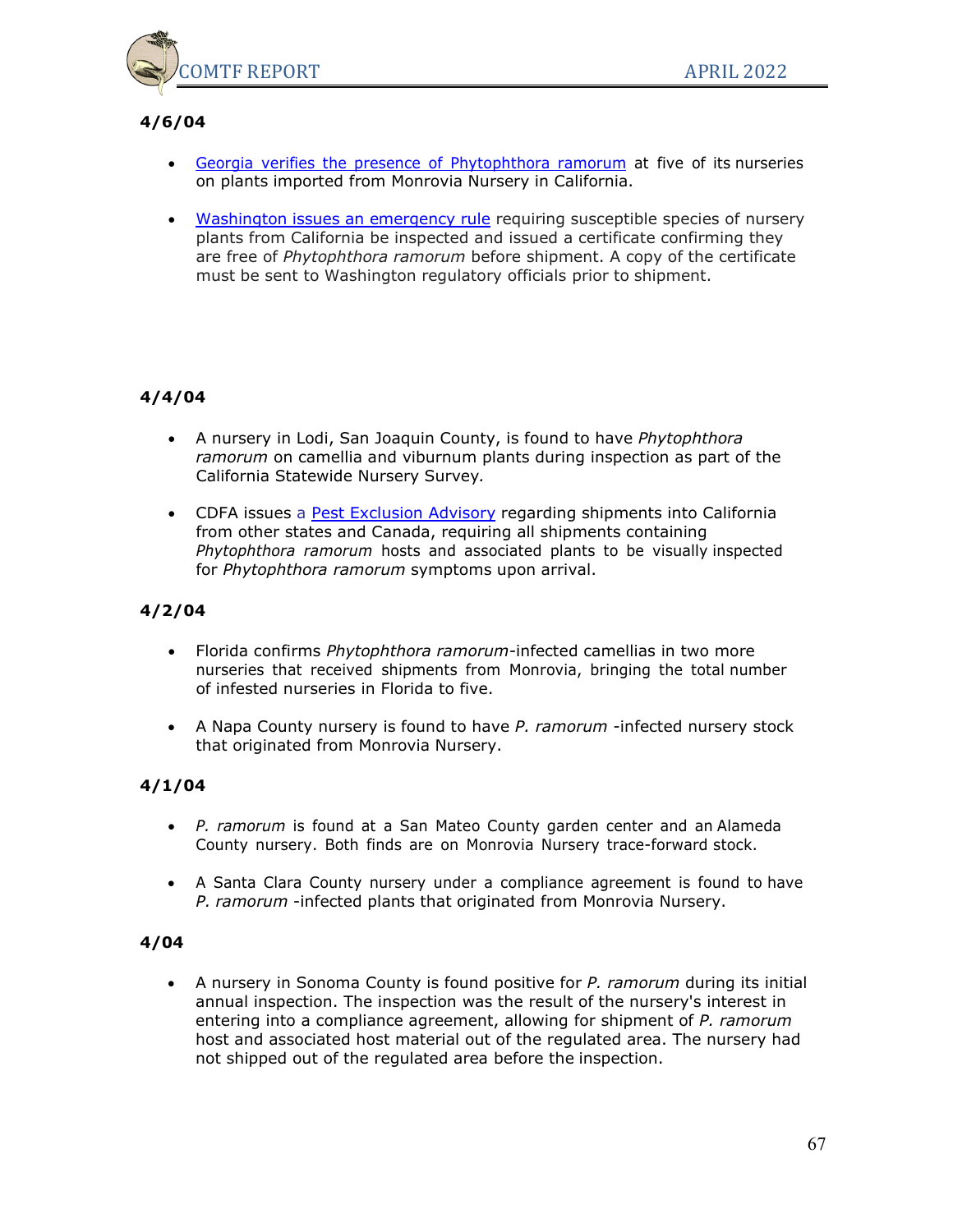**4/6/04**

- Georgia verifies the presence of Phytophthora ramorum at five of its nurseries on plants imported from Monrovia Nursery in California.
- Washington issues an emergency rule requiring susceptible species of nursery plants from California be inspected and issued a certificate confirming they are free of *Phytophthora ramorum* before shipment. A copy of the certificate must be sent to Washington regulatory officials prior to shipment.

**4/4/04**

- A nursery in Lodi, San Joaquin County, is found to have *Phytophthora ramorum* on camellia and viburnum plants during inspection as part of the California Statewide Nursery Survey.
- CDFA issues a Pest Exclusion Advisory regarding shipments into California from other states and Canada, requiring all shipments containing *Phytophthora ramorum* hosts and associated plants to be visually inspected for *Phytophthora ramorum* symptoms upon arrival.

**4/2/04**

- Florida confirms *Phytophthora ramorum*-infected camellias in two more nurseries that received shipments from Monrovia, bringing the total number of infested nurseries in Florida to five.
- A Napa County nursery is found to have *P. ramorum* -infected nursery stock that originated from Monrovia Nursery.

**4/1/04**

- *P. ramorum* is found at a San Mateo County garden center and an Alameda County nursery. Both finds are on Monrovia Nursery trace-forward stock.
- A Santa Clara County nursery under a compliance agreement is found to have *P. ramorum* -infected plants that originated from Monrovia Nursery.

**4/04**

- A nursery in Sonoma County is found positive for *P. ramorum* during its initial annual inspection. The inspection was the result of the nursery's interest in entering into a compliance agreement, allowing for shipment of *P. ramorum* host and associated host material out of the regulated area. The nursery had not shipped out of the regulated area before the inspection.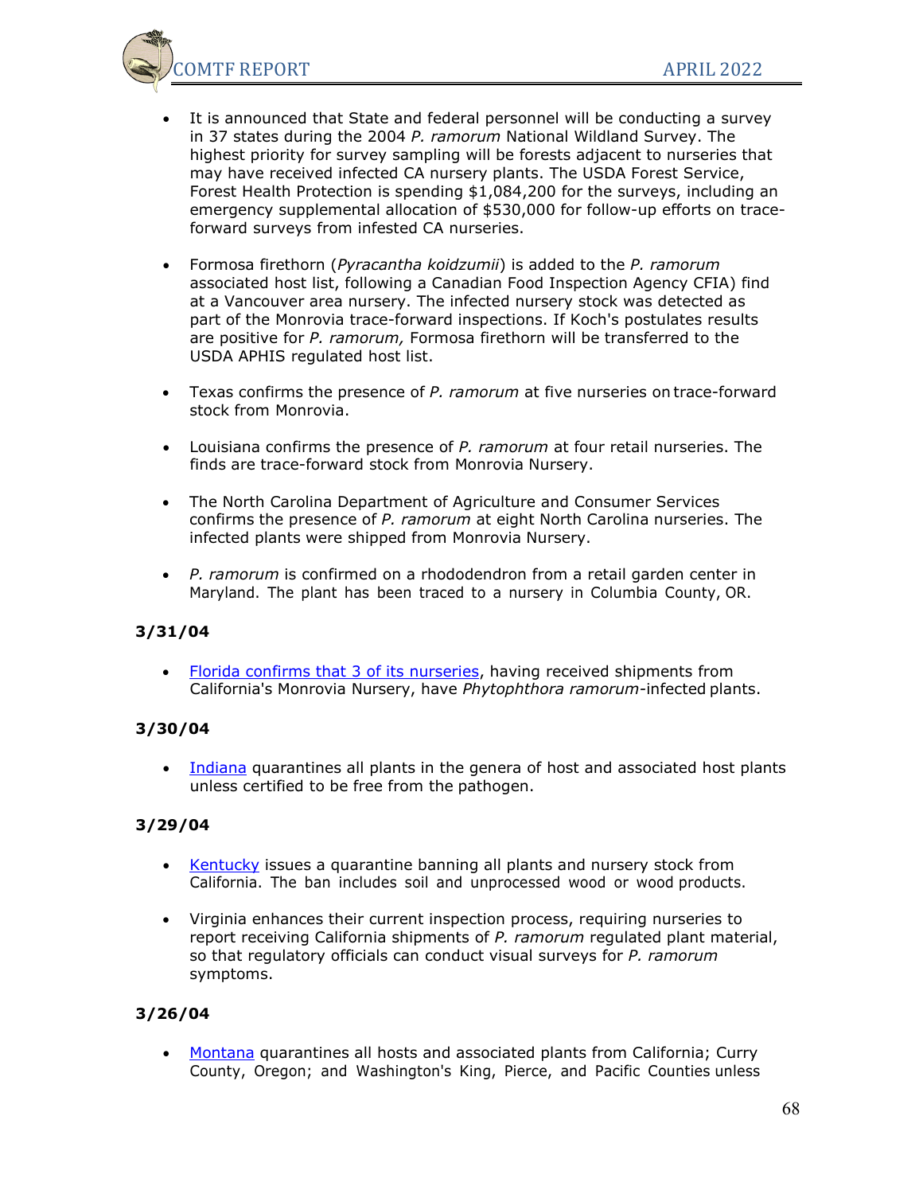- It is announced that State and federal personnel will be conducting a survey in 37 states during the 2004 *P. ramorum* National Wildland Survey. The highest priority for survey sampling will be forests adjacent to nurseries that may have received infected CA nursery plants. The USDA Forest Service, Forest Health Protection is spending $1,084,200 for the surveys, including an emergency supplemental allocation of $530,000 for follow-up efforts on trace-forward surveys from infested CA nurseries.

- Formosa firethorn (*Pyracantha koidzumii*) is added to the *P. ramorum* associated host list, following a Canadian Food Inspection Agency CFIA) find at a Vancouver area nursery. The infected nursery stock was detected as part of the Monrovia trace-forward inspections. If Koch's postulates results are positive for *P. ramorum,* Formosa firethorn will be transferred to the USDA APHIS regulated host list.

- Texas confirms the presence of *P. ramorum* at five nurseries on trace-forward stock from Monrovia.

- Louisiana confirms the presence of *P. ramorum* at four retail nurseries. The finds are trace-forward stock from Monrovia Nursery.

- The North Carolina Department of Agriculture and Consumer Services confirms the presence of *P. ramorum* at eight North Carolina nurseries. The infected plants were shipped from Monrovia Nursery.

- *P. ramorum* is confirmed on a rhododendron from a retail garden center in Maryland. The plant has been traced to a nursery in Columbia County, OR.

**3/31/04**

- Florida confirms that 3 of its nurseries, having received shipments from California's Monrovia Nursery, have *Phytophthora ramorum*-infected plants.

**3/30/04**

- Indiana quarantines all plants in the genera of host and associated host plants unless certified to be free from the pathogen.

**3/29/04**

- Kentucky issues a quarantine banning all plants and nursery stock from California. The ban includes soil and unprocessed wood or wood products.

- Virginia enhances their current inspection process, requiring nurseries to report receiving California shipments of *P. ramorum* regulated plant material, so that regulatory officials can conduct visual surveys for *P. ramorum* symptoms.

**3/26/04**

- Montana quarantines all hosts and associated plants from California; Curry County, Oregon; and Washington's King, Pierce, and Pacific Counties unless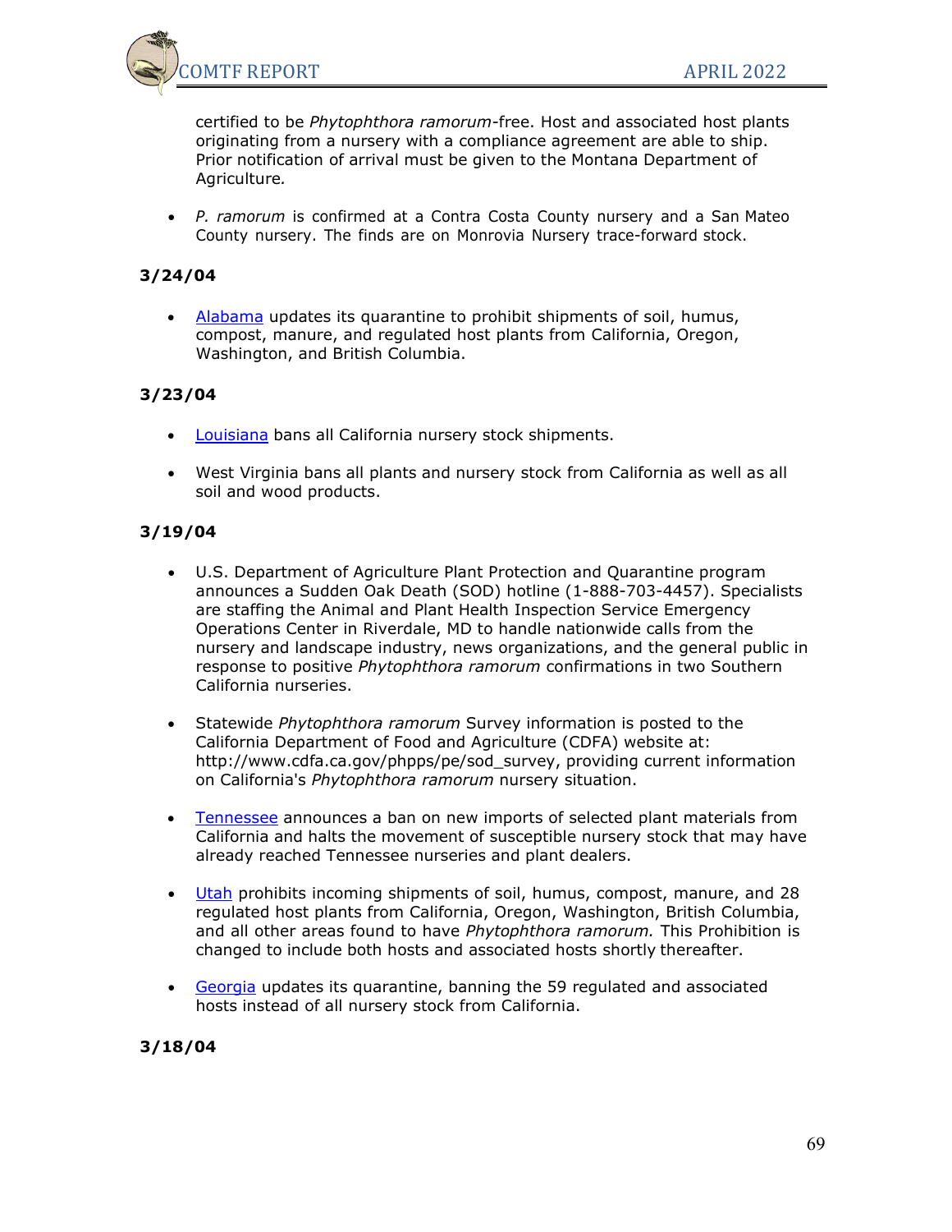certified to be *Phytophthora ramorum*-free. Host and associated host plants originating from a nursery with a compliance agreement are able to ship. Prior notification of arrival must be given to the Montana Department of Agriculture*.*

- *P. ramorum* is confirmed at a Contra Costa County nursery and a San Mateo County nursery. The finds are on Monrovia Nursery trace-forward stock.

**3/24/04**

- Alabama updates its quarantine to prohibit shipments of soil, humus, compost, manure, and regulated host plants from California, Oregon, Washington, and British Columbia.

**3/23/04**

- Louisiana bans all California nursery stock shipments.
- West Virginia bans all plants and nursery stock from California as well as all soil and wood products.

**3/19/04**

- U.S. Department of Agriculture Plant Protection and Quarantine program announces a Sudden Oak Death (SOD) hotline (1-888-703-4457). Specialists are staffing the Animal and Plant Health Inspection Service Emergency Operations Center in Riverdale, MD to handle nationwide calls from the nursery and landscape industry, news organizations, and the general public in response to positive *Phytophthora ramorum* confirmations in two Southern California nurseries.
- Statewide *Phytophthora ramorum* Survey information is posted to the California Department of Food and Agriculture (CDFA) website at: http://www.cdfa.ca.gov/phpps/pe/sod_survey, providing current information on California's *Phytophthora ramorum* nursery situation.
- Tennessee announces a ban on new imports of selected plant materials from California and halts the movement of susceptible nursery stock that may have already reached Tennessee nurseries and plant dealers.
- Utah prohibits incoming shipments of soil, humus, compost, manure, and 28 regulated host plants from California, Oregon, Washington, British Columbia, and all other areas found to have *Phytophthora ramorum.* This Prohibition is changed to include both hosts and associated hosts shortly thereafter.
- Georgia updates its quarantine, banning the 59 regulated and associated hosts instead of all nursery stock from California.

**3/18/04**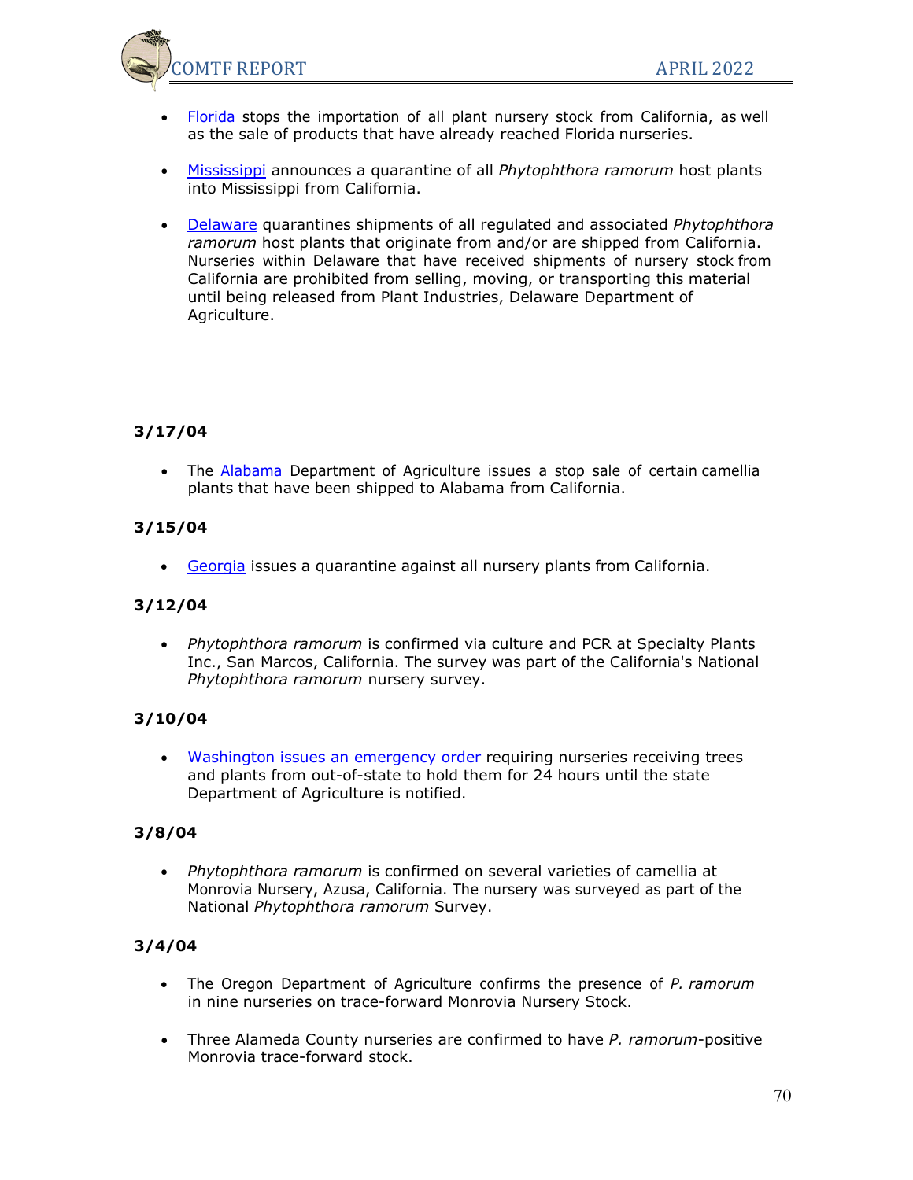- [Florida](#) stops the importation of all plant nursery stock from California, as well as the sale of products that have already reached Florida nurseries.

- [Mississippi](#) announces a quarantine of all *Phytophthora ramorum* host plants into Mississippi from California.

- [Delaware](#) quarantines shipments of all regulated and associated *Phytophthora ramorum* host plants that originate from and/or are shipped from California. Nurseries within Delaware that have received shipments of nursery stock from California are prohibited from selling, moving, or transporting this material until being released from Plant Industries, Delaware Department of Agriculture.

**3/17/04**

- The [Alabama](#) Department of Agriculture issues a stop sale of certain camellia plants that have been shipped to Alabama from California.

**3/15/04**

- [Georgia](#) issues a quarantine against all nursery plants from California.

**3/12/04**

- *Phytophthora ramorum* is confirmed via culture and PCR at Specialty Plants Inc., San Marcos, California. The survey was part of the California's National *Phytophthora ramorum* nursery survey.

**3/10/04**

- [Washington issues an emergency order](#) requiring nurseries receiving trees and plants from out-of-state to hold them for 24 hours until the state Department of Agriculture is notified.

**3/8/04**

- *Phytophthora ramorum* is confirmed on several varieties of camellia at Monrovia Nursery, Azusa, California. The nursery was surveyed as part of the National *Phytophthora ramorum* Survey.

**3/4/04**

- The Oregon Department of Agriculture confirms the presence of *P. ramorum* in nine nurseries on trace-forward Monrovia Nursery Stock.

- Three Alameda County nurseries are confirmed to have *P. ramorum*-positive Monrovia trace-forward stock.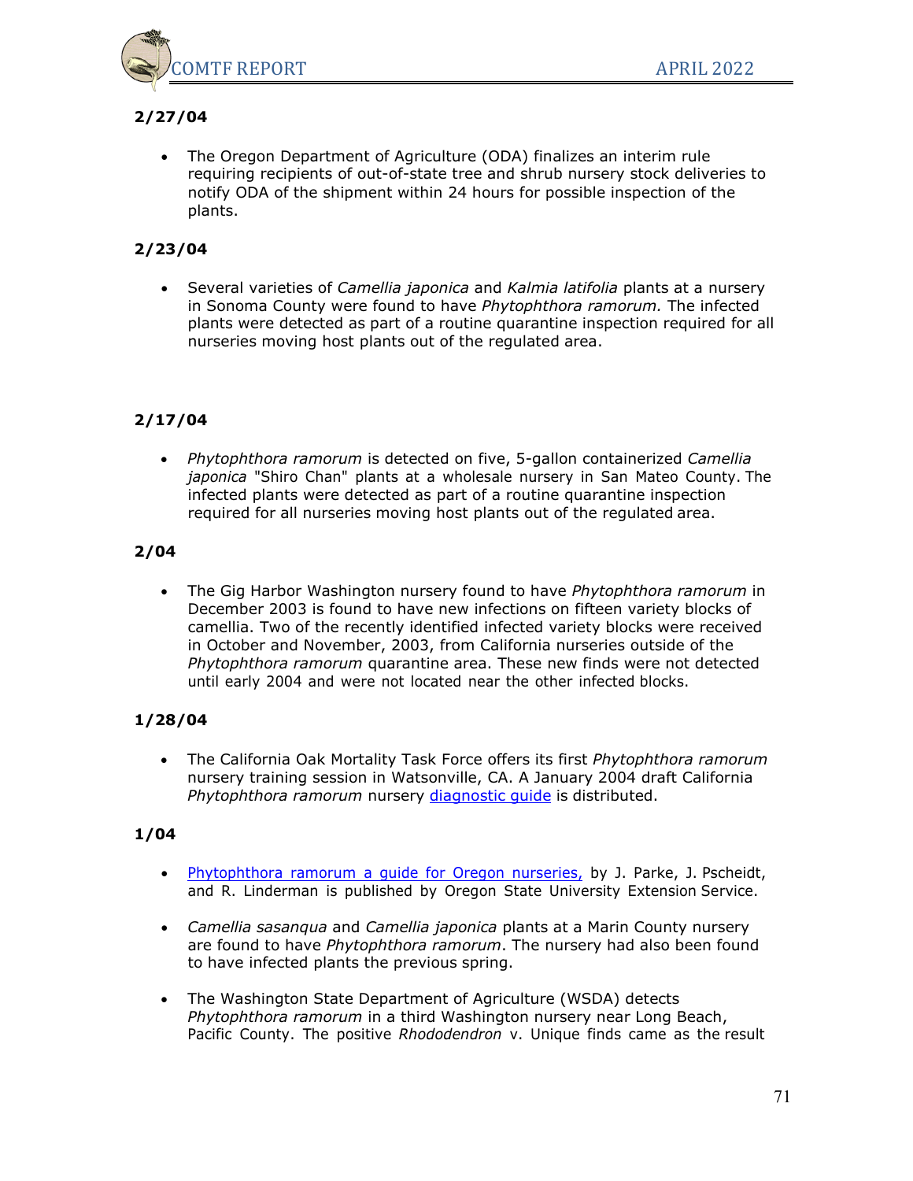**2/27/04**

- The Oregon Department of Agriculture (ODA) finalizes an interim rule requiring recipients of out-of-state tree and shrub nursery stock deliveries to notify ODA of the shipment within 24 hours for possible inspection of the plants.

**2/23/04**

- Several varieties of *Camellia japonica* and *Kalmia latifolia* plants at a nursery in Sonoma County were found to have *Phytophthora ramorum.* The infected plants were detected as part of a routine quarantine inspection required for all nurseries moving host plants out of the regulated area.

**2/17/04**

- *Phytophthora ramorum* is detected on five, 5-gallon containerized *Camellia japonica* "Shiro Chan" plants at a wholesale nursery in San Mateo County. The infected plants were detected as part of a routine quarantine inspection required for all nurseries moving host plants out of the regulated area.

**2/04**

- The Gig Harbor Washington nursery found to have *Phytophthora ramorum* in December 2003 is found to have new infections on fifteen variety blocks of camellia. Two of the recently identified infected variety blocks were received in October and November, 2003, from California nurseries outside of the *Phytophthora ramorum* quarantine area. These new finds were not detected until early 2004 and were not located near the other infected blocks.

**1/28/04**

- The California Oak Mortality Task Force offers its first *Phytophthora ramorum* nursery training session in Watsonville, CA. A January 2004 draft California *Phytophthora ramorum* nursery diagnostic guide is distributed.

**1/04**

- Phytophthora ramorum a guide for Oregon nurseries, by J. Parke, J. Pscheidt, and R. Linderman is published by Oregon State University Extension Service.

- *Camellia sasanqua* and *Camellia japonica* plants at a Marin County nursery are found to have *Phytophthora ramorum*. The nursery had also been found to have infected plants the previous spring.

- The Washington State Department of Agriculture (WSDA) detects *Phytophthora ramorum* in a third Washington nursery near Long Beach, Pacific County. The positive *Rhododendron* v. Unique finds came as the result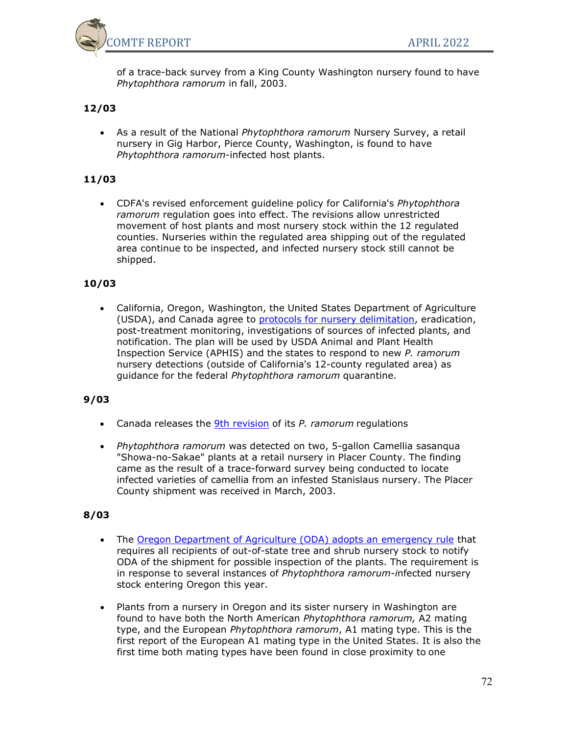of a trace-back survey from a King County Washington nursery found to have *Phytophthora ramorum* in fall, 2003.

**12/03**

- As a result of the National *Phytophthora ramorum* Nursery Survey, a retail nursery in Gig Harbor, Pierce County, Washington, is found to have *Phytophthora ramorum*-infected host plants.

**11/03**

- CDFA's revised enforcement guideline policy for California's *Phytophthora ramorum* regulation goes into effect. The revisions allow unrestricted movement of host plants and most nursery stock within the 12 regulated counties. Nurseries within the regulated area shipping out of the regulated area continue to be inspected, and infected nursery stock still cannot be shipped.

**10/03**

- California, Oregon, Washington, the United States Department of Agriculture (USDA), and Canada agree to protocols for nursery delimitation, eradication, post-treatment monitoring, investigations of sources of infected plants, and notification. The plan will be used by USDA Animal and Plant Health Inspection Service (APHIS) and the states to respond to new *P. ramorum* nursery detections (outside of California's 12-county regulated area) as guidance for the federal *Phytophthora ramorum* quarantine.

**9/03**

- Canada releases the 9th revision of its *P. ramorum* regulations
- *Phytophthora ramorum* was detected on two, 5-gallon Camellia sasanqua "Showa-no-Sakae" plants at a retail nursery in Placer County. The finding came as the result of a trace-forward survey being conducted to locate infected varieties of camellia from an infested Stanislaus nursery. The Placer County shipment was received in March, 2003.

**8/03**

- The Oregon Department of Agriculture (ODA) adopts an emergency rule that requires all recipients of out-of-state tree and shrub nursery stock to notify ODA of the shipment for possible inspection of the plants. The requirement is in response to several instances of *Phytophthora ramorum-i*nfected nursery stock entering Oregon this year.
- Plants from a nursery in Oregon and its sister nursery in Washington are found to have both the North American *Phytophthora ramorum,* A2 mating type, and the European *Phytophthora ramorum*, A1 mating type. This is the first report of the European A1 mating type in the United States. It is also the first time both mating types have been found in close proximity to one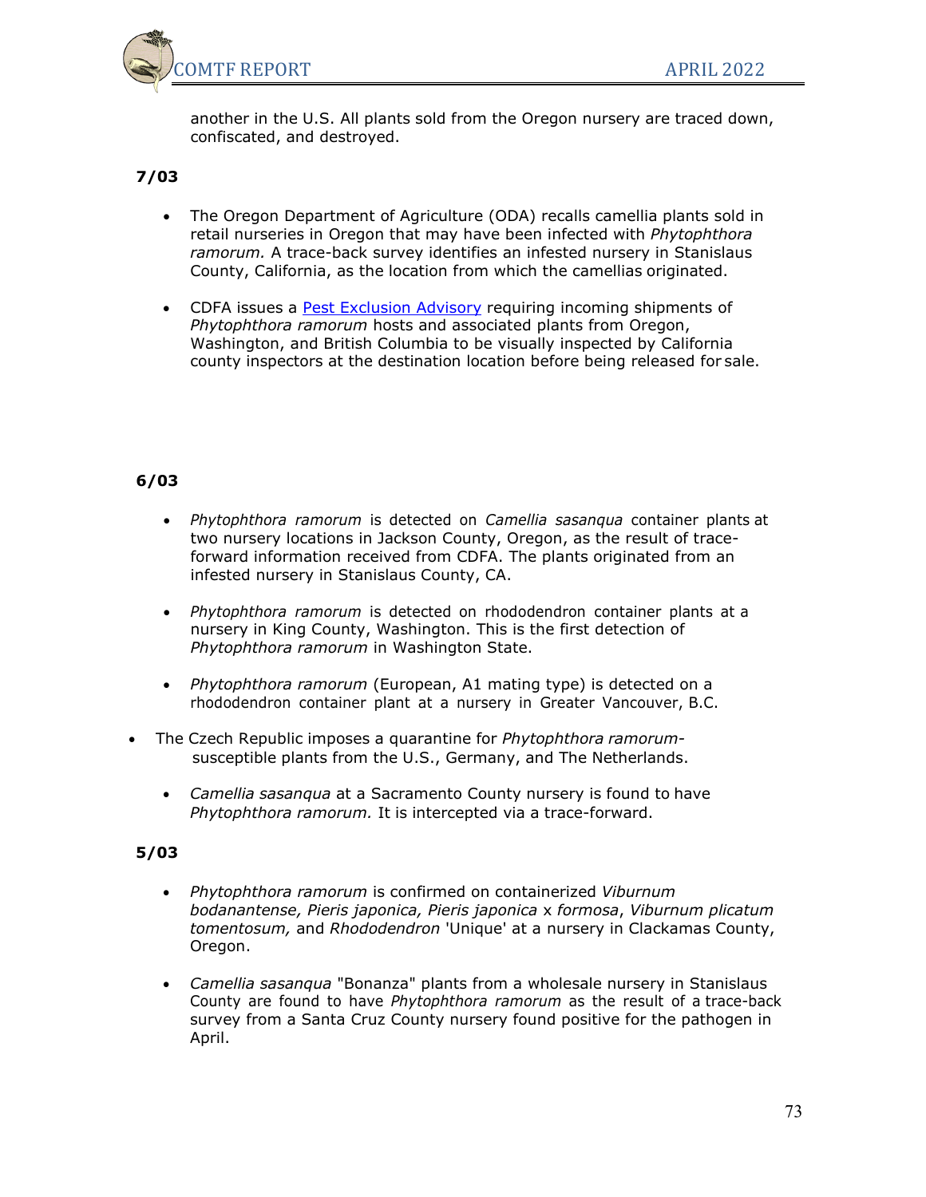another in the U.S. All plants sold from the Oregon nursery are traced down, confiscated, and destroyed.

**7/03**

- The Oregon Department of Agriculture (ODA) recalls camellia plants sold in retail nurseries in Oregon that may have been infected with *Phytophthora ramorum.* A trace-back survey identifies an infested nursery in Stanislaus County, California, as the location from which the camellias originated.
- CDFA issues a Pest Exclusion Advisory requiring incoming shipments of *Phytophthora ramorum* hosts and associated plants from Oregon, Washington, and British Columbia to be visually inspected by California county inspectors at the destination location before being released for sale.

**6/03**

- *Phytophthora ramorum* is detected on *Camellia sasanqua* container plants at two nursery locations in Jackson County, Oregon, as the result of trace-forward information received from CDFA. The plants originated from an infested nursery in Stanislaus County, CA.
- *Phytophthora ramorum* is detected on rhododendron container plants at a nursery in King County, Washington. This is the first detection of *Phytophthora ramorum* in Washington State.
- *Phytophthora ramorum* (European, A1 mating type) is detected on a rhododendron container plant at a nursery in Greater Vancouver, B.C.
- The Czech Republic imposes a quarantine for *Phytophthora ramorum*-susceptible plants from the U.S., Germany, and The Netherlands.
- *Camellia sasanqua* at a Sacramento County nursery is found to have *Phytophthora ramorum.* It is intercepted via a trace-forward.

**5/03**

- *Phytophthora ramorum* is confirmed on containerized *Viburnum bodanantense, Pieris japonica, Pieris japonica* x *formosa*, *Viburnum plicatum tomentosum,* and *Rhododendron* 'Unique' at a nursery in Clackamas County, Oregon.
- *Camellia sasanqua* "Bonanza" plants from a wholesale nursery in Stanislaus County are found to have *Phytophthora ramorum* as the result of a trace-back survey from a Santa Cruz County nursery found positive for the pathogen in April.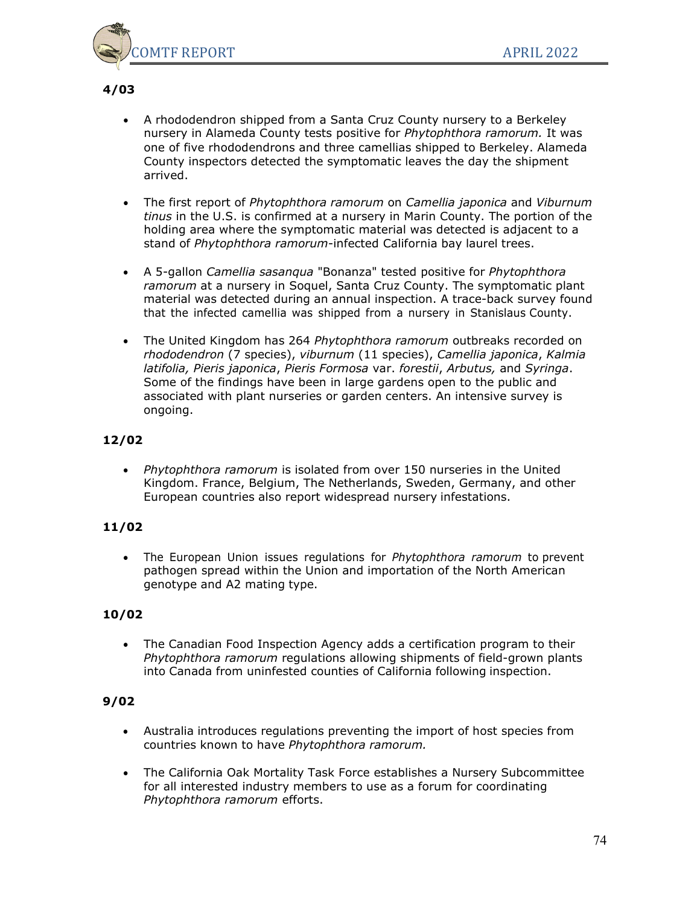**4/03**

- A rhododendron shipped from a Santa Cruz County nursery to a Berkeley nursery in Alameda County tests positive for *Phytophthora ramorum.* It was one of five rhododendrons and three camellias shipped to Berkeley. Alameda County inspectors detected the symptomatic leaves the day the shipment arrived.

- The first report of *Phytophthora ramorum* on *Camellia japonica* and *Viburnum tinus* in the U.S. is confirmed at a nursery in Marin County. The portion of the holding area where the symptomatic material was detected is adjacent to a stand of *Phytophthora ramorum*-infected California bay laurel trees.

- A 5-gallon *Camellia sasanqua* "Bonanza" tested positive for *Phytophthora ramorum* at a nursery in Soquel, Santa Cruz County. The symptomatic plant material was detected during an annual inspection. A trace-back survey found that the infected camellia was shipped from a nursery in Stanislaus County.

- The United Kingdom has 264 *Phytophthora ramorum* outbreaks recorded on *rhododendron* (7 species), *viburnum* (11 species), *Camellia japonica*, *Kalmia latifolia, Pieris japonica*, *Pieris Formosa* var. *forestii*, *Arbutus,* and *Syringa*. Some of the findings have been in large gardens open to the public and associated with plant nurseries or garden centers. An intensive survey is ongoing.

**12/02**

- *Phytophthora ramorum* is isolated from over 150 nurseries in the United Kingdom. France, Belgium, The Netherlands, Sweden, Germany, and other European countries also report widespread nursery infestations.

**11/02**

- The European Union issues regulations for *Phytophthora ramorum* to prevent pathogen spread within the Union and importation of the North American genotype and A2 mating type.

**10/02**

- The Canadian Food Inspection Agency adds a certification program to their *Phytophthora ramorum* regulations allowing shipments of field-grown plants into Canada from uninfested counties of California following inspection.

**9/02**

- Australia introduces regulations preventing the import of host species from countries known to have *Phytophthora ramorum.*

- The California Oak Mortality Task Force establishes a Nursery Subcommittee for all interested industry members to use as a forum for coordinating *Phytophthora ramorum* efforts.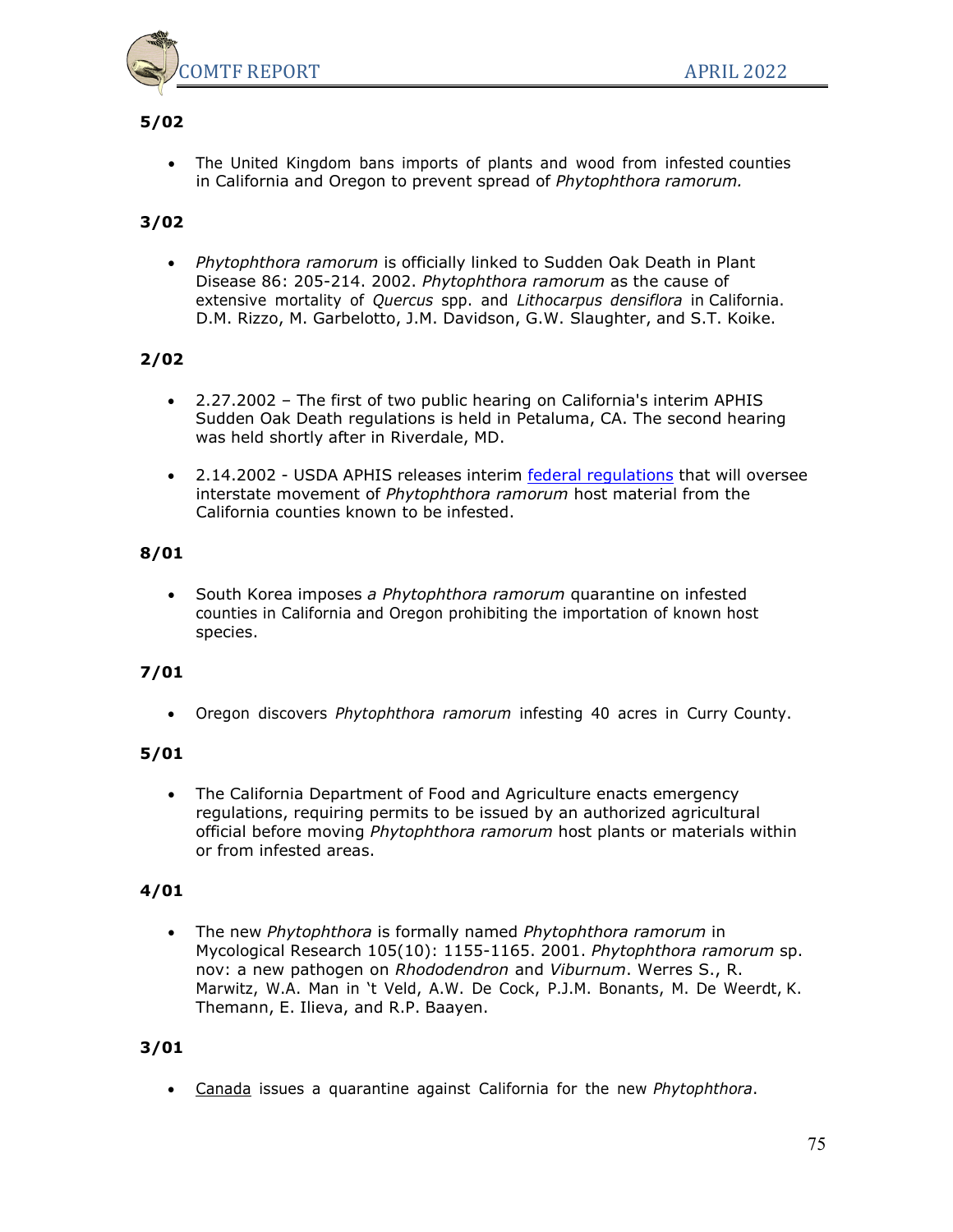**5/02**

- The United Kingdom bans imports of plants and wood from infested counties in California and Oregon to prevent spread of *Phytophthora ramorum.*

**3/02**

- *Phytophthora ramorum* is officially linked to Sudden Oak Death in Plant Disease 86: 205-214. 2002. *Phytophthora ramorum* as the cause of extensive mortality of *Quercus* spp. and *Lithocarpus densiflora* in California. D.M. Rizzo, M. Garbelotto, J.M. Davidson, G.W. Slaughter, and S.T. Koike.

**2/02**

- 2.27.2002 – The first of two public hearing on California's interim APHIS Sudden Oak Death regulations is held in Petaluma, CA. The second hearing was held shortly after in Riverdale, MD.

- 2.14.2002 - USDA APHIS releases interim federal regulations that will oversee interstate movement of *Phytophthora ramorum* host material from the California counties known to be infested.

**8/01**

- South Korea imposes *a Phytophthora ramorum* quarantine on infested counties in California and Oregon prohibiting the importation of known host species.

**7/01**

- Oregon discovers *Phytophthora ramorum* infesting 40 acres in Curry County.

**5/01**

- The California Department of Food and Agriculture enacts emergency regulations, requiring permits to be issued by an authorized agricultural official before moving *Phytophthora ramorum* host plants or materials within or from infested areas.

**4/01**

- The new *Phytophthora* is formally named *Phytophthora ramorum* in Mycological Research 105(10): 1155-1165. 2001. *Phytophthora ramorum* sp. nov: a new pathogen on *Rhododendron* and *Viburnum*. Werres S., R. Marwitz, W.A. Man in 't Veld, A.W. De Cock, P.J.M. Bonants, M. De Weerdt, K. Themann, E. Ilieva, and R.P. Baayen.

**3/01**

- Canada issues a quarantine against California for the new *Phytophthora*.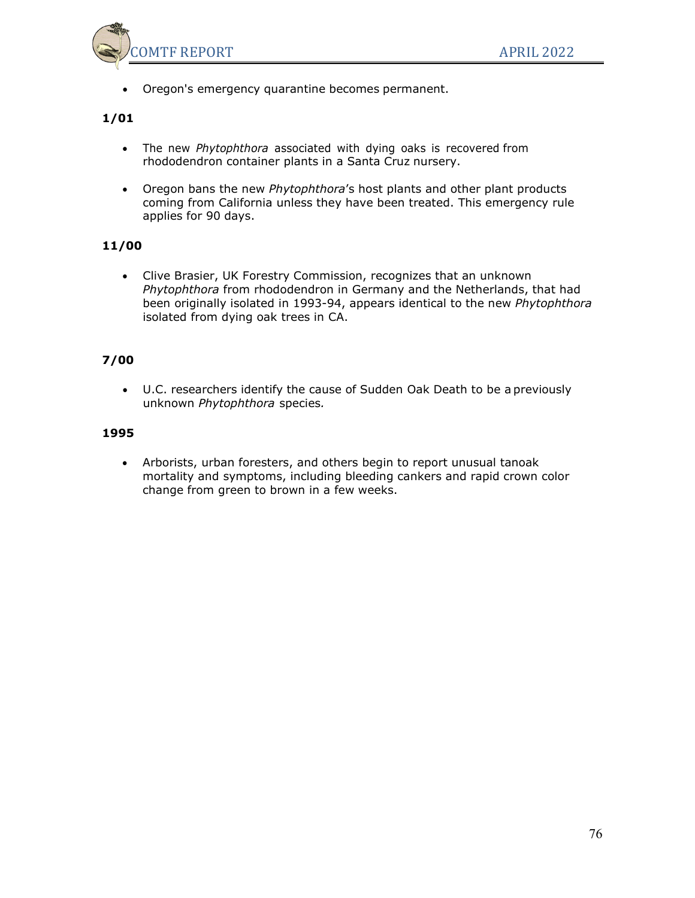- Oregon's emergency quarantine becomes permanent.

**1/01**

- The new *Phytophthora* associated with dying oaks is recovered from rhododendron container plants in a Santa Cruz nursery.

- Oregon bans the new *Phytophthora*'s host plants and other plant products coming from California unless they have been treated. This emergency rule applies for 90 days.

**11/00**

- Clive Brasier, UK Forestry Commission, recognizes that an unknown *Phytophthora* from rhododendron in Germany and the Netherlands, that had been originally isolated in 1993-94, appears identical to the new *Phytophthora* isolated from dying oak trees in CA.

**7/00**

- U.C. researchers identify the cause of Sudden Oak Death to be a previously unknown *Phytophthora* species.

**1995**

- Arborists, urban foresters, and others begin to report unusual tanoak mortality and symptoms, including bleeding cankers and rapid crown color change from green to brown in a few weeks.